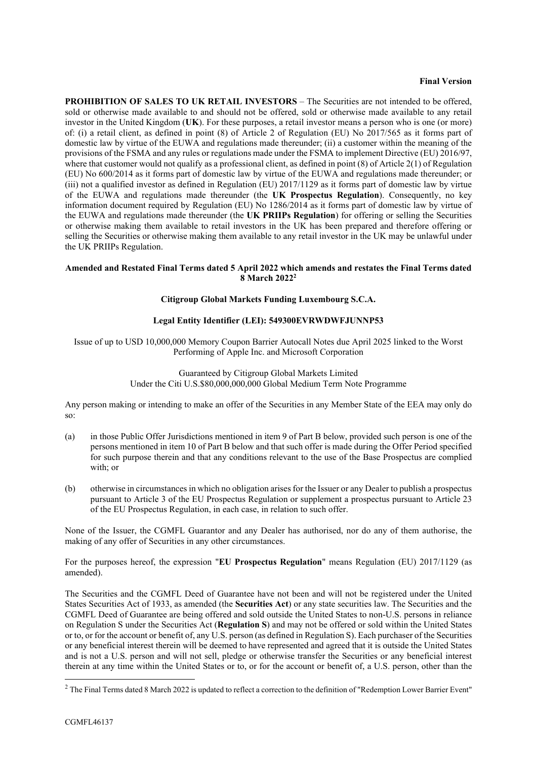**Final Version**

**PROHIBITION OF SALES TO UK RETAIL INVESTORS** – The Securities are not intended to be offered, sold or otherwise made available to and should not be offered, sold or otherwise made available to any retail investor in the United Kingdom (**UK**). For these purposes, a retail investor means a person who is one (or more) of: (i) a retail client, as defined in point (8) of Article 2 of Regulation (EU) No 2017/565 as it forms part of domestic law by virtue of the EUWA and regulations made thereunder; (ii) a customer within the meaning of the provisions of the FSMA and any rules or regulations made under the FSMA to implement Directive (EU) 2016/97, where that customer would not qualify as a professional client, as defined in point (8) of Article 2(1) of Regulation (EU) No 600/2014 as it forms part of domestic law by virtue of the EUWA and regulations made thereunder; or (iii) not a qualified investor as defined in Regulation (EU) 2017/1129 as it forms part of domestic law by virtue of the EUWA and regulations made thereunder (the **UK Prospectus Regulation**). Consequently, no key information document required by Regulation (EU) No 1286/2014 as it forms part of domestic law by virtue of the EUWA and regulations made thereunder (the **UK PRIIPs Regulation**) for offering or selling the Securities or otherwise making them available to retail investors in the UK has been prepared and therefore offering or selling the Securities or otherwise making them available to any retail investor in the UK may be unlawful under the UK PRIIPs Regulation.

**Amended and Restated Final Terms dated 5 April 2022 which amends and restates the Final Terms dated 8 March 2022[2]**

**Citigroup Global Markets Funding Luxembourg S.C.A.**

**Legal Entity Identifier (LEI): 549300EVRWDWFJUNNP53**

Issue of up to USD 10,000,000 Memory Coupon Barrier Autocall Notes due April 2025 linked to the Worst Performing of Apple Inc. and Microsoft Corporation

Guaranteed by Citigroup Global Markets Limited
Under the Citi U.S.$80,000,000,000 Global Medium Term Note Programme

Any person making or intending to make an offer of the Securities in any Member State of the EEA may only do so:

(a) in those Public Offer Jurisdictions mentioned in item 9 of Part B below, provided such person is one of the persons mentioned in item 10 of Part B below and that such offer is made during the Offer Period specified for such purpose therein and that any conditions relevant to the use of the Base Prospectus are complied with; or

(b) otherwise in circumstances in which no obligation arises for the Issuer or any Dealer to publish a prospectus pursuant to Article 3 of the EU Prospectus Regulation or supplement a prospectus pursuant to Article 23 of the EU Prospectus Regulation, in each case, in relation to such offer.

None of the Issuer, the CGMFL Guarantor and any Dealer has authorised, nor do any of them authorise, the making of any offer of Securities in any other circumstances.

For the purposes hereof, the expression "**EU Prospectus Regulation**" means Regulation (EU) 2017/1129 (as amended).

The Securities and the CGMFL Deed of Guarantee have not been and will not be registered under the United States Securities Act of 1933, as amended (the **Securities Act**) or any state securities law. The Securities and the CGMFL Deed of Guarantee are being offered and sold outside the United States to non-U.S. persons in reliance on Regulation S under the Securities Act (**Regulation S**) and may not be offered or sold within the United States or to, or for the account or benefit of, any U.S. person (as defined in Regulation S). Each purchaser of the Securities or any beneficial interest therein will be deemed to have represented and agreed that it is outside the United States and is not a U.S. person and will not sell, pledge or otherwise transfer the Securities or any beneficial interest therein at any time within the United States or to, or for the account or benefit of, a U.S. person, other than the

[2] The Final Terms dated 8 March 2022 is updated to reflect a correction to the definition of "Redemption Lower Barrier Event"

CGMFL46137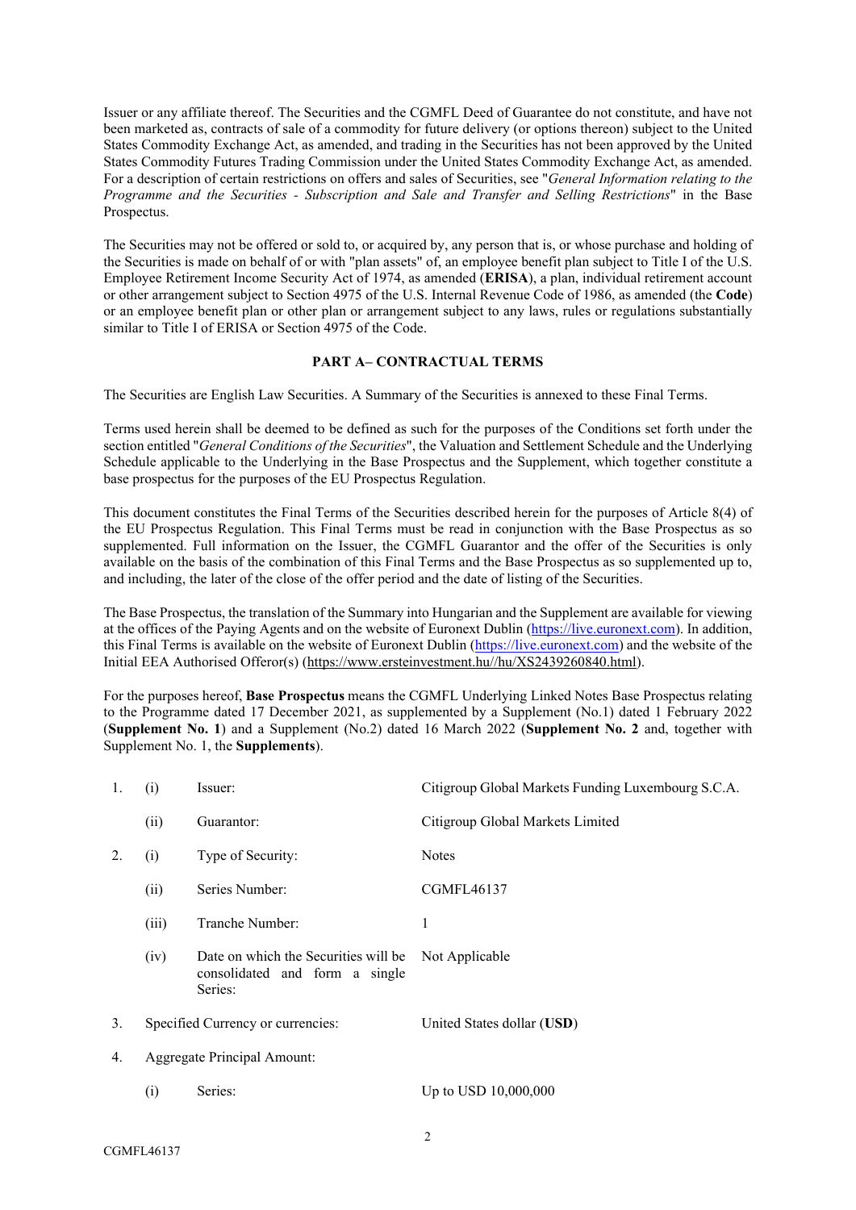Issuer or any affiliate thereof. The Securities and the CGMFL Deed of Guarantee do not constitute, and have not been marketed as, contracts of sale of a commodity for future delivery (or options thereon) subject to the United States Commodity Exchange Act, as amended, and trading in the Securities has not been approved by the United States Commodity Futures Trading Commission under the United States Commodity Exchange Act, as amended. For a description of certain restrictions on offers and sales of Securities, see "*General Information relating to the Programme and the Securities - Subscription and Sale and Transfer and Selling Restrictions*" in the Base Prospectus.

The Securities may not be offered or sold to, or acquired by, any person that is, or whose purchase and holding of the Securities is made on behalf of or with "plan assets" of, an employee benefit plan subject to Title I of the U.S. Employee Retirement Income Security Act of 1974, as amended (**ERISA**), a plan, individual retirement account or other arrangement subject to Section 4975 of the U.S. Internal Revenue Code of 1986, as amended (the **Code**) or an employee benefit plan or other plan or arrangement subject to any laws, rules or regulations substantially similar to Title I of ERISA or Section 4975 of the Code.

## PART A– CONTRACTUAL TERMS

The Securities are English Law Securities. A Summary of the Securities is annexed to these Final Terms.

Terms used herein shall be deemed to be defined as such for the purposes of the Conditions set forth under the section entitled "*General Conditions of the Securities*", the Valuation and Settlement Schedule and the Underlying Schedule applicable to the Underlying in the Base Prospectus and the Supplement, which together constitute a base prospectus for the purposes of the EU Prospectus Regulation.

This document constitutes the Final Terms of the Securities described herein for the purposes of Article 8(4) of the EU Prospectus Regulation. This Final Terms must be read in conjunction with the Base Prospectus as so supplemented. Full information on the Issuer, the CGMFL Guarantor and the offer of the Securities is only available on the basis of the combination of this Final Terms and the Base Prospectus as so supplemented up to, and including, the later of the close of the offer period and the date of listing of the Securities.

The Base Prospectus, the translation of the Summary into Hungarian and the Supplement are available for viewing at the offices of the Paying Agents and on the website of Euronext Dublin (https://live.euronext.com). In addition, this Final Terms is available on the website of Euronext Dublin (https://live.euronext.com) and the website of the Initial EEA Authorised Offeror(s) (https://www.ersteinvestment.hu//hu/XS2439260840.html).

For the purposes hereof, **Base Prospectus** means the CGMFL Underlying Linked Notes Base Prospectus relating to the Programme dated 17 December 2021, as supplemented by a Supplement (No.1) dated 1 February 2022 (**Supplement No. 1**) and a Supplement (No.2) dated 16 March 2022 (**Supplement No. 2** and, together with Supplement No. 1, the **Supplements**).

| | | | |
|---|---|---|---|
| 1. | (i) | Issuer: | Citigroup Global Markets Funding Luxembourg S.C.A. |
| | (ii) | Guarantor: | Citigroup Global Markets Limited |
| 2. | (i) | Type of Security: | Notes |
| | (ii) | Series Number: | CGMFL46137 |
| | (iii) | Tranche Number: | 1 |
| | (iv) | Date on which the Securities will be consolidated and form a single Series: | Not Applicable |
| 3. | Specified Currency or currencies: | | United States dollar (**USD**) |
| 4. | Aggregate Principal Amount: | | |
| | (i) | Series: | Up to USD 10,000,000 |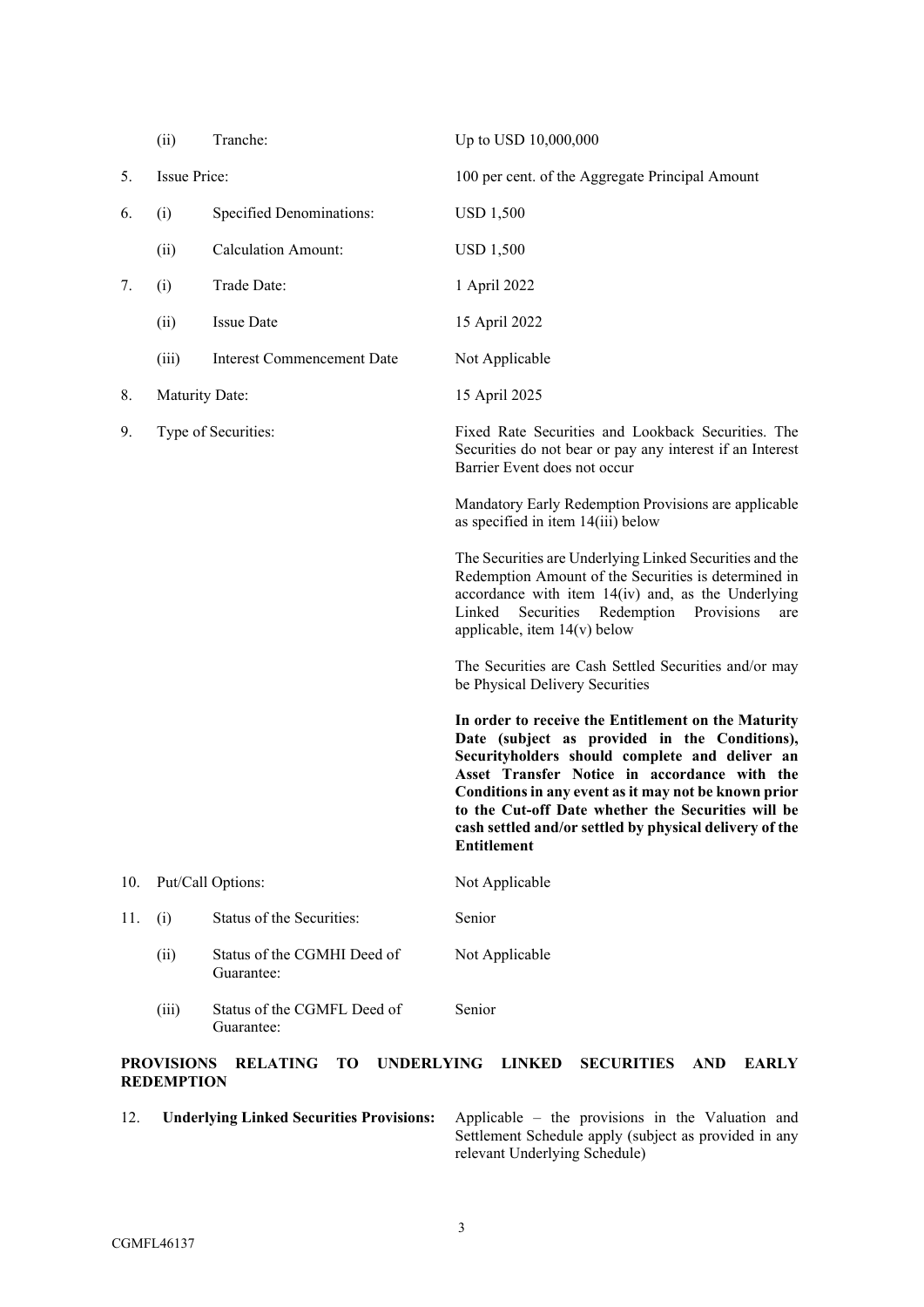| | | | |
|---|---|---|---|
| | (ii) | Tranche: | Up to USD 10,000,000 |
| 5. | Issue Price: | | 100 per cent. of the Aggregate Principal Amount |
| 6. | (i) | Specified Denominations: | USD 1,500 |
| | (ii) | Calculation Amount: | USD 1,500 |
| 7. | (i) | Trade Date: | 1 April 2022 |
| | (ii) | Issue Date | 15 April 2022 |
| | (iii) | Interest Commencement Date | Not Applicable |
| 8. | Maturity Date: | | 15 April 2025 |
| 9. | Type of Securities: | | Fixed Rate Securities and Lookback Securities. The Securities do not bear or pay any interest if an Interest Barrier Event does not occur<br><br>Mandatory Early Redemption Provisions are applicable as specified in item 14(iii) below<br><br>The Securities are Underlying Linked Securities and the Redemption Amount of the Securities is determined in accordance with item 14(iv) and, as the Underlying Linked Securities Redemption Provisions are applicable, item 14(v) below<br><br>The Securities are Cash Settled Securities and/or may be Physical Delivery Securities<br><br>**In order to receive the Entitlement on the Maturity Date (subject as provided in the Conditions), Securityholders should complete and deliver an Asset Transfer Notice in accordance with the Conditions in any event as it may not be known prior to the Cut-off Date whether the Securities will be cash settled and/or settled by physical delivery of the Entitlement** |
| 10. | Put/Call Options: | | Not Applicable |
| 11. | (i) | Status of the Securities: | Senior |
| | (ii) | Status of the CGMHI Deed of Guarantee: | Not Applicable |
| | (iii) | Status of the CGMFL Deed of Guarantee: | Senior |

**PROVISIONS RELATING TO UNDERLYING LINKED SECURITIES AND EARLY REDEMPTION**

| | | |
|---|---|---|
| 12. | **Underlying Linked Securities Provisions:** | Applicable – the provisions in the Valuation and Settlement Schedule apply (subject as provided in any relevant Underlying Schedule) |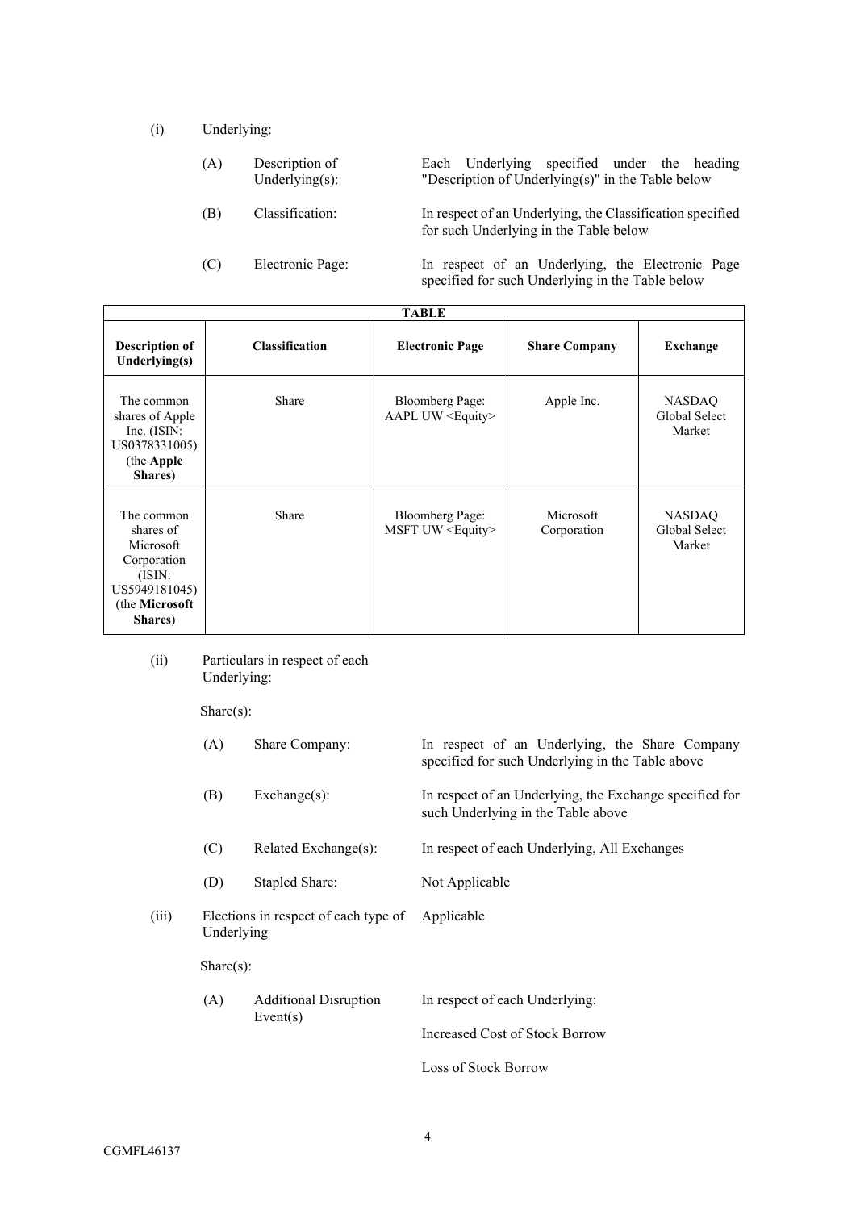(i) Underlying:

| | | |
|---|---|---|
| (A) | Description of Underlying(s): | Each Underlying specified under the heading "Description of Underlying(s)" in the Table below |
| (B) | Classification: | In respect of an Underlying, the Classification specified for such Underlying in the Table below |
| (C) | Electronic Page: | In respect of an Underlying, the Electronic Page specified for such Underlying in the Table below |

| TABLE | | | | |
|---|---|---|---|---|
| **Description of Underlying(s)** | **Classification** | **Electronic Page** | **Share Company** | **Exchange** |
| The common shares of Apple Inc. (ISIN: US0378331005) (the **Apple Shares**) | Share | Bloomberg Page: AAPL UW <Equity> | Apple Inc. | NASDAQ Global Select Market |
| The common shares of Microsoft Corporation (ISIN: US5949181045) (the **Microsoft Shares**) | Share | Bloomberg Page: MSFT UW <Equity> | Microsoft Corporation | NASDAQ Global Select Market |

(ii) Particulars in respect of each Underlying:

Share(s):

| | | |
|---|---|---|
| (A) | Share Company: | In respect of an Underlying, the Share Company specified for such Underlying in the Table above |
| (B) | Exchange(s): | In respect of an Underlying, the Exchange specified for such Underlying in the Table above |
| (C) | Related Exchange(s): | In respect of each Underlying, All Exchanges |
| (D) | Stapled Share: | Not Applicable |

(iii) Elections in respect of each type of Underlying: Applicable

Share(s):

| | | |
|---|---|---|
| (A) | Additional Disruption Event(s) | In respect of each Underlying:<br><br>Increased Cost of Stock Borrow<br><br>Loss of Stock Borrow |

CGMFL46137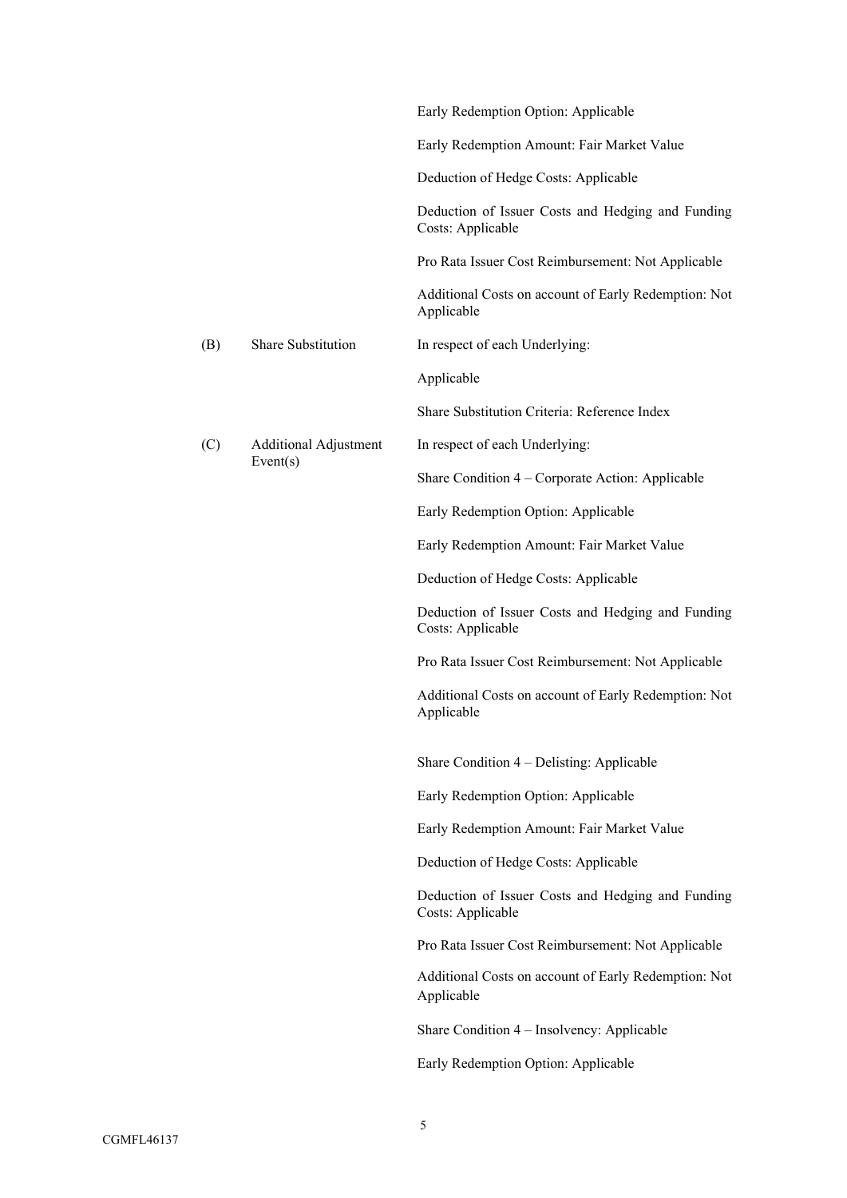| | | |
|---|---|---|
| | | Early Redemption Option: Applicable |
| | | Early Redemption Amount: Fair Market Value |
| | | Deduction of Hedge Costs: Applicable |
| | | Deduction of Issuer Costs and Hedging and Funding Costs: Applicable |
| | | Pro Rata Issuer Cost Reimbursement: Not Applicable |
| | | Additional Costs on account of Early Redemption: Not Applicable |
| (B) | Share Substitution | In respect of each Underlying: |
| | | Applicable |
| | | Share Substitution Criteria: Reference Index |
| (C) | Additional Adjustment Event(s) | In respect of each Underlying: |
| | | Share Condition 4 – Corporate Action: Applicable |
| | | Early Redemption Option: Applicable |
| | | Early Redemption Amount: Fair Market Value |
| | | Deduction of Hedge Costs: Applicable |
| | | Deduction of Issuer Costs and Hedging and Funding Costs: Applicable |
| | | Pro Rata Issuer Cost Reimbursement: Not Applicable |
| | | Additional Costs on account of Early Redemption: Not Applicable |
| | | Share Condition 4 – Delisting: Applicable |
| | | Early Redemption Option: Applicable |
| | | Early Redemption Amount: Fair Market Value |
| | | Deduction of Hedge Costs: Applicable |
| | | Deduction of Issuer Costs and Hedging and Funding Costs: Applicable |
| | | Pro Rata Issuer Cost Reimbursement: Not Applicable |
| | | Additional Costs on account of Early Redemption: Not Applicable |
| | | Share Condition 4 – Insolvency: Applicable |
| | | Early Redemption Option: Applicable |

CGMFL46137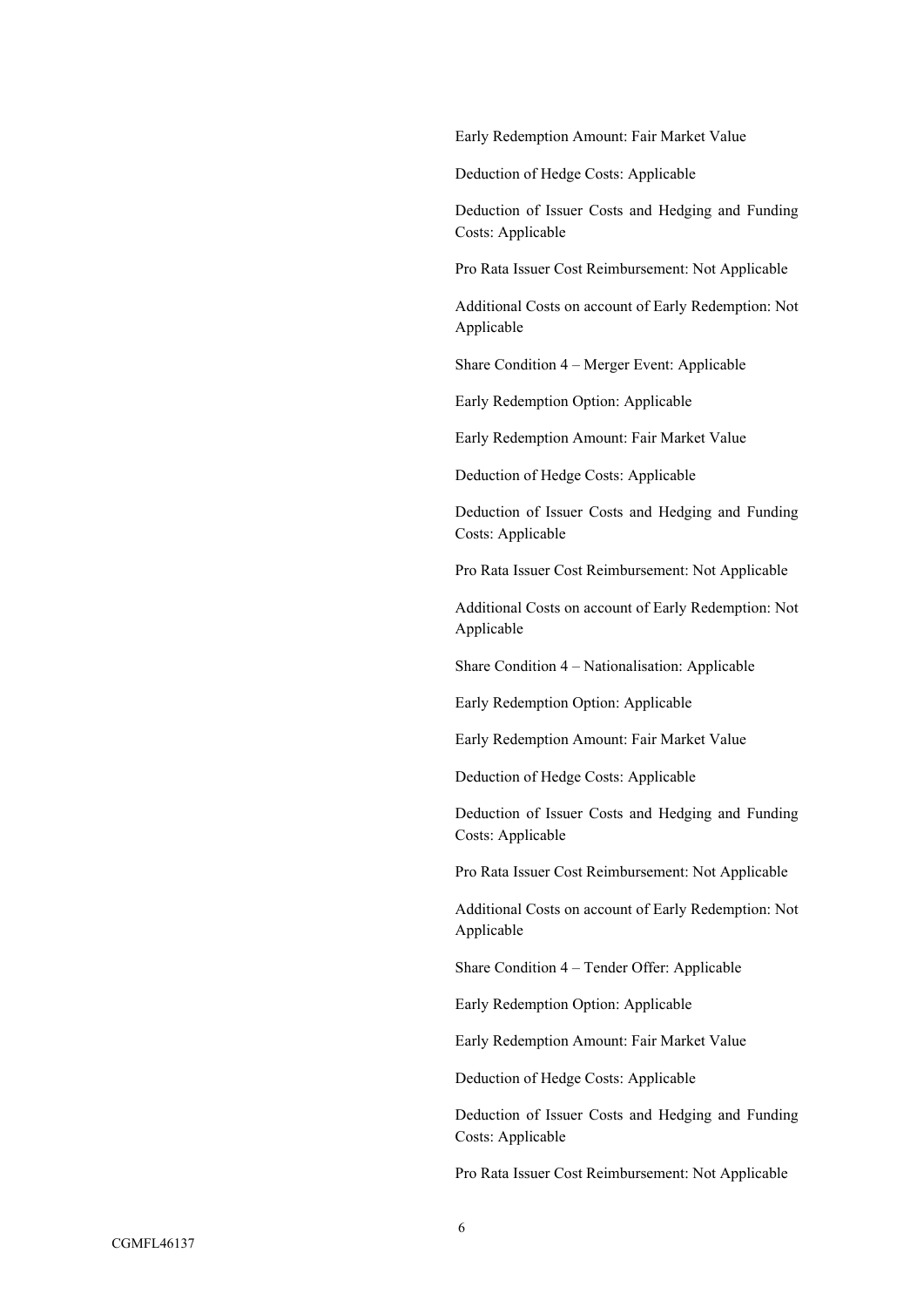Early Redemption Amount: Fair Market Value

Deduction of Hedge Costs: Applicable

Deduction of Issuer Costs and Hedging and Funding Costs: Applicable

Pro Rata Issuer Cost Reimbursement: Not Applicable

Additional Costs on account of Early Redemption: Not Applicable

Share Condition 4 – Merger Event: Applicable

Early Redemption Option: Applicable

Early Redemption Amount: Fair Market Value

Deduction of Hedge Costs: Applicable

Deduction of Issuer Costs and Hedging and Funding Costs: Applicable

Pro Rata Issuer Cost Reimbursement: Not Applicable

Additional Costs on account of Early Redemption: Not Applicable

Share Condition 4 – Nationalisation: Applicable

Early Redemption Option: Applicable

Early Redemption Amount: Fair Market Value

Deduction of Hedge Costs: Applicable

Deduction of Issuer Costs and Hedging and Funding Costs: Applicable

Pro Rata Issuer Cost Reimbursement: Not Applicable

Additional Costs on account of Early Redemption: Not Applicable

Share Condition 4 – Tender Offer: Applicable

Early Redemption Option: Applicable

Early Redemption Amount: Fair Market Value

Deduction of Hedge Costs: Applicable

Deduction of Issuer Costs and Hedging and Funding Costs: Applicable

Pro Rata Issuer Cost Reimbursement: Not Applicable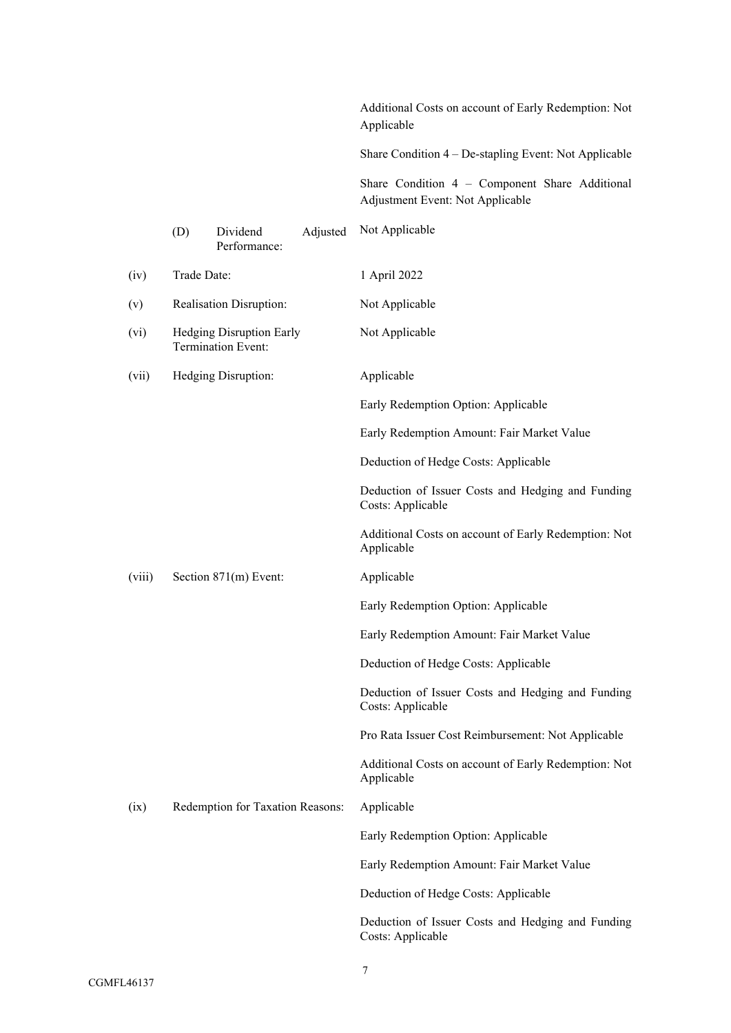| | | |
|---|---|---|
| | | Additional Costs on account of Early Redemption: Not Applicable |
| | | Share Condition 4 – De-stapling Event: Not Applicable |
| | | Share Condition 4 – Component Share Additional Adjustment Event: Not Applicable |
| | (D) Dividend Adjusted Performance: | Not Applicable |
| (iv) | Trade Date: | 1 April 2022 |
| (v) | Realisation Disruption: | Not Applicable |
| (vi) | Hedging Disruption Early Termination Event: | Not Applicable |
| (vii) | Hedging Disruption: | Applicable |
| | | Early Redemption Option: Applicable |
| | | Early Redemption Amount: Fair Market Value |
| | | Deduction of Hedge Costs: Applicable |
| | | Deduction of Issuer Costs and Hedging and Funding Costs: Applicable |
| | | Additional Costs on account of Early Redemption: Not Applicable |
| (viii) | Section 871(m) Event: | Applicable |
| | | Early Redemption Option: Applicable |
| | | Early Redemption Amount: Fair Market Value |
| | | Deduction of Hedge Costs: Applicable |
| | | Deduction of Issuer Costs and Hedging and Funding Costs: Applicable |
| | | Pro Rata Issuer Cost Reimbursement: Not Applicable |
| | | Additional Costs on account of Early Redemption: Not Applicable |
| (ix) | Redemption for Taxation Reasons: | Applicable |
| | | Early Redemption Option: Applicable |
| | | Early Redemption Amount: Fair Market Value |
| | | Deduction of Hedge Costs: Applicable |
| | | Deduction of Issuer Costs and Hedging and Funding Costs: Applicable |

CGMFL46137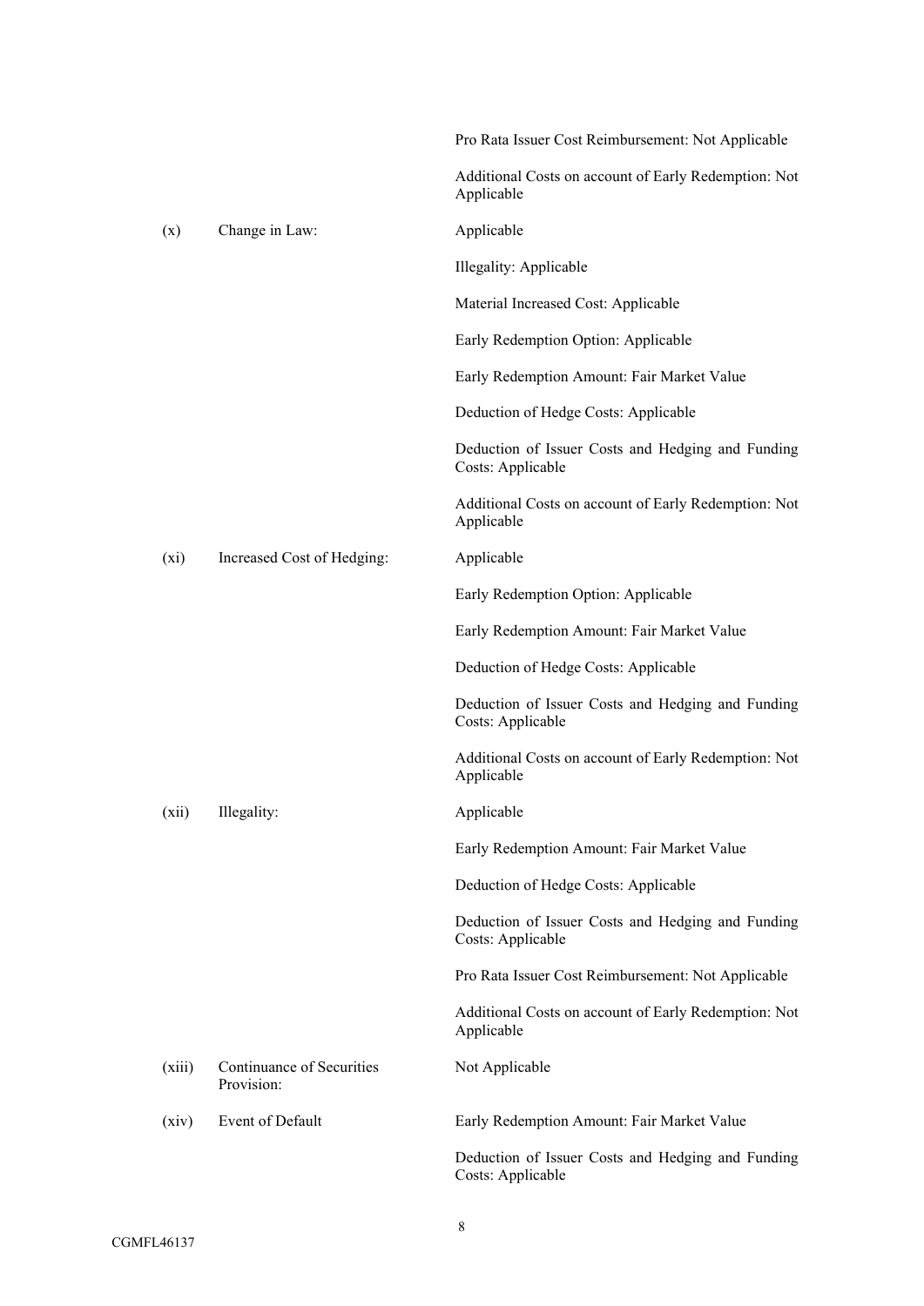| | | |
|---|---|---|
| | | Pro Rata Issuer Cost Reimbursement: Not Applicable |
| | | Additional Costs on account of Early Redemption: Not Applicable |
| (x) | Change in Law: | Applicable |
| | | Illegality: Applicable |
| | | Material Increased Cost: Applicable |
| | | Early Redemption Option: Applicable |
| | | Early Redemption Amount: Fair Market Value |
| | | Deduction of Hedge Costs: Applicable |
| | | Deduction of Issuer Costs and Hedging and Funding Costs: Applicable |
| | | Additional Costs on account of Early Redemption: Not Applicable |
| (xi) | Increased Cost of Hedging: | Applicable |
| | | Early Redemption Option: Applicable |
| | | Early Redemption Amount: Fair Market Value |
| | | Deduction of Hedge Costs: Applicable |
| | | Deduction of Issuer Costs and Hedging and Funding Costs: Applicable |
| | | Additional Costs on account of Early Redemption: Not Applicable |
| (xii) | Illegality: | Applicable |
| | | Early Redemption Amount: Fair Market Value |
| | | Deduction of Hedge Costs: Applicable |
| | | Deduction of Issuer Costs and Hedging and Funding Costs: Applicable |
| | | Pro Rata Issuer Cost Reimbursement: Not Applicable |
| | | Additional Costs on account of Early Redemption: Not Applicable |
| (xiii) | Continuance of Securities Provision: | Not Applicable |
| (xiv) | Event of Default | Early Redemption Amount: Fair Market Value |
| | | Deduction of Issuer Costs and Hedging and Funding Costs: Applicable |

CGMFL46137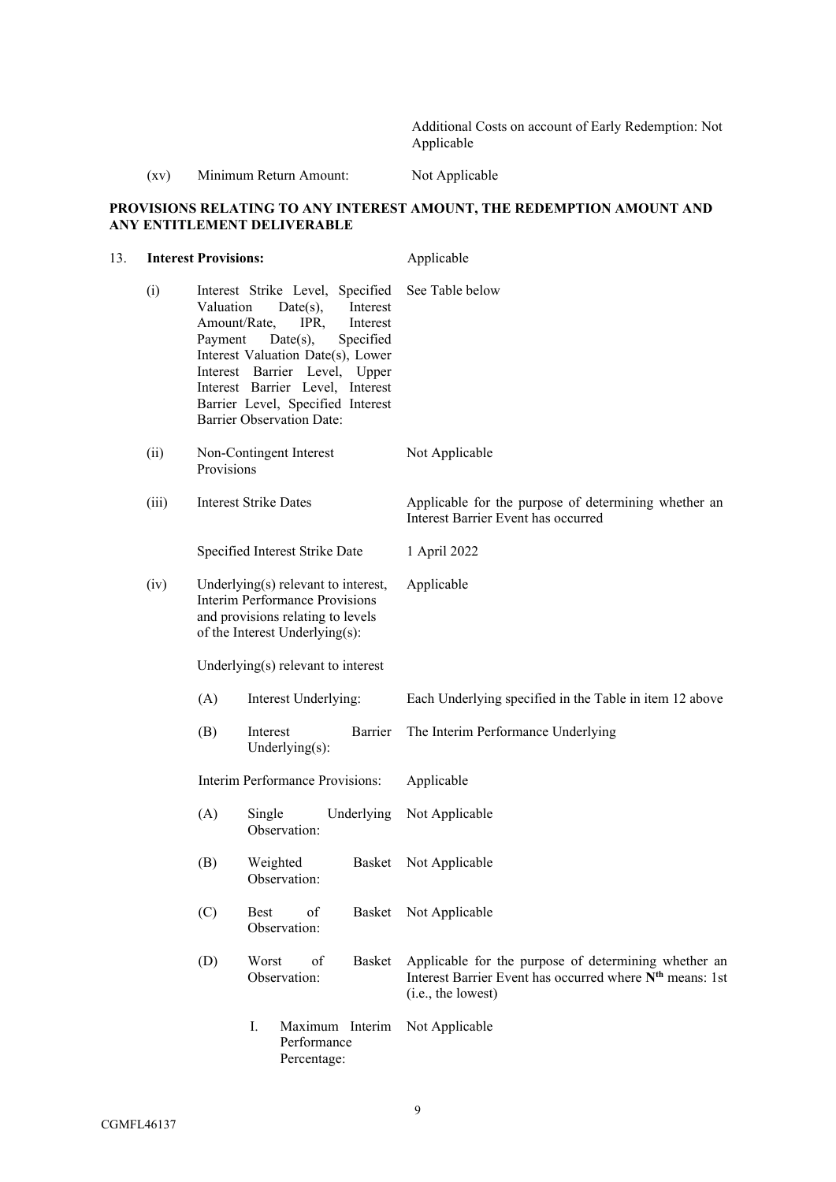Additional Costs on account of Early Redemption: Not Applicable

(xv) Minimum Return Amount: Not Applicable

**PROVISIONS RELATING TO ANY INTEREST AMOUNT, THE REDEMPTION AMOUNT AND ANY ENTITLEMENT DELIVERABLE**

13. **Interest Provisions:** Applicable

(i) Interest Strike Level, Specified Valuation Date(s), Interest Amount/Rate, IPR, Interest Payment Date(s), Specified Interest Valuation Date(s), Lower Interest Barrier Level, Upper Interest Barrier Level, Interest Barrier Level, Specified Interest Barrier Observation Date: See Table below

(ii) Non-Contingent Interest Provisions: Not Applicable

(iii) Interest Strike Dates: Applicable for the purpose of determining whether an Interest Barrier Event has occurred

Specified Interest Strike Date: 1 April 2022

(iv) Underlying(s) relevant to interest, Interim Performance Provisions and provisions relating to levels of the Interest Underlying(s): Applicable

Underlying(s) relevant to interest

(A) Interest Underlying: Each Underlying specified in the Table in item 12 above

(B) Interest Barrier Underlying(s): The Interim Performance Underlying

Interim Performance Provisions: Applicable

(A) Single Underlying Observation: Not Applicable

(B) Weighted Basket Observation: Not Applicable

(C) Best of Basket Observation: Not Applicable

(D) Worst of Basket Observation: Applicable for the purpose of determining whether an Interest Barrier Event has occurred where $\mathbf{N^{th}}$ means: 1st (i.e., the lowest)

I. Maximum Interim Performance Percentage: Not Applicable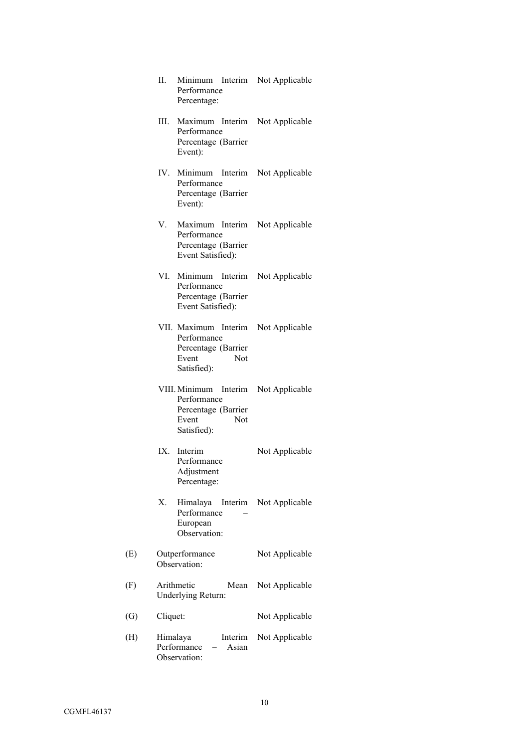| | | |
|---|---|---|
| | II. Minimum Interim Performance Percentage: | Not Applicable |
| | III. Maximum Interim Performance Percentage (Barrier Event): | Not Applicable |
| | IV. Minimum Interim Performance Percentage (Barrier Event): | Not Applicable |
| | V. Maximum Interim Performance Percentage (Barrier Event Satisfied): | Not Applicable |
| | VI. Minimum Interim Performance Percentage (Barrier Event Satisfied): | Not Applicable |
| | VII. Maximum Interim Performance Percentage (Barrier Event Not Satisfied): | Not Applicable |
| | VIII. Minimum Interim Performance Percentage (Barrier Event Not Satisfied): | Not Applicable |
| | IX. Interim Performance Adjustment Percentage: | Not Applicable |
| | X. Himalaya Interim Performance – European Observation: | Not Applicable |
| (E) | Outperformance Observation: | Not Applicable |
| (F) | Arithmetic Mean Underlying Return: | Not Applicable |
| (G) | Cliquet: | Not Applicable |
| (H) | Himalaya Interim Performance – Asian Observation: | Not Applicable |

CGMFL46137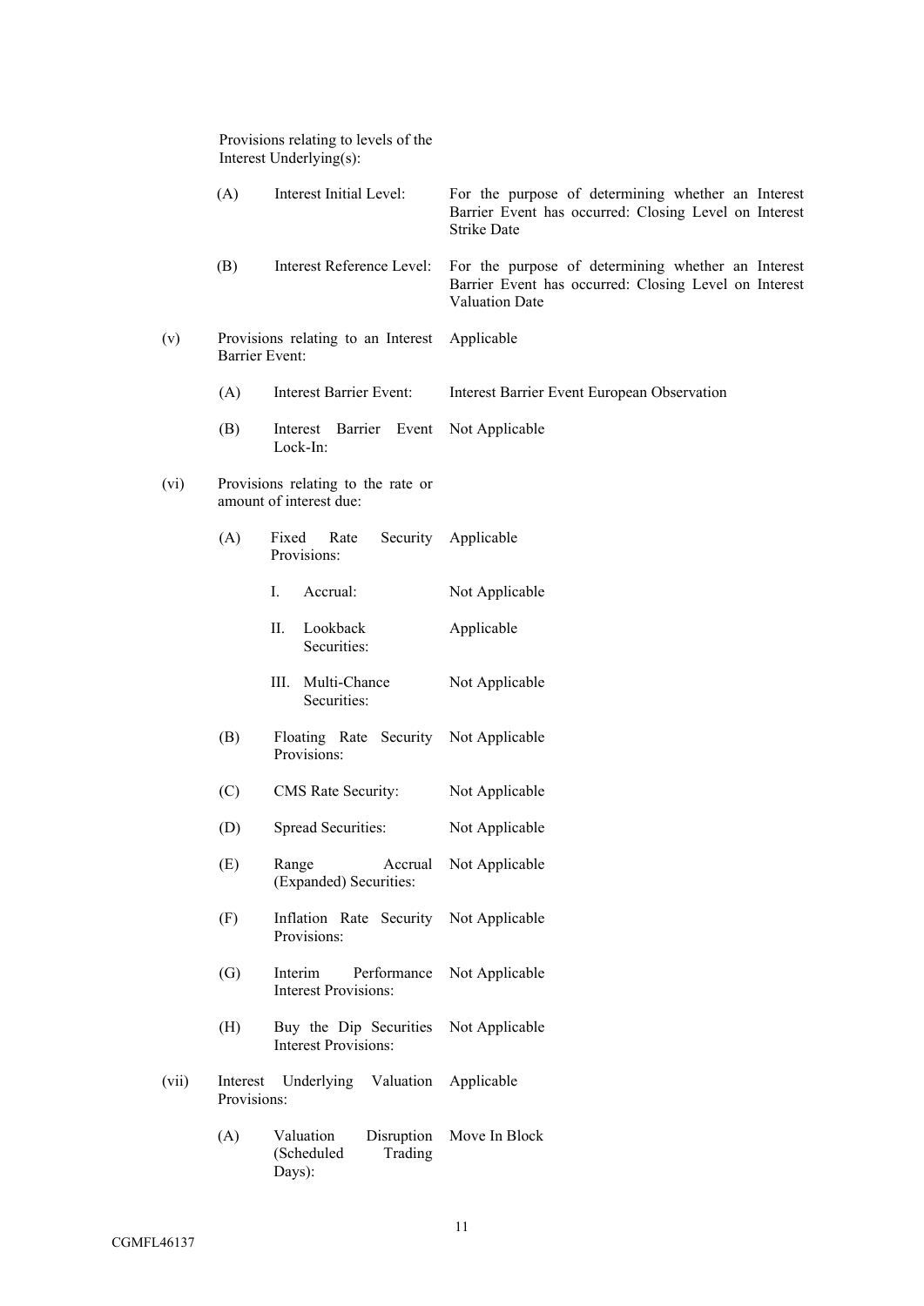| | | |
|---|---|---|
| | Provisions relating to levels of the Interest Underlying(s): | |
| | (A) Interest Initial Level: | For the purpose of determining whether an Interest Barrier Event has occurred: Closing Level on Interest Strike Date |
| | (B) Interest Reference Level: | For the purpose of determining whether an Interest Barrier Event has occurred: Closing Level on Interest Valuation Date |
| (v) | Provisions relating to an Interest Barrier Event: | Applicable |
| | (A) Interest Barrier Event: | Interest Barrier Event European Observation |
| | (B) Interest Barrier Event Lock-In: | Not Applicable |
| (vi) | Provisions relating to the rate or amount of interest due: | |
| | (A) Fixed Rate Security Provisions: | Applicable |
| | I. Accrual: | Not Applicable |
| | II. Lookback Securities: | Applicable |
| | III. Multi-Chance Securities: | Not Applicable |
| | (B) Floating Rate Security Provisions: | Not Applicable |
| | (C) CMS Rate Security: | Not Applicable |
| | (D) Spread Securities: | Not Applicable |
| | (E) Range Accrual (Expanded) Securities: | Not Applicable |
| | (F) Inflation Rate Security Provisions: | Not Applicable |
| | (G) Interim Performance Interest Provisions: | Not Applicable |
| | (H) Buy the Dip Securities Interest Provisions: | Not Applicable |
| (vii) | Interest Underlying Valuation Provisions: | Applicable |
| | (A) Valuation Disruption (Scheduled Trading Days): | Move In Block |

CGMFL46137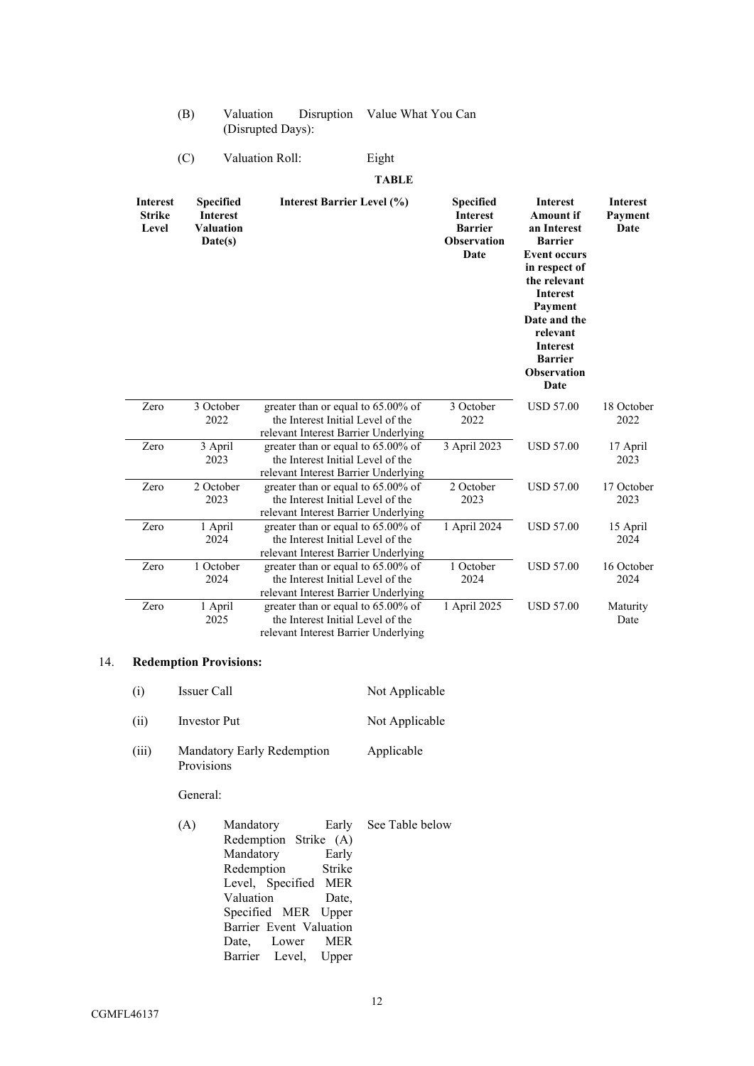(B) Valuation Disruption (Disrupted Days): Value What You Can

(C) Valuation Roll: Eight

**TABLE**

| Interest Strike Level | Specified Interest Valuation Date(s) | Interest Barrier Level (%) | Specified Interest Barrier Observation Date | Interest Amount if an Interest Barrier Event occurs in respect of the relevant Interest Payment Date and the relevant Interest Barrier Observation Date | Interest Payment Date |
|---|---|---|---|---|---|
| Zero | 3 October 2022 | greater than or equal to 65.00% of the Interest Initial Level of the relevant Interest Barrier Underlying | 3 October 2022 | USD 57.00 | 18 October 2022 |
| Zero | 3 April 2023 | greater than or equal to 65.00% of the Interest Initial Level of the relevant Interest Barrier Underlying | 3 April 2023 | USD 57.00 | 17 April 2023 |
| Zero | 2 October 2023 | greater than or equal to 65.00% of the Interest Initial Level of the relevant Interest Barrier Underlying | 2 October 2023 | USD 57.00 | 17 October 2023 |
| Zero | 1 April 2024 | greater than or equal to 65.00% of the Interest Initial Level of the relevant Interest Barrier Underlying | 1 April 2024 | USD 57.00 | 15 April 2024 |
| Zero | 1 October 2024 | greater than or equal to 65.00% of the Interest Initial Level of the relevant Interest Barrier Underlying | 1 October 2024 | USD 57.00 | 16 October 2024 |
| Zero | 1 April 2025 | greater than or equal to 65.00% of the Interest Initial Level of the relevant Interest Barrier Underlying | 1 April 2025 | USD 57.00 | Maturity Date |

14. **Redemption Provisions:**

(i) Issuer Call: Not Applicable

(ii) Investor Put: Not Applicable

(iii) Mandatory Early Redemption Provisions: Applicable

General:

(A) Mandatory Early Redemption Strike (A) Mandatory Early Redemption Strike Level, Specified MER Valuation Date, Specified MER Upper Barrier Event Valuation Date, Lower MER Barrier Level, Upper: See Table below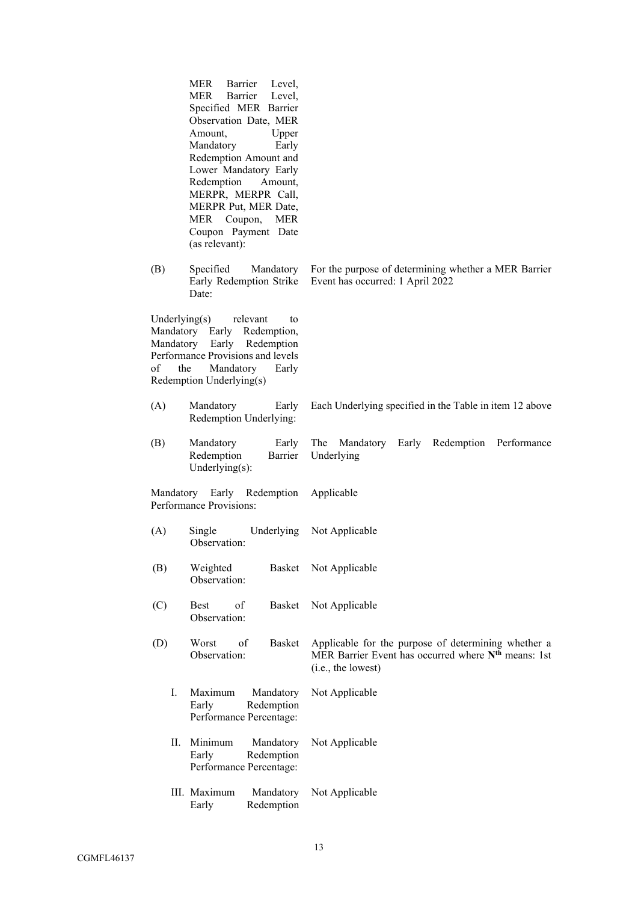| | |
|---|---|
| MER Barrier Level, MER Barrier Level, Specified MER Barrier Observation Date, MER Amount, Upper Mandatory Early Redemption Amount and Lower Mandatory Early Redemption Amount, MERPR, MERPR Call, MERPR Put, MER Date, MER Coupon, MER Coupon Payment Date (as relevant): | |
| (B) Specified Mandatory Early Redemption Strike Date: | For the purpose of determining whether a MER Barrier Event has occurred: 1 April 2022 |
| Underlying(s) relevant to Mandatory Early Redemption, Mandatory Early Redemption Performance Provisions and levels of the Mandatory Early Redemption Underlying(s) | |
| (A) Mandatory Early Redemption Underlying: | Each Underlying specified in the Table in item 12 above |
| (B) Mandatory Early Redemption Barrier Underlying(s): | The Mandatory Early Redemption Performance Underlying |
| Mandatory Early Redemption Performance Provisions: | Applicable |
| (A) Single Underlying Observation: | Not Applicable |
| (B) Weighted Basket Observation: | Not Applicable |
| (C) Best of Basket Observation: | Not Applicable |
| (D) Worst of Basket Observation: | Applicable for the purpose of determining whether a MER Barrier Event has occurred where **N$^{th}$** means: 1st (i.e., the lowest) |
| I. Maximum Mandatory Early Redemption Performance Percentage: | Not Applicable |
| II. Minimum Mandatory Early Redemption Performance Percentage: | Not Applicable |
| III. Maximum Mandatory Early Redemption | Not Applicable |

CGMFL46137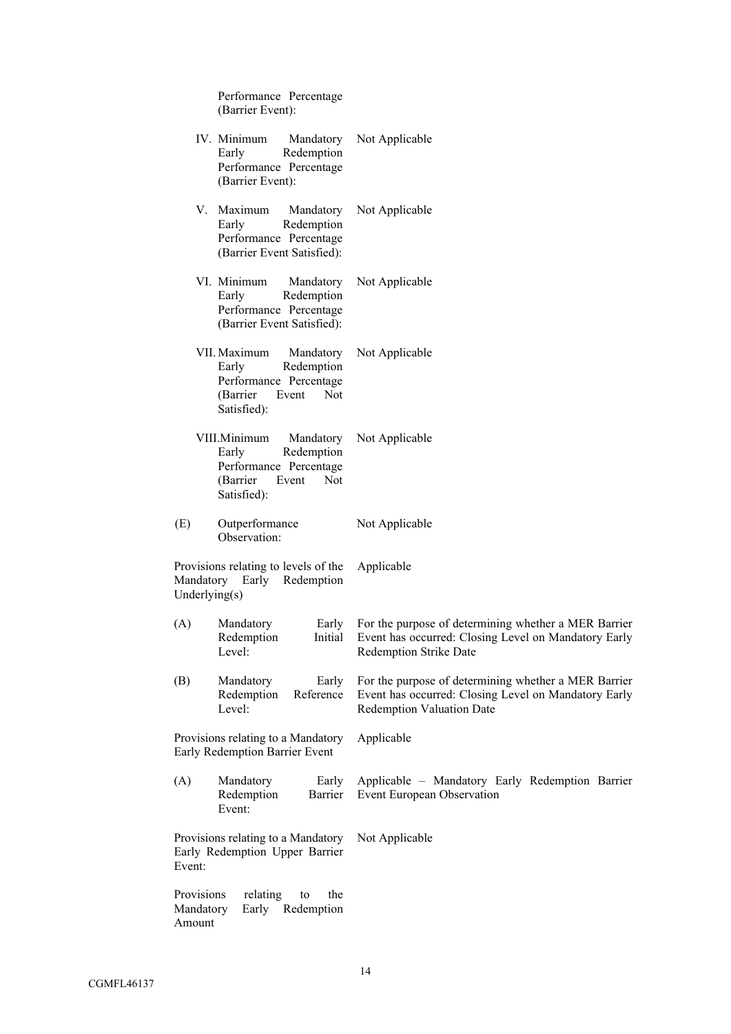| | |
|---|---|
| Performance Percentage (Barrier Event): | |
| IV. Minimum Mandatory Early Redemption Performance Percentage (Barrier Event): | Not Applicable |
| V. Maximum Mandatory Early Redemption Performance Percentage (Barrier Event Satisfied): | Not Applicable |
| VI. Minimum Mandatory Early Redemption Performance Percentage (Barrier Event Satisfied): | Not Applicable |
| VII. Maximum Mandatory Early Redemption Performance Percentage (Barrier Event Not Satisfied): | Not Applicable |
| VIII. Minimum Mandatory Early Redemption Performance Percentage (Barrier Event Not Satisfied): | Not Applicable |
| (E) Outperformance Observation: | Not Applicable |
| Provisions relating to levels of the Mandatory Early Redemption Underlying(s) | Applicable |
| (A) Mandatory Early Redemption Initial Level: | For the purpose of determining whether a MER Barrier Event has occurred: Closing Level on Mandatory Early Redemption Strike Date |
| (B) Mandatory Early Redemption Reference Level: | For the purpose of determining whether a MER Barrier Event has occurred: Closing Level on Mandatory Early Redemption Valuation Date |
| Provisions relating to a Mandatory Early Redemption Barrier Event | Applicable |
| (A) Mandatory Early Redemption Barrier Event: | Applicable – Mandatory Early Redemption Barrier Event European Observation |
| Provisions relating to a Mandatory Early Redemption Upper Barrier Event: | Not Applicable |
| Provisions relating to the Mandatory Early Redemption Amount | |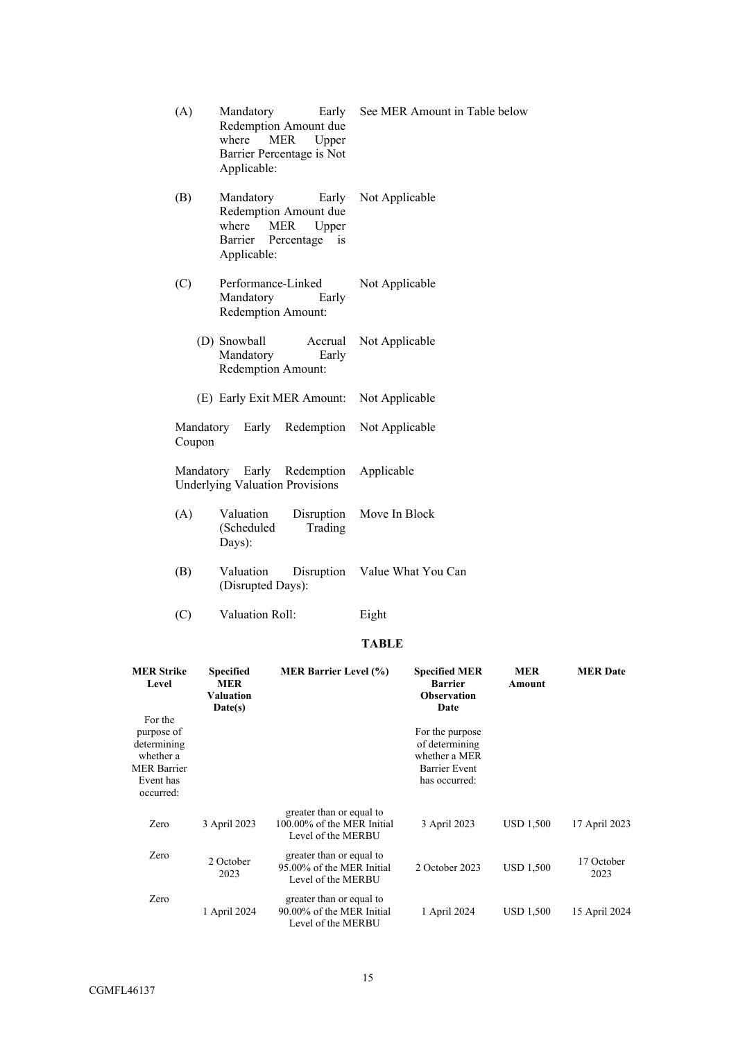| | | |
|---|---|---|
| (A) | Mandatory Early Redemption Amount due where MER Upper Barrier Percentage is Not Applicable: | See MER Amount in Table below |
| (B) | Mandatory Early Redemption Amount due where MER Upper Barrier Percentage is Applicable: | Not Applicable |
| (C) | Performance-Linked Mandatory Early Redemption Amount: | Not Applicable |
| (D) | Snowball Accrual Mandatory Early Redemption Amount: | Not Applicable |
| (E) | Early Exit MER Amount: | Not Applicable |

Mandatory Early Redemption Coupon: Not Applicable

Mandatory Early Redemption Underlying Valuation Provisions: Applicable

| | | |
|---|---|---|
| (A) | Valuation Disruption (Scheduled Trading Days): | Move In Block |
| (B) | Valuation Disruption (Disrupted Days): | Value What You Can |
| (C) | Valuation Roll: | Eight |

**TABLE**

| **MER Strike Level**<br>For the purpose of determining whether a MER Barrier Event has occurred: | **Specified MER Valuation Date(s)** | **MER Barrier Level (%)** | **Specified MER Barrier Observation Date**<br>For the purpose of determining whether a MER Barrier Event has occurred: | **MER Amount** | **MER Date** |
|---|---|---|---|---|---|
| Zero | 3 April 2023 | greater than or equal to 100.00% of the MER Initial Level of the MERBU | 3 April 2023 | USD 1,500 | 17 April 2023 |
| Zero | 2 October 2023 | greater than or equal to 95.00% of the MER Initial Level of the MERBU | 2 October 2023 | USD 1,500 | 17 October 2023 |
| Zero | 1 April 2024 | greater than or equal to 90.00% of the MER Initial Level of the MERBU | 1 April 2024 | USD 1,500 | 15 April 2024 |

CGMFL46137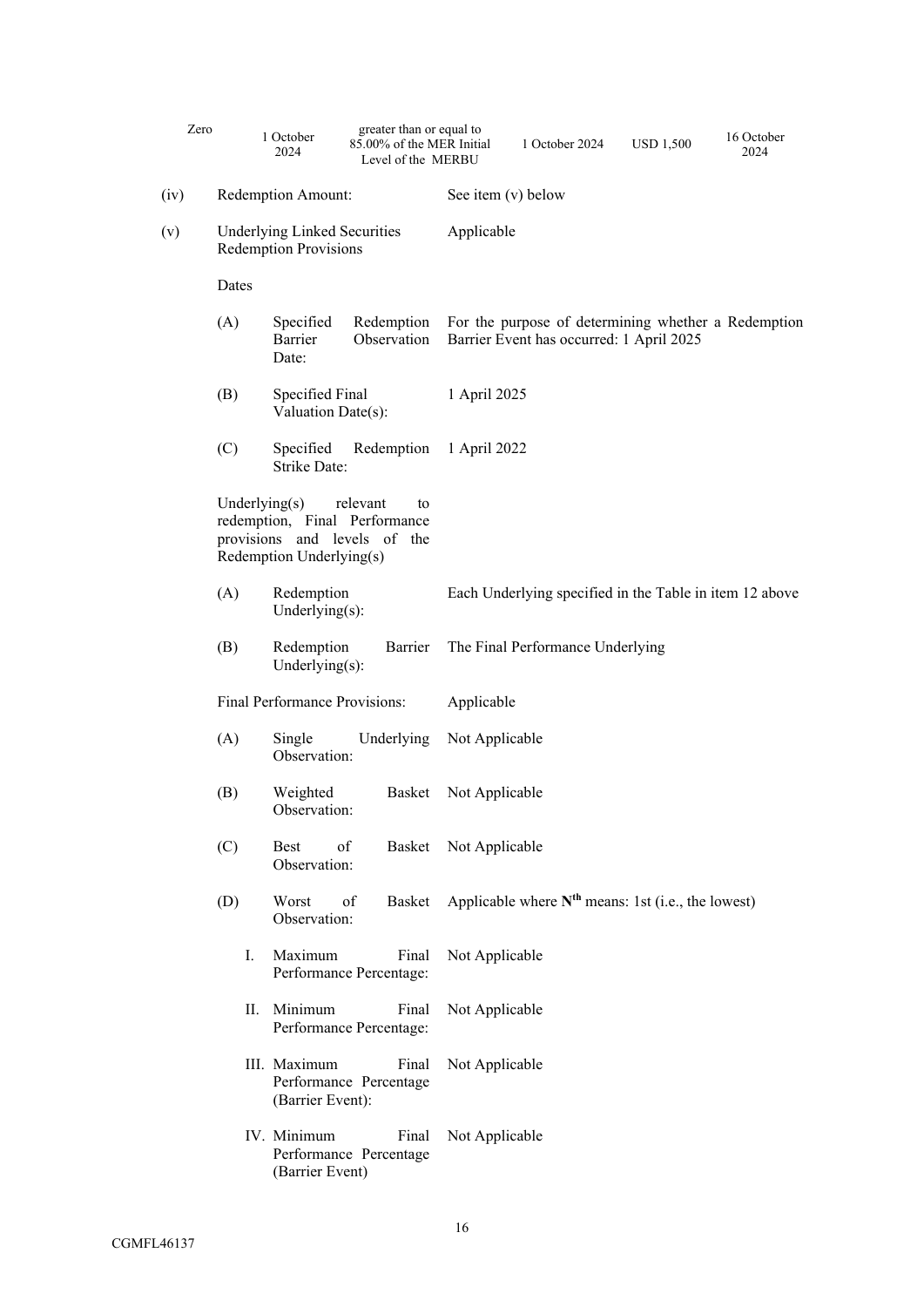| Zero | 1 October 2024 | greater than or equal to 85.00% of the MER Initial Level of the MERBU | 1 October 2024 | USD 1,500 | 16 October 2024 |
|---|---|---|---|---|---|

(iv) Redemption Amount: See item (v) below

(v) Underlying Linked Securities Redemption Provisions: Applicable

Dates

(A) Specified Redemption Barrier Observation Date: For the purpose of determining whether a Redemption Barrier Event has occurred: 1 April 2025

(B) Specified Final Valuation Date(s): 1 April 2025

(C) Specified Redemption Strike Date: 1 April 2022

Underlying(s) relevant to redemption, Final Performance provisions and levels of the Redemption Underlying(s)

(A) Redemption Underlying(s): Each Underlying specified in the Table in item 12 above

(B) Redemption Barrier Underlying(s): The Final Performance Underlying

Final Performance Provisions: Applicable

(A) Single Underlying Observation: Not Applicable

(B) Weighted Basket Observation: Not Applicable

(C) Best of Basket Observation: Not Applicable

(D) Worst of Basket Observation: Applicable where **N^th^** means: 1st (i.e., the lowest)

I. Maximum Final Performance Percentage: Not Applicable

II. Minimum Final Performance Percentage: Not Applicable

III. Maximum Final Performance Percentage (Barrier Event): Not Applicable

IV. Minimum Final Performance Percentage (Barrier Event): Not Applicable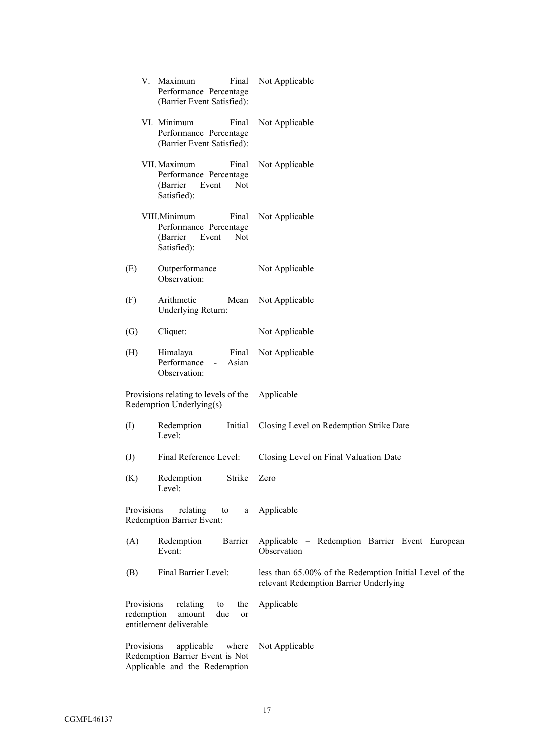| | | |
|---|---|---|
| | V. Maximum Final Performance Percentage (Barrier Event Satisfied): | Not Applicable |
| | VI. Minimum Final Performance Percentage (Barrier Event Satisfied): | Not Applicable |
| | VII. Maximum Final Performance Percentage (Barrier Event Not Satisfied): | Not Applicable |
| | VIII. Minimum Final Performance Percentage (Barrier Event Not Satisfied): | Not Applicable |
| (E) | Outperformance Observation: | Not Applicable |
| (F) | Arithmetic Mean Underlying Return: | Not Applicable |
| (G) | Cliquet: | Not Applicable |
| (H) | Himalaya Final Performance - Asian Observation: | Not Applicable |
| Provisions relating to levels of the Redemption Underlying(s) | | Applicable |
| (I) | Redemption Initial Level: | Closing Level on Redemption Strike Date |
| (J) | Final Reference Level: | Closing Level on Final Valuation Date |
| (K) | Redemption Strike Level: | Zero |
| Provisions relating to a Redemption Barrier Event: | | Applicable |
| (A) | Redemption Barrier Event: | Applicable – Redemption Barrier Event European Observation |
| (B) | Final Barrier Level: | less than 65.00% of the Redemption Initial Level of the relevant Redemption Barrier Underlying |
| Provisions relating to the redemption amount due or entitlement deliverable | | Applicable |
| Provisions applicable where Redemption Barrier Event is Not Applicable and the Redemption | | Not Applicable |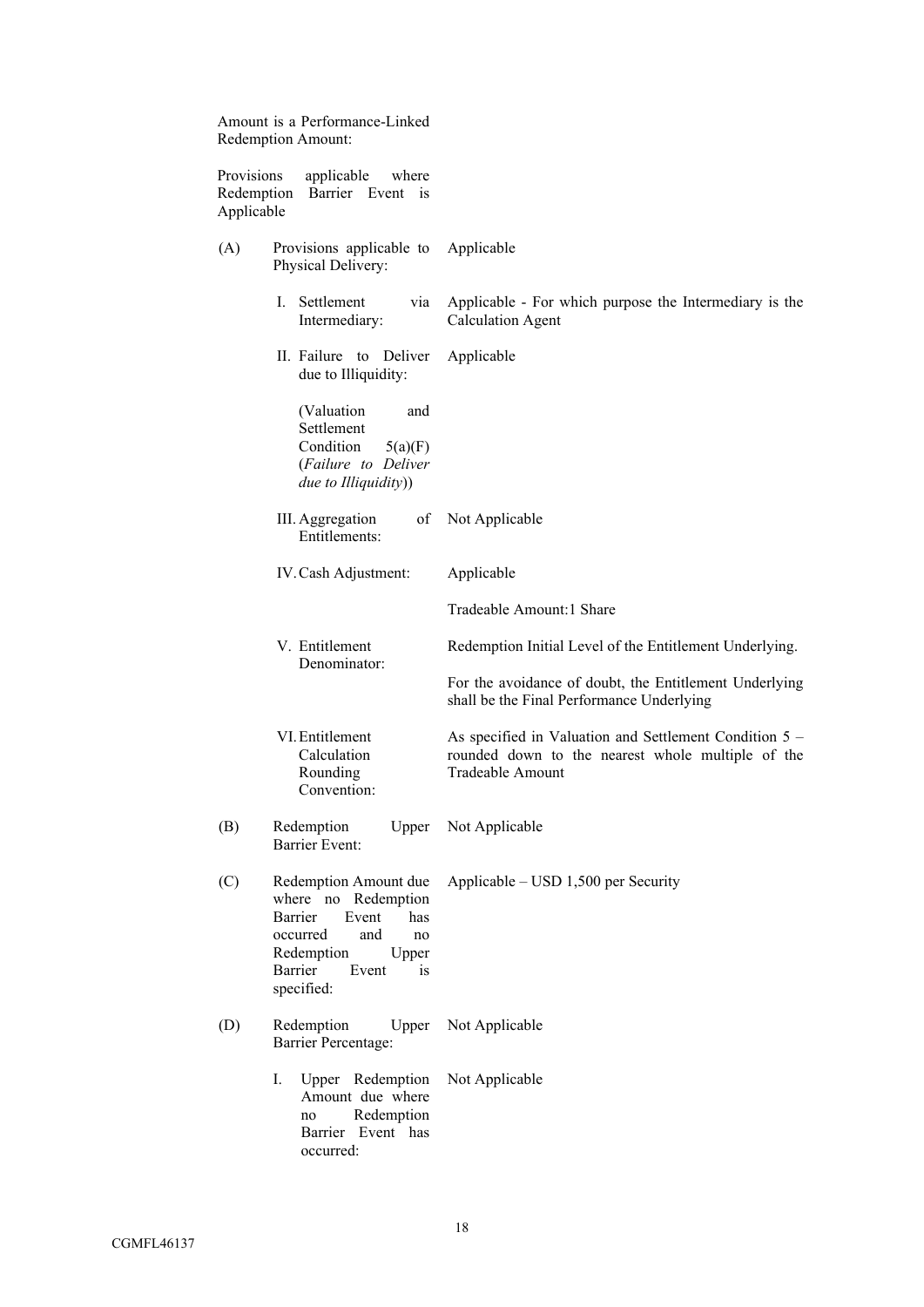| | | |
|---|---|---|
| Amount is a Performance-Linked Redemption Amount: | | |
| Provisions applicable where Redemption Barrier Event is Applicable | | |
| (A) | Provisions applicable to Physical Delivery: | Applicable |
| | I. Settlement via Intermediary: | Applicable - For which purpose the Intermediary is the Calculation Agent |
| | II. Failure to Deliver due to Illiquidity: (Valuation and Settlement Condition 5(a)(F) (*Failure to Deliver due to Illiquidity*)) | Applicable |
| | III. Aggregation of Entitlements: | Not Applicable |
| | IV. Cash Adjustment: | Applicable<br><br>Tradeable Amount:1 Share |
| | V. Entitlement Denominator: | Redemption Initial Level of the Entitlement Underlying.<br><br>For the avoidance of doubt, the Entitlement Underlying shall be the Final Performance Underlying |
| | VI. Entitlement Calculation Rounding Convention: | As specified in Valuation and Settlement Condition 5 – rounded down to the nearest whole multiple of the Tradeable Amount |
| (B) | Redemption Upper Barrier Event: | Not Applicable |
| (C) | Redemption Amount due where no Redemption Barrier Event has occurred and no Redemption Upper Barrier Event is specified: | Applicable – USD 1,500 per Security |
| (D) | Redemption Upper Barrier Percentage: | Not Applicable |
| | I. Upper Redemption Amount due where no Redemption Barrier Event has occurred: | Not Applicable |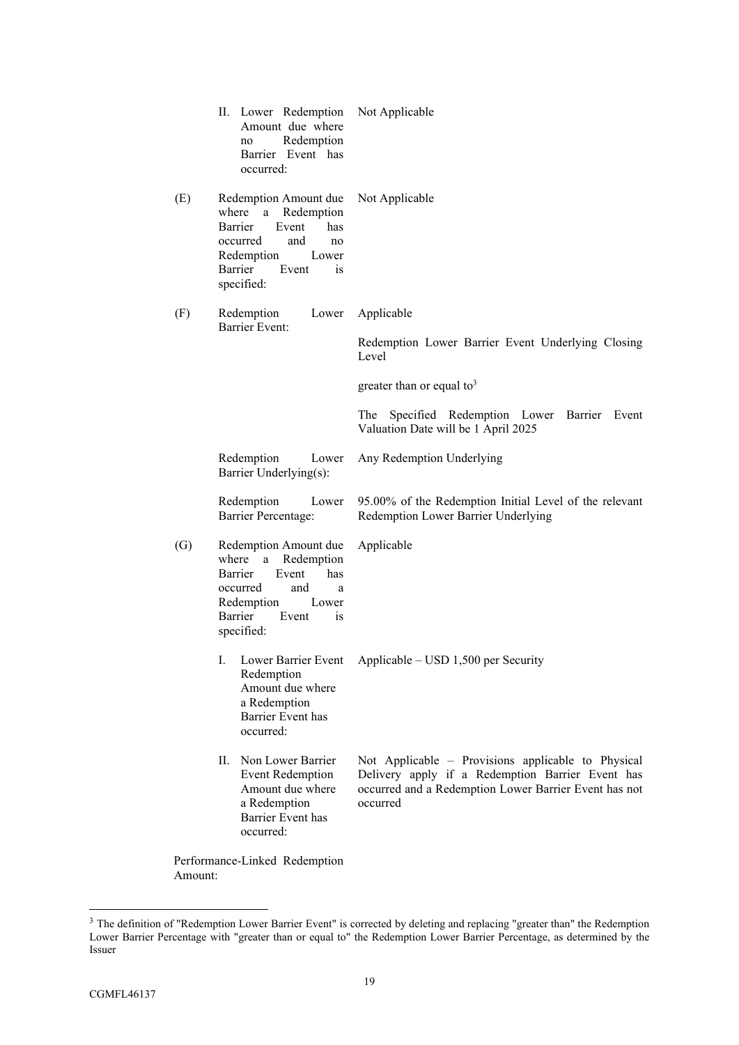| | | |
|---|---|---|
| | II. Lower Redemption Amount due where no Redemption Barrier Event has occurred: | Not Applicable |
| (E) | Redemption Amount due where a Redemption Barrier Event has occurred and no Redemption Lower Barrier Event is specified: | Not Applicable |
| (F) | Redemption Lower Barrier Event: | Applicable<br><br>Redemption Lower Barrier Event Underlying Closing Level<br><br>greater than or equal to[3]<br><br>The Specified Redemption Lower Barrier Event Valuation Date will be 1 April 2025 |
| | Redemption Lower Barrier Underlying(s): | Any Redemption Underlying |
| | Redemption Lower Barrier Percentage: | 95.00% of the Redemption Initial Level of the relevant Redemption Lower Barrier Underlying |
| (G) | Redemption Amount due where a Redemption Barrier Event has occurred and a Redemption Lower Barrier Event is specified: | Applicable |
| | I. Lower Barrier Event Redemption Amount due where a Redemption Barrier Event has occurred: | Applicable – USD 1,500 per Security |
| | II. Non Lower Barrier Event Redemption Amount due where a Redemption Barrier Event has occurred: | Not Applicable – Provisions applicable to Physical Delivery apply if a Redemption Barrier Event has occurred and a Redemption Lower Barrier Event has not occurred |

Performance-Linked Redemption Amount:

[3] The definition of "Redemption Lower Barrier Event" is corrected by deleting and replacing "greater than" the Redemption Lower Barrier Percentage with "greater than or equal to" the Redemption Lower Barrier Percentage, as determined by the Issuer

CGMFL46137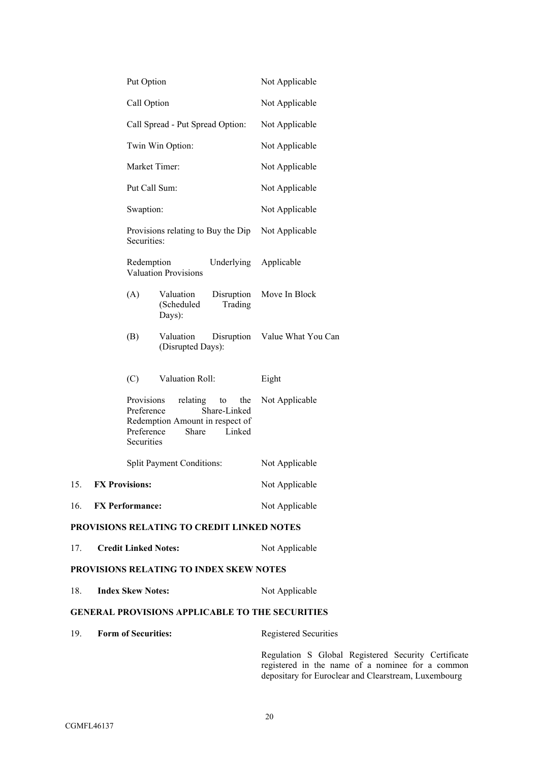| | |
|---|---|
| Put Option | Not Applicable |
| Call Option | Not Applicable |
| Call Spread - Put Spread Option: | Not Applicable |
| Twin Win Option: | Not Applicable |
| Market Timer: | Not Applicable |
| Put Call Sum: | Not Applicable |
| Swaption: | Not Applicable |
| Provisions relating to Buy the Dip Securities: | Not Applicable |
| Redemption Underlying Valuation Provisions | Applicable |
| (A) Valuation Disruption (Scheduled Trading Days): | Move In Block |
| (B) Valuation Disruption (Disrupted Days): | Value What You Can |
| (C) Valuation Roll: | Eight |
| Provisions relating to the Preference Share-Linked Redemption Amount in respect of Preference Share Linked Securities | Not Applicable |
| Split Payment Conditions: | Not Applicable |

| | |
|---|---|
| 15. **FX Provisions:** | Not Applicable |
| 16. **FX Performance:** | Not Applicable |

**PROVISIONS RELATING TO CREDIT LINKED NOTES**

| | |
|---|---|
| 17. **Credit Linked Notes:** | Not Applicable |

**PROVISIONS RELATING TO INDEX SKEW NOTES**

| | |
|---|---|
| 18. **Index Skew Notes:** | Not Applicable |

**GENERAL PROVISIONS APPLICABLE TO THE SECURITIES**

| | |
|---|---|
| 19. **Form of Securities:** | Registered Securities<br><br>Regulation S Global Registered Security Certificate registered in the name of a nominee for a common depositary for Euroclear and Clearstream, Luxembourg |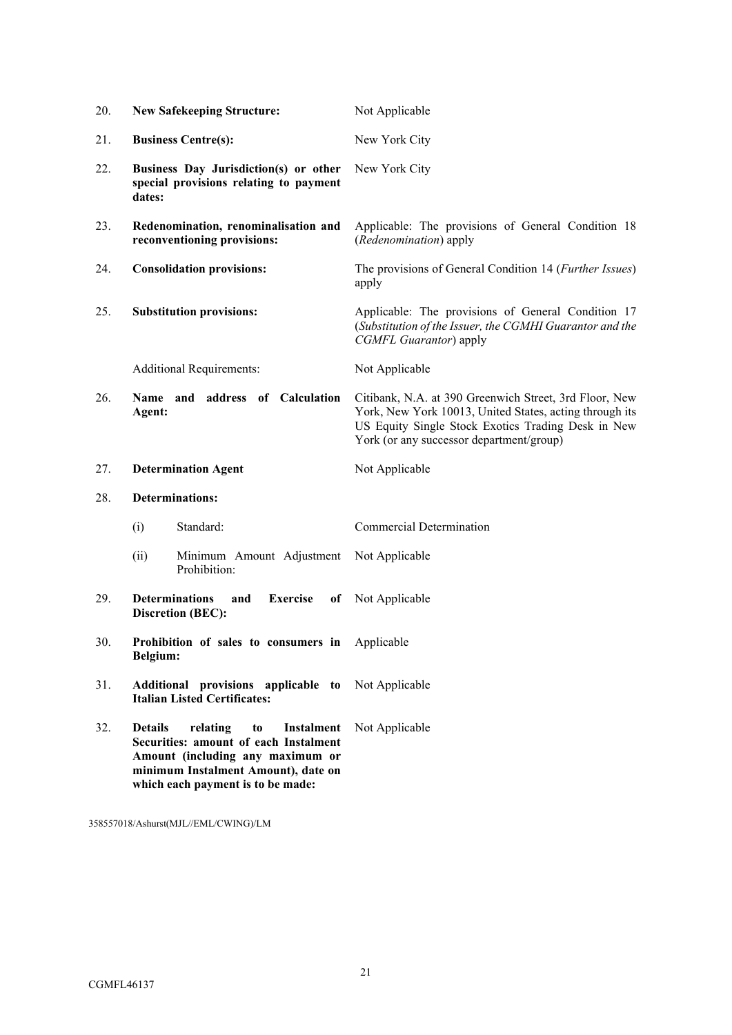| | | |
|---|---|---|
| 20. | **New Safekeeping Structure:** | Not Applicable |
| 21. | **Business Centre(s):** | New York City |
| 22. | **Business Day Jurisdiction(s) or other special provisions relating to payment dates:** | New York City |
| 23. | **Redenomination, renominalisation and reconventioning provisions:** | Applicable: The provisions of General Condition 18 (*Redenomination*) apply |
| 24. | **Consolidation provisions:** | The provisions of General Condition 14 (*Further Issues*) apply |
| 25. | **Substitution provisions:** | Applicable: The provisions of General Condition 17 (*Substitution of the Issuer, the CGMHI Guarantor and the CGMFL Guarantor*) apply |
| | Additional Requirements: | Not Applicable |
| 26. | **Name and address of Calculation Agent:** | Citibank, N.A. at 390 Greenwich Street, 3rd Floor, New York, New York 10013, United States, acting through its US Equity Single Stock Exotics Trading Desk in New York (or any successor department/group) |
| 27. | **Determination Agent** | Not Applicable |
| 28. | **Determinations:** | |
| | (i) Standard: | Commercial Determination |
| | (ii) Minimum Amount Adjustment Prohibition: | Not Applicable |
| 29. | **Determinations and Exercise of Discretion (BEC):** | Not Applicable |
| 30. | **Prohibition of sales to consumers in Belgium:** | Applicable |
| 31. | **Additional provisions applicable to Italian Listed Certificates:** | Not Applicable |
| 32. | **Details relating to Instalment Securities: amount of each Instalment Amount (including any maximum or minimum Instalment Amount), date on which each payment is to be made:** | Not Applicable |

358557018/Ashurst(MJL//EML/CWING)/LM

CGMFL46137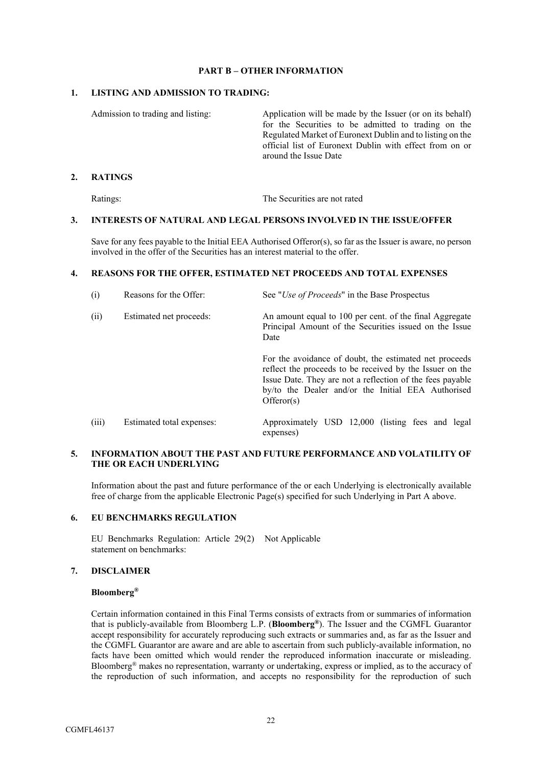## PART B – OTHER INFORMATION

### 1. LISTING AND ADMISSION TO TRADING:

| | |
|---|---|
| Admission to trading and listing: | Application will be made by the Issuer (or on its behalf) for the Securities to be admitted to trading on the Regulated Market of Euronext Dublin and to listing on the official list of Euronext Dublin with effect from on or around the Issue Date |

### 2. RATINGS

| | |
|---|---|
| Ratings: | The Securities are not rated |

### 3. INTERESTS OF NATURAL AND LEGAL PERSONS INVOLVED IN THE ISSUE/OFFER

Save for any fees payable to the Initial EEA Authorised Offeror(s), so far as the Issuer is aware, no person involved in the offer of the Securities has an interest material to the offer.

### 4. REASONS FOR THE OFFER, ESTIMATED NET PROCEEDS AND TOTAL EXPENSES

| | | |
|---|---|---|
| (i) | Reasons for the Offer: | See "*Use of Proceeds*" in the Base Prospectus |
| (ii) | Estimated net proceeds: | An amount equal to 100 per cent. of the final Aggregate Principal Amount of the Securities issued on the Issue Date<br><br>For the avoidance of doubt, the estimated net proceeds reflect the proceeds to be received by the Issuer on the Issue Date. They are not a reflection of the fees payable by/to the Dealer and/or the Initial EEA Authorised Offeror(s) |
| (iii) | Estimated total expenses: | Approximately USD 12,000 (listing fees and legal expenses) |

### 5. INFORMATION ABOUT THE PAST AND FUTURE PERFORMANCE AND VOLATILITY OF THE OR EACH UNDERLYING

Information about the past and future performance of the or each Underlying is electronically available free of charge from the applicable Electronic Page(s) specified for such Underlying in Part A above.

### 6. EU BENCHMARKS REGULATION

| | |
|---|---|
| EU Benchmarks Regulation: Article 29(2) statement on benchmarks: | Not Applicable |

### 7. DISCLAIMER

**Bloomberg®**

Certain information contained in this Final Terms consists of extracts from or summaries of information that is publicly-available from Bloomberg L.P. (**Bloomberg®**). The Issuer and the CGMFL Guarantor accept responsibility for accurately reproducing such extracts or summaries and, as far as the Issuer and the CGMFL Guarantor are aware and are able to ascertain from such publicly-available information, no facts have been omitted which would render the reproduced information inaccurate or misleading. Bloomberg® makes no representation, warranty or undertaking, express or implied, as to the accuracy of the reproduction of such information, and accepts no responsibility for the reproduction of such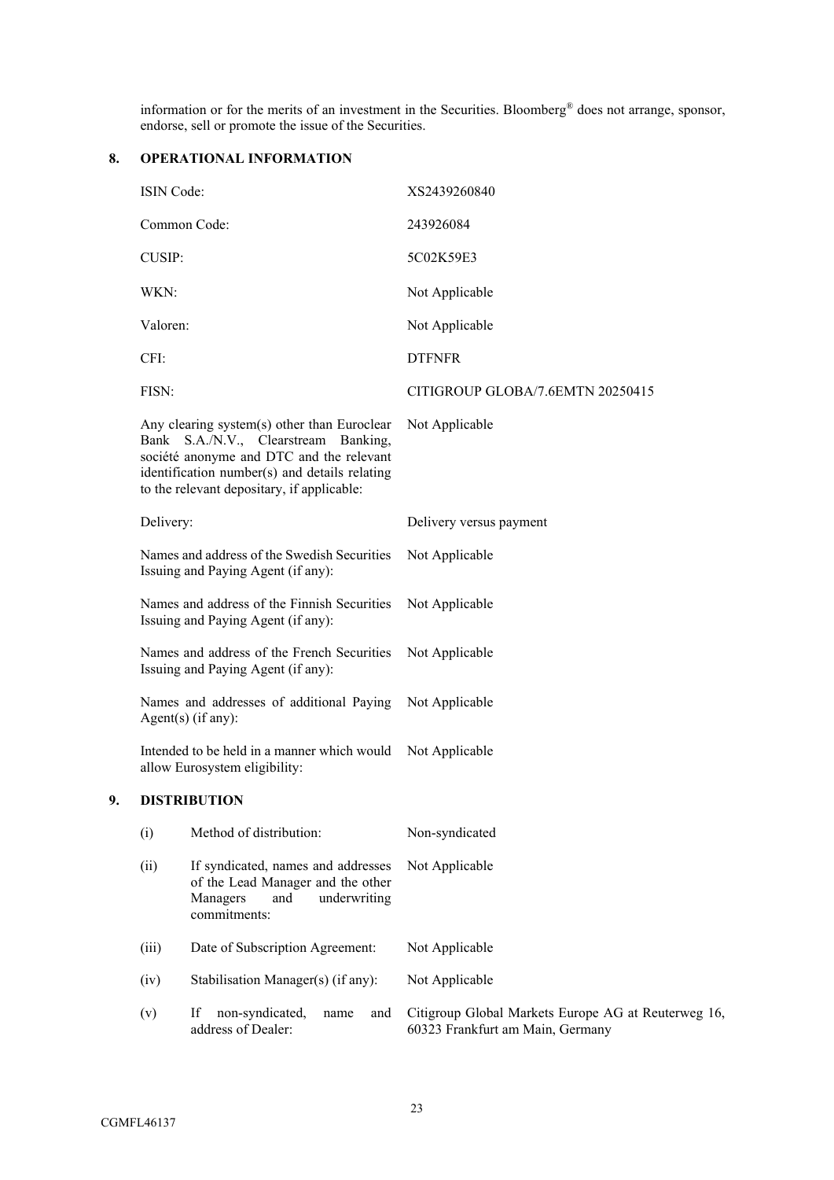information or for the merits of an investment in the Securities. Bloomberg® does not arrange, sponsor, endorse, sell or promote the issue of the Securities.

## 8. OPERATIONAL INFORMATION

| | |
|---|---|
| ISIN Code: | XS2439260840 |
| Common Code: | 243926084 |
| CUSIP: | 5C02K59E3 |
| WKN: | Not Applicable |
| Valoren: | Not Applicable |
| CFI: | DTFNFR |
| FISN: | CITIGROUP GLOBA/7.6EMTN 20250415 |
| Any clearing system(s) other than Euroclear Bank S.A./N.V., Clearstream Banking, société anonyme and DTC and the relevant identification number(s) and details relating to the relevant depositary, if applicable: | Not Applicable |
| Delivery: | Delivery versus payment |
| Names and address of the Swedish Securities Issuing and Paying Agent (if any): | Not Applicable |
| Names and address of the Finnish Securities Issuing and Paying Agent (if any): | Not Applicable |
| Names and address of the French Securities Issuing and Paying Agent (if any): | Not Applicable |
| Names and addresses of additional Paying Agent(s) (if any): | Not Applicable |
| Intended to be held in a manner which would allow Eurosystem eligibility: | Not Applicable |

## 9. DISTRIBUTION

| | | |
|---|---|---|
| (i) | Method of distribution: | Non-syndicated |
| (ii) | If syndicated, names and addresses of the Lead Manager and the other Managers and underwriting commitments: | Not Applicable |
| (iii) | Date of Subscription Agreement: | Not Applicable |
| (iv) | Stabilisation Manager(s) (if any): | Not Applicable |
| (v) | If non-syndicated, name and address of Dealer: | Citigroup Global Markets Europe AG at Reuterweg 16, 60323 Frankfurt am Main, Germany |

CGMFL46137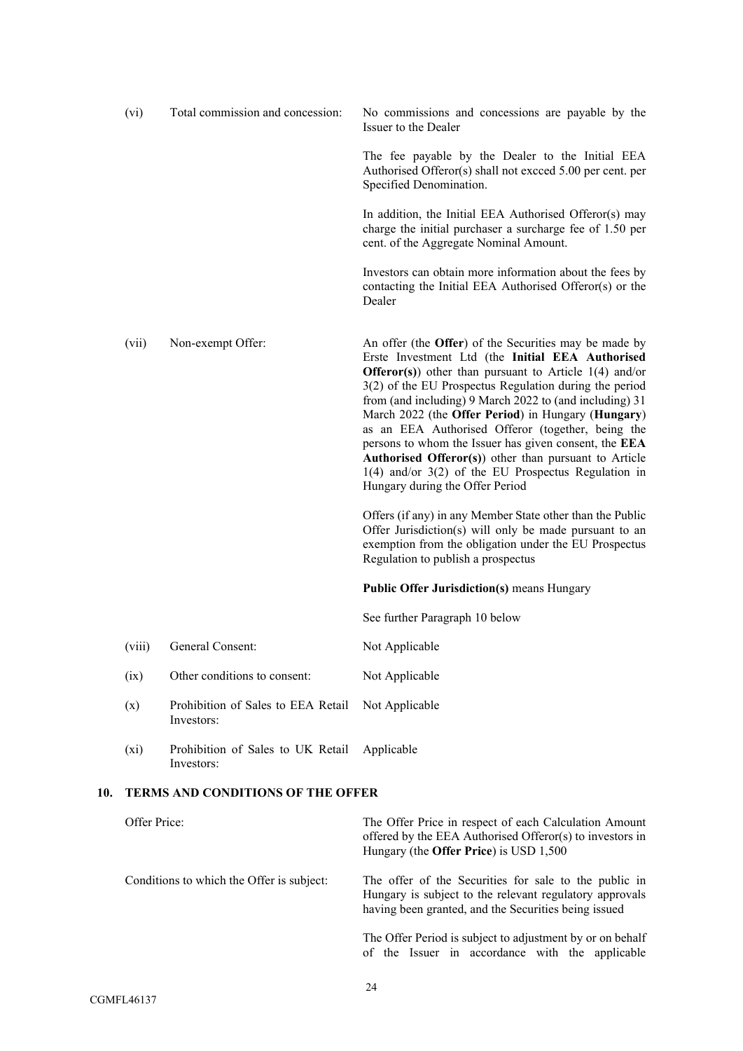| | | |
|---|---|---|
| (vi) | Total commission and concession: | No commissions and concessions are payable by the Issuer to the Dealer<br><br>The fee payable by the Dealer to the Initial EEA Authorised Offeror(s) shall not excced 5.00 per cent. per Specified Denomination.<br><br>In addition, the Initial EEA Authorised Offeror(s) may charge the initial purchaser a surcharge fee of 1.50 per cent. of the Aggregate Nominal Amount.<br><br>Investors can obtain more information about the fees by contacting the Initial EEA Authorised Offeror(s) or the Dealer |
| (vii) | Non-exempt Offer: | An offer (the **Offer**) of the Securities may be made by Erste Investment Ltd (the **Initial EEA Authorised Offeror(s)**) other than pursuant to Article 1(4) and/or 3(2) of the EU Prospectus Regulation during the period from (and including) 9 March 2022 to (and including) 31 March 2022 (the **Offer Period**) in Hungary (**Hungary**) as an EEA Authorised Offeror (together, being the persons to whom the Issuer has given consent, the **EEA Authorised Offeror(s)**) other than pursuant to Article 1(4) and/or 3(2) of the EU Prospectus Regulation in Hungary during the Offer Period<br><br>Offers (if any) in any Member State other than the Public Offer Jurisdiction(s) will only be made pursuant to an exemption from the obligation under the EU Prospectus Regulation to publish a prospectus<br><br>**Public Offer Jurisdiction(s)** means Hungary<br><br>See further Paragraph 10 below |
| (viii) | General Consent: | Not Applicable |
| (ix) | Other conditions to consent: | Not Applicable |
| (x) | Prohibition of Sales to EEA Retail Investors: | Not Applicable |
| (xi) | Prohibition of Sales to UK Retail Investors: | Applicable |

## 10. TERMS AND CONDITIONS OF THE OFFER

| | |
|---|---|
| Offer Price: | The Offer Price in respect of each Calculation Amount offered by the EEA Authorised Offeror(s) to investors in Hungary (the **Offer Price**) is USD 1,500 |
| Conditions to which the Offer is subject: | The offer of the Securities for sale to the public in Hungary is subject to the relevant regulatory approvals having been granted, and the Securities being issued<br><br>The Offer Period is subject to adjustment by or on behalf of the Issuer in accordance with the applicable |

CGMFL46137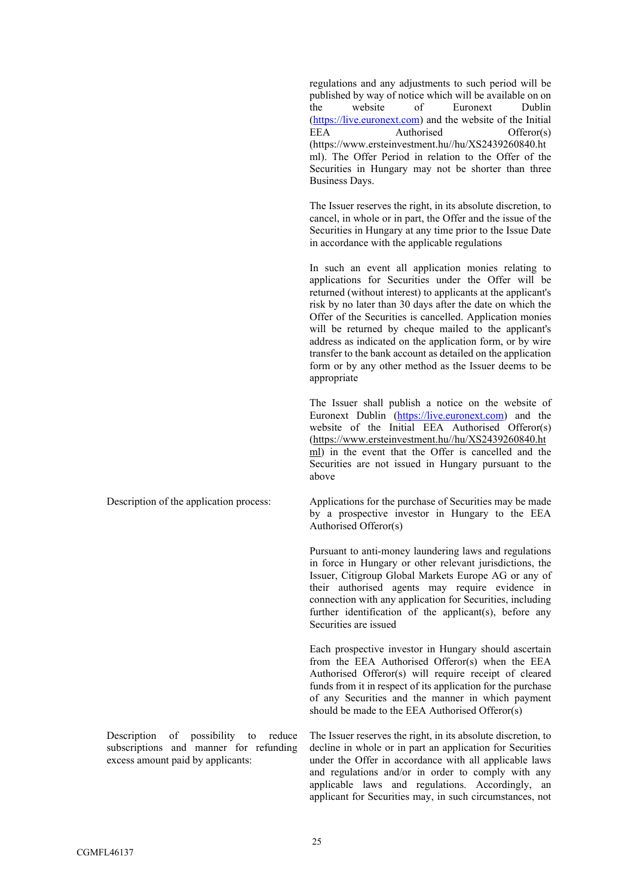| | |
|---|---|
| | regulations and any adjustments to such period will be published by way of notice which will be available on on the website of Euronext Dublin (https://live.euronext.com) and the website of the Initial EEA Authorised Offeror(s) (https://www.ersteinvestment.hu//hu/XS2439260840.html). The Offer Period in relation to the Offer of the Securities in Hungary may not be shorter than three Business Days.<br><br>The Issuer reserves the right, in its absolute discretion, to cancel, in whole or in part, the Offer and the issue of the Securities in Hungary at any time prior to the Issue Date in accordance with the applicable regulations<br><br>In such an event all application monies relating to applications for Securities under the Offer will be returned (without interest) to applicants at the applicant's risk by no later than 30 days after the date on which the Offer of the Securities is cancelled. Application monies will be returned by cheque mailed to the applicant's address as indicated on the application form, or by wire transfer to the bank account as detailed on the application form or by any other method as the Issuer deems to be appropriate<br><br>The Issuer shall publish a notice on the website of Euronext Dublin (https://live.euronext.com) and the website of the Initial EEA Authorised Offeror(s) (https://www.ersteinvestment.hu//hu/XS2439260840.html) in the event that the Offer is cancelled and the Securities are not issued in Hungary pursuant to the above |
| Description of the application process: | Applications for the purchase of Securities may be made by a prospective investor in Hungary to the EEA Authorised Offeror(s)<br><br>Pursuant to anti-money laundering laws and regulations in force in Hungary or other relevant jurisdictions, the Issuer, Citigroup Global Markets Europe AG or any of their authorised agents may require evidence in connection with any application for Securities, including further identification of the applicant(s), before any Securities are issued<br><br>Each prospective investor in Hungary should ascertain from the EEA Authorised Offeror(s) when the EEA Authorised Offeror(s) will require receipt of cleared funds from it in respect of its application for the purchase of any Securities and the manner in which payment should be made to the EEA Authorised Offeror(s) |
| Description of possibility to reduce subscriptions and manner for refunding excess amount paid by applicants: | The Issuer reserves the right, in its absolute discretion, to decline in whole or in part an application for Securities under the Offer in accordance with all applicable laws and regulations and/or in order to comply with any applicable laws and regulations. Accordingly, an applicant for Securities may, in such circumstances, not |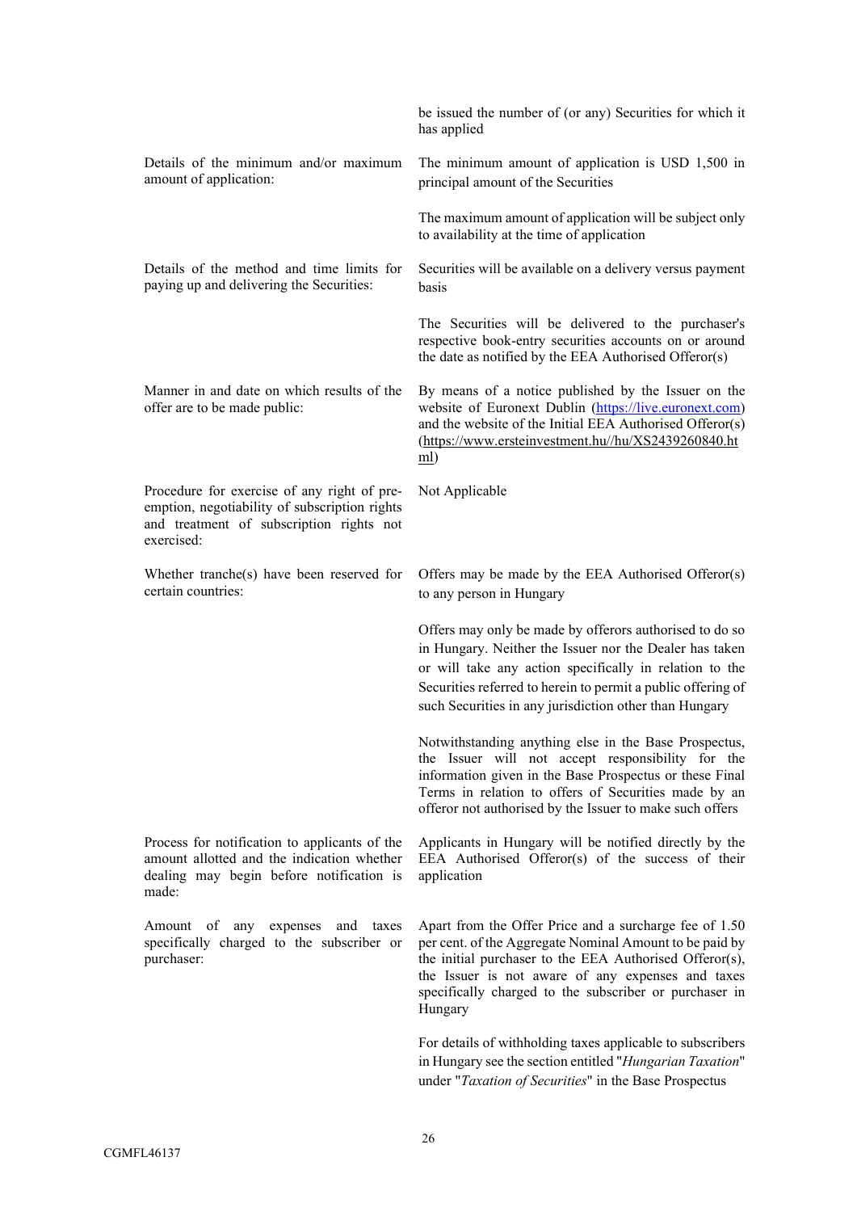| | |
|---|---|
| | be issued the number of (or any) Securities for which it has applied |
| Details of the minimum and/or maximum amount of application: | The minimum amount of application is USD 1,500 in principal amount of the Securities<br><br>The maximum amount of application will be subject only to availability at the time of application |
| Details of the method and time limits for paying up and delivering the Securities: | Securities will be available on a delivery versus payment basis<br><br>The Securities will be delivered to the purchaser's respective book-entry securities accounts on or around the date as notified by the EEA Authorised Offeror(s) |
| Manner in and date on which results of the offer are to be made public: | By means of a notice published by the Issuer on the website of Euronext Dublin (https://live.euronext.com) and the website of the Initial EEA Authorised Offeror(s) (https://www.ersteinvestment.hu//hu/XS2439260840.html) |
| Procedure for exercise of any right of pre-emption, negotiability of subscription rights and treatment of subscription rights not exercised: | Not Applicable |
| Whether tranche(s) have been reserved for certain countries: | Offers may be made by the EEA Authorised Offeror(s) to any person in Hungary<br><br>Offers may only be made by offerors authorised to do so in Hungary. Neither the Issuer nor the Dealer has taken or will take any action specifically in relation to the Securities referred to herein to permit a public offering of such Securities in any jurisdiction other than Hungary<br><br>Notwithstanding anything else in the Base Prospectus, the Issuer will not accept responsibility for the information given in the Base Prospectus or these Final Terms in relation to offers of Securities made by an offeror not authorised by the Issuer to make such offers |
| Process for notification to applicants of the amount allotted and the indication whether dealing may begin before notification is made: | Applicants in Hungary will be notified directly by the EEA Authorised Offeror(s) of the success of their application |
| Amount of any expenses and taxes specifically charged to the subscriber or purchaser: | Apart from the Offer Price and a surcharge fee of 1.50 per cent. of the Aggregate Nominal Amount to be paid by the initial purchaser to the EEA Authorised Offeror(s), the Issuer is not aware of any expenses and taxes specifically charged to the subscriber or purchaser in Hungary<br><br>For details of withholding taxes applicable to subscribers in Hungary see the section entitled "*Hungarian Taxation*" under "*Taxation of Securities*" in the Base Prospectus |

CGMFL46137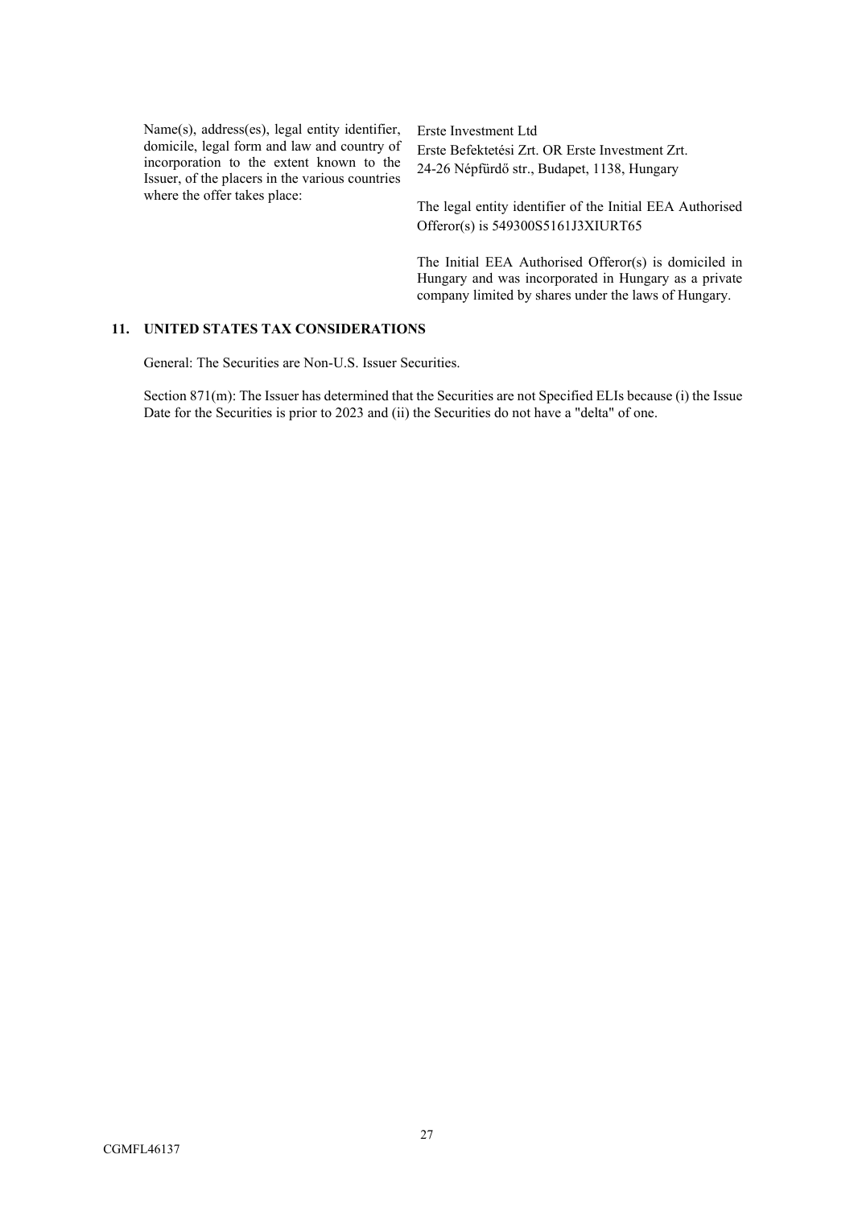| | |
|---|---|
| Name(s), address(es), legal entity identifier, domicile, legal form and law and country of incorporation to the extent known to the Issuer, of the placers in the various countries where the offer takes place: | Erste Investment Ltd<br>Erste Befektetési Zrt. OR Erste Investment Zrt.<br>24-26 Népfürdő str., Budapet, 1138, Hungary<br><br>The legal entity identifier of the Initial EEA Authorised Offeror(s) is 549300S5161J3XIURT65<br><br>The Initial EEA Authorised Offeror(s) is domiciled in Hungary and was incorporated in Hungary as a private company limited by shares under the laws of Hungary. |

## 11. UNITED STATES TAX CONSIDERATIONS

General: The Securities are Non-U.S. Issuer Securities.

Section 871(m): The Issuer has determined that the Securities are not Specified ELIs because (i) the Issue Date for the Securities is prior to 2023 and (ii) the Securities do not have a "delta" of one.

CGMFL46137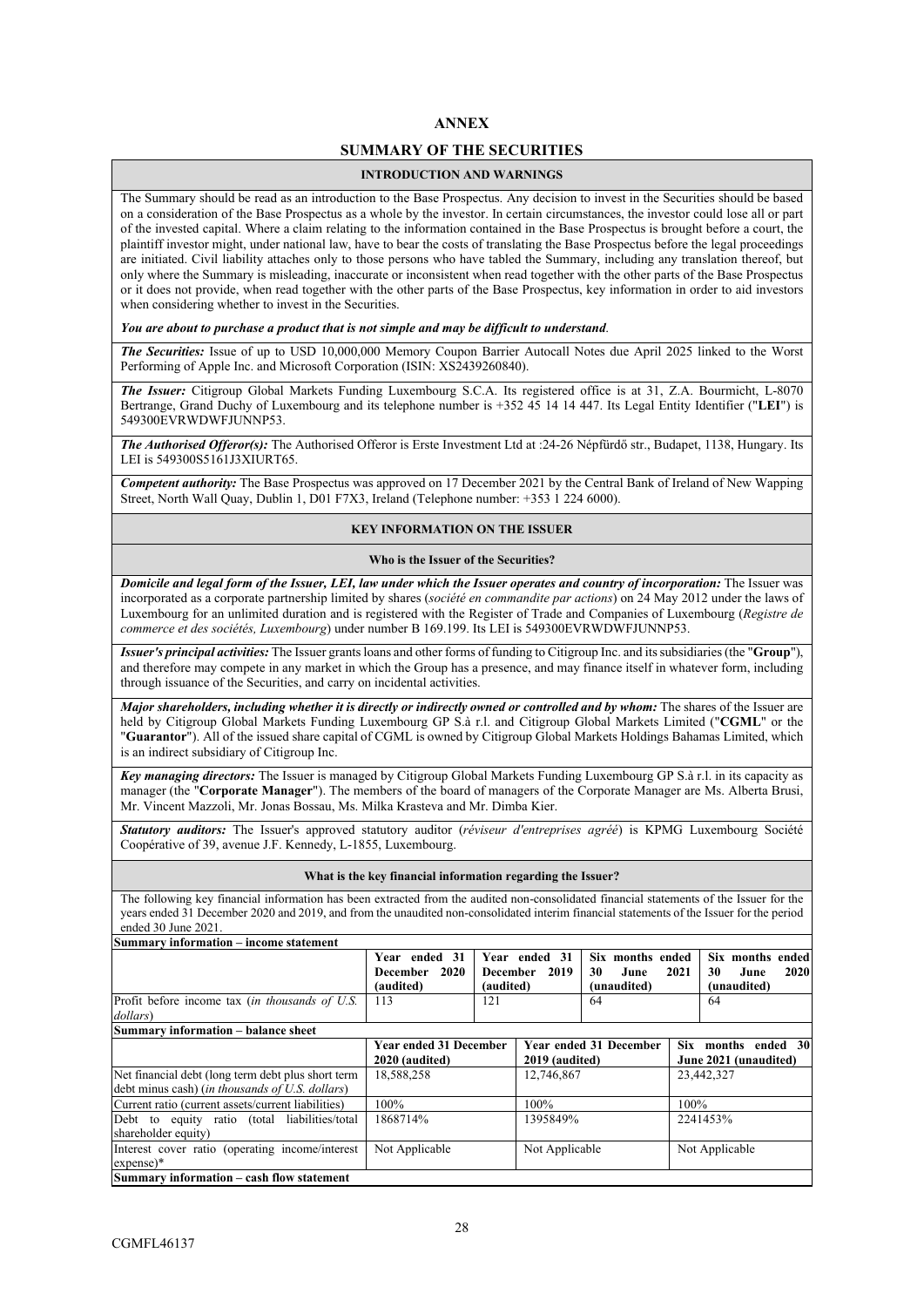# ANNEX

## SUMMARY OF THE SECURITIES

### INTRODUCTION AND WARNINGS

The Summary should be read as an introduction to the Base Prospectus. Any decision to invest in the Securities should be based on a consideration of the Base Prospectus as a whole by the investor. In certain circumstances, the investor could lose all or part of the invested capital. Where a claim relating to the information contained in the Base Prospectus is brought before a court, the plaintiff investor might, under national law, have to bear the costs of translating the Base Prospectus before the legal proceedings are initiated. Civil liability attaches only to those persons who have tabled the Summary, including any translation thereof, but only where the Summary is misleading, inaccurate or inconsistent when read together with the other parts of the Base Prospectus or it does not provide, when read together with the other parts of the Base Prospectus, key information in order to aid investors when considering whether to invest in the Securities.

***You are about to purchase a product that is not simple and may be difficult to understand.***

***The Securities:*** Issue of up to USD 10,000,000 Memory Coupon Barrier Autocall Notes due April 2025 linked to the Worst Performing of Apple Inc. and Microsoft Corporation (ISIN: XS2439260840).

***The Issuer:*** Citigroup Global Markets Funding Luxembourg S.C.A. Its registered office is at 31, Z.A. Bourmicht, L-8070 Bertrange, Grand Duchy of Luxembourg and its telephone number is +352 45 14 14 447. Its Legal Entity Identifier ("**LEI**") is 549300EVRWDWFJUNNP53.

***The Authorised Offeror(s):*** The Authorised Offeror is Erste Investment Ltd at :24-26 Népfürdő str., Budapet, 1138, Hungary. Its LEI is 549300S5161J3XIURT65.

***Competent authority:*** The Base Prospectus was approved on 17 December 2021 by the Central Bank of Ireland of New Wapping Street, North Wall Quay, Dublin 1, D01 F7X3, Ireland (Telephone number: +353 1 224 6000).

### KEY INFORMATION ON THE ISSUER

#### Who is the Issuer of the Securities?

***Domicile and legal form of the Issuer, LEI, law under which the Issuer operates and country of incorporation:*** The Issuer was incorporated as a corporate partnership limited by shares (*société en commandite par actions*) on 24 May 2012 under the laws of Luxembourg for an unlimited duration and is registered with the Register of Trade and Companies of Luxembourg (*Registre de commerce et des sociétés, Luxembourg*) under number B 169.199. Its LEI is 549300EVRWDWFJUNNP53.

***Issuer's principal activities:*** The Issuer grants loans and other forms of funding to Citigroup Inc. and its subsidiaries (the "**Group**"), and therefore may compete in any market in which the Group has a presence, and may finance itself in whatever form, including through issuance of the Securities, and carry on incidental activities.

***Major shareholders, including whether it is directly or indirectly owned or controlled and by whom:*** The shares of the Issuer are held by Citigroup Global Markets Funding Luxembourg GP S.à r.l. and Citigroup Global Markets Limited ("**CGML**" or the "**Guarantor**"). All of the issued share capital of CGML is owned by Citigroup Global Markets Holdings Bahamas Limited, which is an indirect subsidiary of Citigroup Inc.

***Key managing directors:*** The Issuer is managed by Citigroup Global Markets Funding Luxembourg GP S.à r.l. in its capacity as manager (the "**Corporate Manager**"). The members of the board of managers of the Corporate Manager are Ms. Alberta Brusi, Mr. Vincent Mazzoli, Mr. Jonas Bossau, Ms. Milka Krasteva and Mr. Dimba Kier.

***Statutory auditors:*** The Issuer's approved statutory auditor (*réviseur d'entreprises agréé*) is KPMG Luxembourg Société Coopérative of 39, avenue J.F. Kennedy, L-1855, Luxembourg.

#### What is the key financial information regarding the Issuer?

The following key financial information has been extracted from the audited non-consolidated financial statements of the Issuer for the years ended 31 December 2020 and 2019, and from the unaudited non-consolidated interim financial statements of the Issuer for the period ended 30 June 2021.

**Summary information – income statement**

| | **Year ended 31 December 2020 (audited)** | **Year ended 31 December 2019 (audited)** | **Six months ended 30 June 2021 (unaudited)** | **Six months ended 30 June 2020 (unaudited)** |
|---|---|---|---|---|
| Profit before income tax (*in thousands of U.S. dollars*) | 113 | 121 | 64 | 64 |

**Summary information – balance sheet**

| | **Year ended 31 December 2020 (audited)** | **Year ended 31 December 2019 (audited)** | **Six months ended 30 June 2021 (unaudited)** |
|---|---|---|---|
| Net financial debt (long term debt plus short term debt minus cash) (*in thousands of U.S. dollars*) | 18,588,258 | 12,746,867 | 23,442,327 |
| Current ratio (current assets/current liabilities) | 100% | 100% | 100% |
| Debt to equity ratio (total liabilities/total shareholder equity) | 1868714% | 1395849% | 2241453% |
| Interest cover ratio (operating income/interest expense)* | Not Applicable | Not Applicable | Not Applicable |

**Summary information – cash flow statement**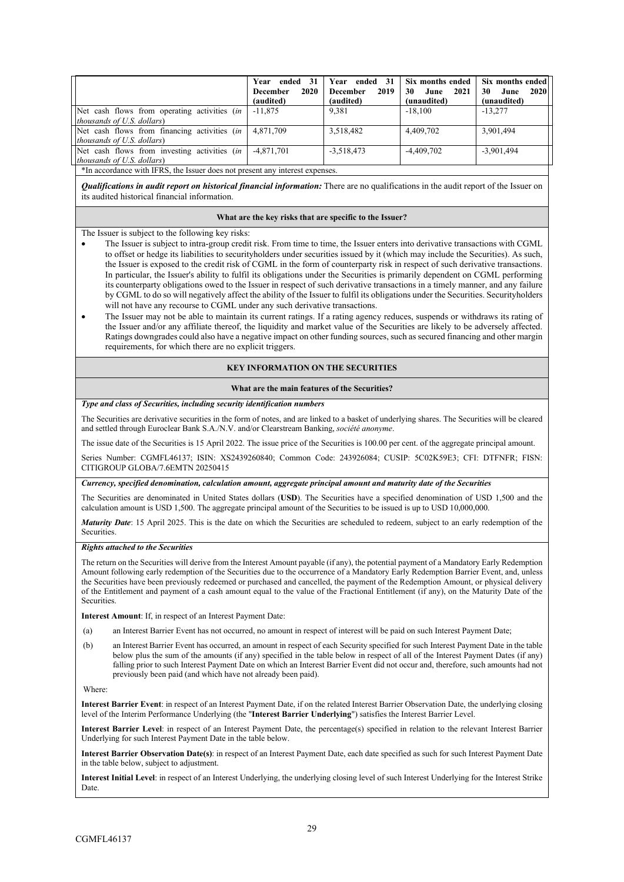| | Year ended 31 December 2020 (audited) | Year ended 31 December 2019 (audited) | Six months ended 30 June 2021 (unaudited) | Six months ended 30 June 2020 (unaudited) |
|---|---|---|---|---|
| Net cash flows from operating activities (*in thousands of U.S. dollars*) | -11,875 | 9,381 | -18,100 | -13,277 |
| Net cash flows from financing activities (*in thousands of U.S. dollars*) | 4,871,709 | 3,518,482 | 4,409,702 | 3,901,494 |
| Net cash flows from investing activities (*in thousands of U.S. dollars*) | -4,871,701 | -3,518,473 | -4,409,702 | -3,901,494 |

*In accordance with IFRS, the Issuer does not present any interest expenses.

***Qualifications in audit report on historical financial information:*** There are no qualifications in the audit report of the Issuer on its audited historical financial information.

**What are the key risks that are specific to the Issuer?**

The Issuer is subject to the following key risks:

- The Issuer is subject to intra-group credit risk. From time to time, the Issuer enters into derivative transactions with CGML to offset or hedge its liabilities to securityholders under securities issued by it (which may include the Securities). As such, the Issuer is exposed to the credit risk of CGML in the form of counterparty risk in respect of such derivative transactions. In particular, the Issuer's ability to fulfil its obligations under the Securities is primarily dependent on CGML performing its counterparty obligations owed to the Issuer in respect of such derivative transactions in a timely manner, and any failure by CGML to do so will negatively affect the ability of the Issuer to fulfil its obligations under the Securities. Securityholders will not have any recourse to CGML under any such derivative transactions.
- The Issuer may not be able to maintain its current ratings. If a rating agency reduces, suspends or withdraws its rating of the Issuer and/or any affiliate thereof, the liquidity and market value of the Securities are likely to be adversely affected. Ratings downgrades could also have a negative impact on other funding sources, such as secured financing and other margin requirements, for which there are no explicit triggers.

**KEY INFORMATION ON THE SECURITIES**

**What are the main features of the Securities?**

***Type and class of Securities, including security identification numbers***

The Securities are derivative securities in the form of notes, and are linked to a basket of underlying shares. The Securities will be cleared and settled through Euroclear Bank S.A./N.V. and/or Clearstream Banking, *société anonyme*.

The issue date of the Securities is 15 April 2022. The issue price of the Securities is 100.00 per cent. of the aggregate principal amount.

Series Number: CGMFL46137; ISIN: XS2439260840; Common Code: 243926084; CUSIP: 5C02K59E3; CFI: DTFNFR; FISN: CITIGROUP GLOBA/7.6EMTN 20250415

***Currency, specified denomination, calculation amount, aggregate principal amount and maturity date of the Securities***

The Securities are denominated in United States dollars (**USD**). The Securities have a specified denomination of USD 1,500 and the calculation amount is USD 1,500. The aggregate principal amount of the Securities to be issued is up to USD 10,000,000.

***Maturity Date***: 15 April 2025. This is the date on which the Securities are scheduled to redeem, subject to an early redemption of the Securities.

***Rights attached to the Securities***

The return on the Securities will derive from the Interest Amount payable (if any), the potential payment of a Mandatory Early Redemption Amount following early redemption of the Securities due to the occurrence of a Mandatory Early Redemption Barrier Event, and, unless the Securities have been previously redeemed or purchased and cancelled, the payment of the Redemption Amount, or physical delivery of the Entitlement and payment of a cash amount equal to the value of the Fractional Entitlement (if any), on the Maturity Date of the Securities.

**Interest Amount**: If, in respect of an Interest Payment Date:

(a) an Interest Barrier Event has not occurred, no amount in respect of interest will be paid on such Interest Payment Date;

(b) an Interest Barrier Event has occurred, an amount in respect of each Security specified for such Interest Payment Date in the table below plus the sum of the amounts (if any) specified in the table below in respect of all of the Interest Payment Dates (if any) falling prior to such Interest Payment Date on which an Interest Barrier Event did not occur and, therefore, such amounts had not previously been paid (and which have not already been paid).

Where:

**Interest Barrier Event**: in respect of an Interest Payment Date, if on the related Interest Barrier Observation Date, the underlying closing level of the Interim Performance Underlying (the "**Interest Barrier Underlying**") satisfies the Interest Barrier Level.

**Interest Barrier Level**: in respect of an Interest Payment Date, the percentage(s) specified in relation to the relevant Interest Barrier Underlying for such Interest Payment Date in the table below.

**Interest Barrier Observation Date(s)**: in respect of an Interest Payment Date, each date specified as such for such Interest Payment Date in the table below, subject to adjustment.

**Interest Initial Level**: in respect of an Interest Underlying, the underlying closing level of such Interest Underlying for the Interest Strike Date.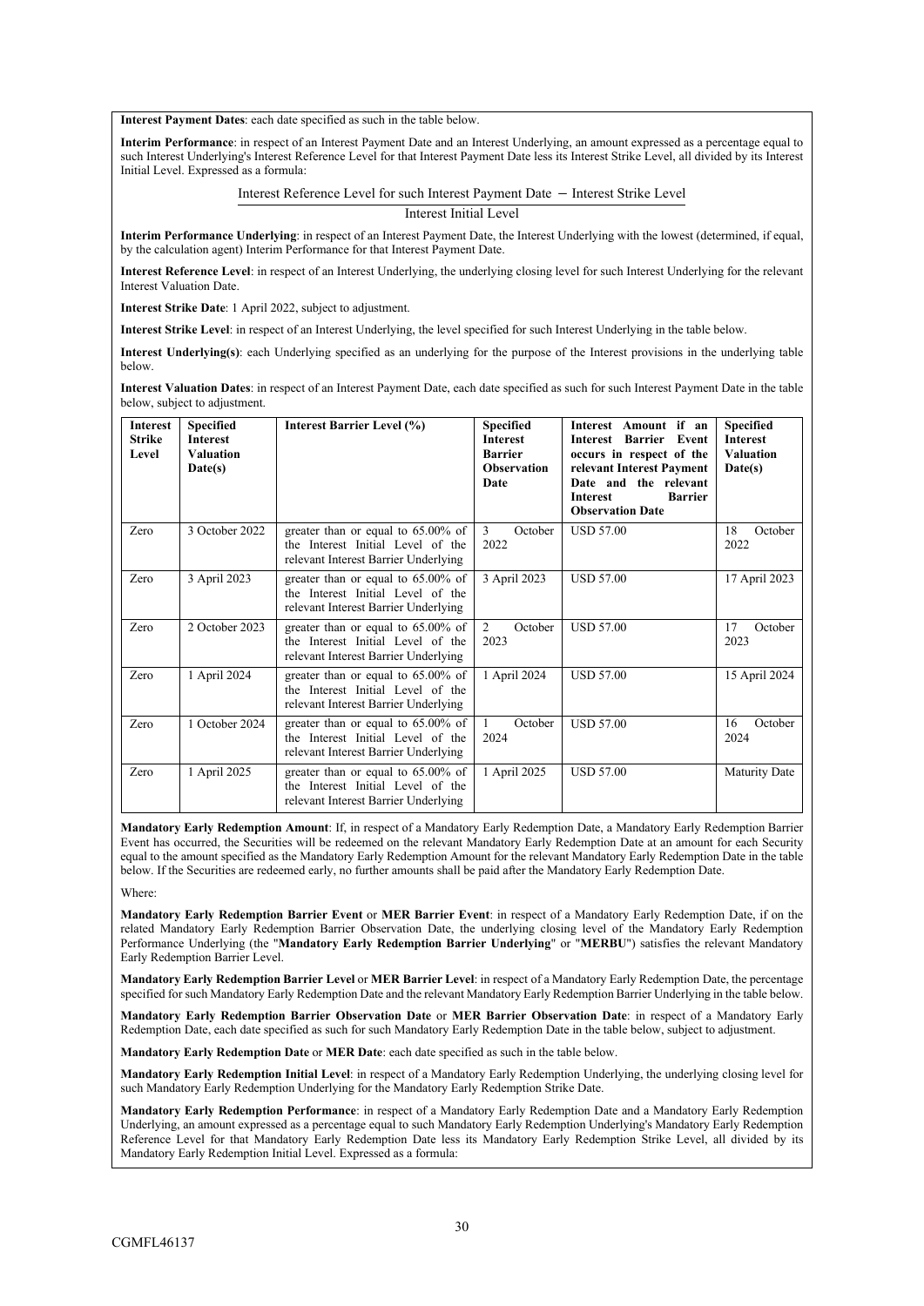**Interest Payment Dates**: each date specified as such in the table below.

**Interim Performance**: in respect of an Interest Payment Date and an Interest Underlying, an amount expressed as a percentage equal to such Interest Underlying's Interest Reference Level for that Interest Payment Date less its Interest Strike Level, all divided by its Interest Initial Level. Expressed as a formula:

$$\frac{\text{Interest Reference Level for such Interest Payment Date} - \text{Interest Strike Level}}{\text{Interest Initial Level}}$$

**Interim Performance Underlying**: in respect of an Interest Payment Date, the Interest Underlying with the lowest (determined, if equal, by the calculation agent) Interim Performance for that Interest Payment Date.

**Interest Reference Level**: in respect of an Interest Underlying, the underlying closing level for such Interest Underlying for the relevant Interest Valuation Date.

**Interest Strike Date**: 1 April 2022, subject to adjustment.

**Interest Strike Level**: in respect of an Interest Underlying, the level specified for such Interest Underlying in the table below.

**Interest Underlying(s)**: each Underlying specified as an underlying for the purpose of the Interest provisions in the underlying table below.

**Interest Valuation Dates**: in respect of an Interest Payment Date, each date specified as such for such Interest Payment Date in the table below, subject to adjustment.

| Interest Strike Level | Specified Interest Valuation Date(s) | Interest Barrier Level (%) | Specified Interest Barrier Observation Date | Interest Amount if an Interest Barrier Event occurs in respect of the relevant Interest Payment Date and the relevant Interest Barrier Observation Date | Specified Interest Valuation Date(s) |
|---|---|---|---|---|---|
| Zero | 3 October 2022 | greater than or equal to 65.00% of the Interest Initial Level of the relevant Interest Barrier Underlying | 3 October 2022 | USD 57.00 | 18 October 2022 |
| Zero | 3 April 2023 | greater than or equal to 65.00% of the Interest Initial Level of the relevant Interest Barrier Underlying | 3 April 2023 | USD 57.00 | 17 April 2023 |
| Zero | 2 October 2023 | greater than or equal to 65.00% of the Interest Initial Level of the relevant Interest Barrier Underlying | 2 October 2023 | USD 57.00 | 17 October 2023 |
| Zero | 1 April 2024 | greater than or equal to 65.00% of the Interest Initial Level of the relevant Interest Barrier Underlying | 1 April 2024 | USD 57.00 | 15 April 2024 |
| Zero | 1 October 2024 | greater than or equal to 65.00% of the Interest Initial Level of the relevant Interest Barrier Underlying | 1 October 2024 | USD 57.00 | 16 October 2024 |
| Zero | 1 April 2025 | greater than or equal to 65.00% of the Interest Initial Level of the relevant Interest Barrier Underlying | 1 April 2025 | USD 57.00 | Maturity Date |

**Mandatory Early Redemption Amount**: If, in respect of a Mandatory Early Redemption Date, a Mandatory Early Redemption Barrier Event has occurred, the Securities will be redeemed on the relevant Mandatory Early Redemption Date at an amount for each Security equal to the amount specified as the Mandatory Early Redemption Amount for the relevant Mandatory Early Redemption Date in the table below. If the Securities are redeemed early, no further amounts shall be paid after the Mandatory Early Redemption Date.

Where:

**Mandatory Early Redemption Barrier Event** or **MER Barrier Event**: in respect of a Mandatory Early Redemption Date, if on the related Mandatory Early Redemption Barrier Observation Date, the underlying closing level of the Mandatory Early Redemption Performance Underlying (the "**Mandatory Early Redemption Barrier Underlying**" or "**MERBU**") satisfies the relevant Mandatory Early Redemption Barrier Level.

**Mandatory Early Redemption Barrier Level** or **MER Barrier Level**: in respect of a Mandatory Early Redemption Date, the percentage specified for such Mandatory Early Redemption Date and the relevant Mandatory Early Redemption Barrier Underlying in the table below.

**Mandatory Early Redemption Barrier Observation Date** or **MER Barrier Observation Date**: in respect of a Mandatory Early Redemption Date, each date specified as such for such Mandatory Early Redemption Date in the table below, subject to adjustment.

**Mandatory Early Redemption Date** or **MER Date**: each date specified as such in the table below.

**Mandatory Early Redemption Initial Level**: in respect of a Mandatory Early Redemption Underlying, the underlying closing level for such Mandatory Early Redemption Underlying for the Mandatory Early Redemption Strike Date.

**Mandatory Early Redemption Performance**: in respect of a Mandatory Early Redemption Date and a Mandatory Early Redemption Underlying, an amount expressed as a percentage equal to such Mandatory Early Redemption Underlying's Mandatory Early Redemption Reference Level for that Mandatory Early Redemption Date less its Mandatory Early Redemption Strike Level, all divided by its Mandatory Early Redemption Initial Level. Expressed as a formula: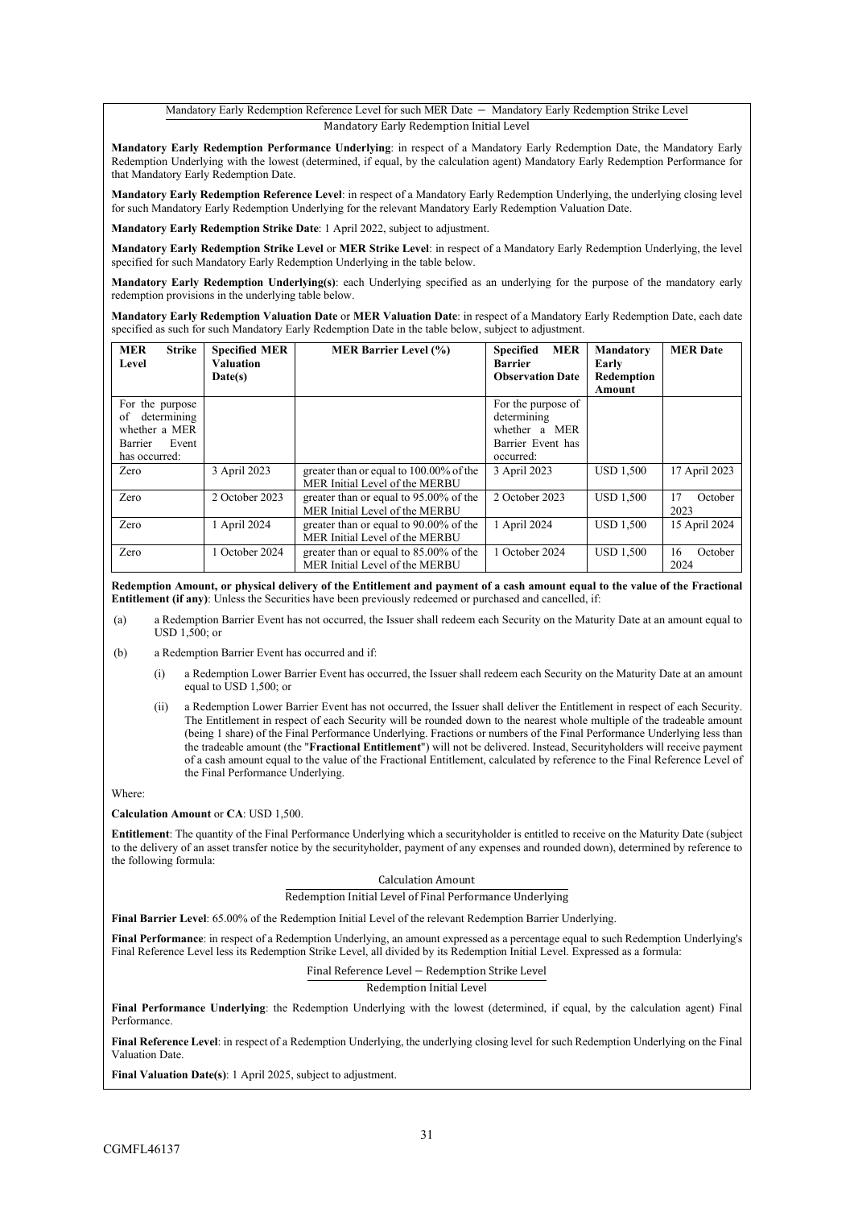$$\frac{\text{Mandatory Early Redemption Reference Level for such MER Date} - \text{Mandatory Early Redemption Strike Level}}{\text{Mandatory Early Redemption Initial Level}}$$

**Mandatory Early Redemption Performance Underlying**: in respect of a Mandatory Early Redemption Date, the Mandatory Early Redemption Underlying with the lowest (determined, if equal, by the calculation agent) Mandatory Early Redemption Performance for that Mandatory Early Redemption Date.

**Mandatory Early Redemption Reference Level**: in respect of a Mandatory Early Redemption Underlying, the underlying closing level for such Mandatory Early Redemption Underlying for the relevant Mandatory Early Redemption Valuation Date.

**Mandatory Early Redemption Strike Date**: 1 April 2022, subject to adjustment.

**Mandatory Early Redemption Strike Level** or **MER Strike Level**: in respect of a Mandatory Early Redemption Underlying, the level specified for such Mandatory Early Redemption Underlying in the table below.

**Mandatory Early Redemption Underlying(s)**: each Underlying specified as an underlying for the purpose of the mandatory early redemption provisions in the underlying table below.

**Mandatory Early Redemption Valuation Date** or **MER Valuation Date**: in respect of a Mandatory Early Redemption Date, each date specified as such for such Mandatory Early Redemption Date in the table below, subject to adjustment.

| **MER Strike Level** | **Specified MER Valuation Date(s)** | **MER Barrier Level (%)** | **Specified MER Barrier Observation Date** | **Mandatory Early Redemption Amount** | **MER Date** |
|---|---|---|---|---|---|
| For the purpose of determining whether a MER Barrier Event has occurred: | | | For the purpose of determining whether a MER Barrier Event has occurred: | | |
| Zero | 3 April 2023 | greater than or equal to 100.00% of the MER Initial Level of the MERBU | 3 April 2023 | USD 1,500 | 17 April 2023 |
| Zero | 2 October 2023 | greater than or equal to 95.00% of the MER Initial Level of the MERBU | 2 October 2023 | USD 1,500 | 17 October 2023 |
| Zero | 1 April 2024 | greater than or equal to 90.00% of the MER Initial Level of the MERBU | 1 April 2024 | USD 1,500 | 15 April 2024 |
| Zero | 1 October 2024 | greater than or equal to 85.00% of the MER Initial Level of the MERBU | 1 October 2024 | USD 1,500 | 16 October 2024 |

**Redemption Amount, or physical delivery of the Entitlement and payment of a cash amount equal to the value of the Fractional Entitlement (if any)**: Unless the Securities have been previously redeemed or purchased and cancelled, if:

(a) a Redemption Barrier Event has not occurred, the Issuer shall redeem each Security on the Maturity Date at an amount equal to USD 1,500; or

(b) a Redemption Barrier Event has occurred and if:

 (i) a Redemption Lower Barrier Event has occurred, the Issuer shall redeem each Security on the Maturity Date at an amount equal to USD 1,500; or

 (ii) a Redemption Lower Barrier Event has not occurred, the Issuer shall deliver the Entitlement in respect of each Security. The Entitlement in respect of each Security will be rounded down to the nearest whole multiple of the tradeable amount (being 1 share) of the Final Performance Underlying. Fractions or numbers of the Final Performance Underlying less than the tradeable amount (the "**Fractional Entitlement**") will not be delivered. Instead, Securityholders will receive payment of a cash amount equal to the value of the Fractional Entitlement, calculated by reference to the Final Reference Level of the Final Performance Underlying.

Where:

**Calculation Amount** or **CA**: USD 1,500.

**Entitlement**: The quantity of the Final Performance Underlying which a securityholder is entitled to receive on the Maturity Date (subject to the delivery of an asset transfer notice by the securityholder, payment of any expenses and rounded down), determined by reference to the following formula:

$$\frac{\text{Calculation Amount}}{\text{Redemption Initial Level of Final Performance Underlying}}$$

**Final Barrier Level**: 65.00% of the Redemption Initial Level of the relevant Redemption Barrier Underlying.

**Final Performance**: in respect of a Redemption Underlying, an amount expressed as a percentage equal to such Redemption Underlying's Final Reference Level less its Redemption Strike Level, all divided by its Redemption Initial Level. Expressed as a formula:

$$\frac{\text{Final Reference Level} - \text{Redemption Strike Level}}{\text{Redemption Initial Level}}$$

**Final Performance Underlying**: the Redemption Underlying with the lowest (determined, if equal, by the calculation agent) Final Performance.

**Final Reference Level**: in respect of a Redemption Underlying, the underlying closing level for such Redemption Underlying on the Final Valuation Date.

**Final Valuation Date(s)**: 1 April 2025, subject to adjustment.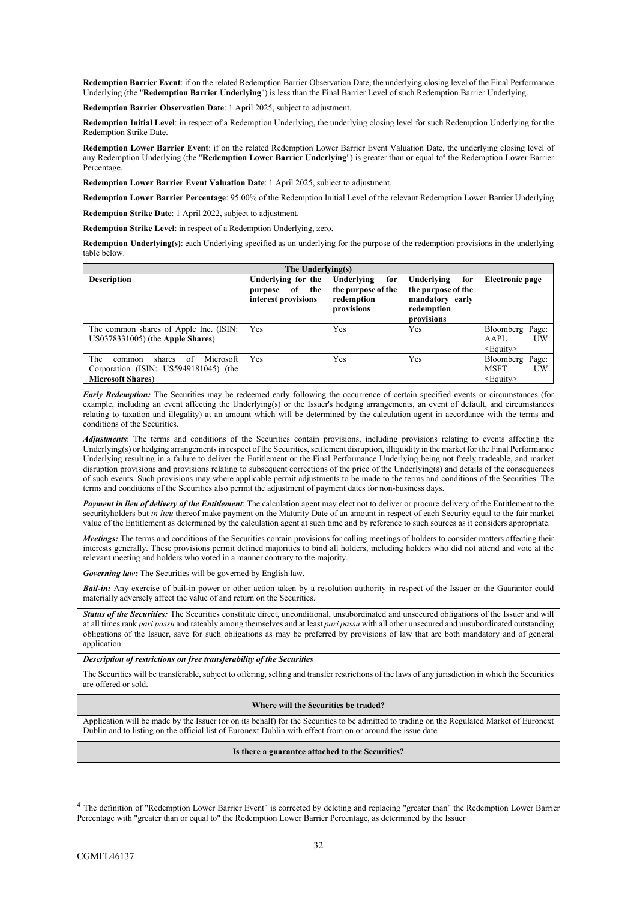**Redemption Barrier Event**: if on the related Redemption Barrier Observation Date, the underlying closing level of the Final Performance Underlying (the "**Redemption Barrier Underlying**") is less than the Final Barrier Level of such Redemption Barrier Underlying.

**Redemption Barrier Observation Date**: 1 April 2025, subject to adjustment.

**Redemption Initial Level**: in respect of a Redemption Underlying, the underlying closing level for such Redemption Underlying for the Redemption Strike Date.

**Redemption Lower Barrier Event**: if on the related Redemption Lower Barrier Event Valuation Date, the underlying closing level of any Redemption Underlying (the "**Redemption Lower Barrier Underlying**") is greater than or equal to[4] the Redemption Lower Barrier Percentage.

**Redemption Lower Barrier Event Valuation Date**: 1 April 2025, subject to adjustment.

**Redemption Lower Barrier Percentage**: 95.00% of the Redemption Initial Level of the relevant Redemption Lower Barrier Underlying

**Redemption Strike Date**: 1 April 2022, subject to adjustment.

**Redemption Strike Level**: in respect of a Redemption Underlying, zero.

**Redemption Underlying(s)**: each Underlying specified as an underlying for the purpose of the redemption provisions in the underlying table below.

| **The Underlying(s)** | | | | |
|---|---|---|---|---|
| **Description** | **Underlying for the purpose of the interest provisions** | **Underlying for the purpose of the redemption provisions** | **Underlying for the purpose of the mandatory early redemption provisions** | **Electronic page** |
| The common shares of Apple Inc. (ISIN: US0378331005) (the **Apple Shares**) | Yes | Yes | Yes | Bloomberg Page: AAPL UW <Equity> |
| The common shares of Microsoft Corporation (ISIN: US5949181045) (the **Microsoft Shares**) | Yes | Yes | Yes | Bloomberg Page: MSFT UW <Equity> |

***Early Redemption:*** The Securities may be redeemed early following the occurrence of certain specified events or circumstances (for example, including an event affecting the Underlying(s) or the Issuer's hedging arrangements, an event of default, and circumstances relating to taxation and illegality) at an amount which will be determined by the calculation agent in accordance with the terms and conditions of the Securities.

***Adjustments***: The terms and conditions of the Securities contain provisions, including provisions relating to events affecting the Underlying(s) or hedging arrangements in respect of the Securities, settlement disruption, illiquidity in the market for the Final Performance Underlying resulting in a failure to deliver the Entitlement or the Final Performance Underlying being not freely tradeable, and market disruption provisions and provisions relating to subsequent corrections of the price of the Underlying(s) and details of the consequences of such events. Such provisions may where applicable permit adjustments to be made to the terms and conditions of the Securities. The terms and conditions of the Securities also permit the adjustment of payment dates for non-business days.

***Payment in lieu of delivery of the Entitlement***: The calculation agent may elect not to deliver or procure delivery of the Entitlement to the securityholders but *in lieu* thereof make payment on the Maturity Date of an amount in respect of each Security equal to the fair market value of the Entitlement as determined by the calculation agent at such time and by reference to such sources as it considers appropriate.

***Meetings:*** The terms and conditions of the Securities contain provisions for calling meetings of holders to consider matters affecting their interests generally. These provisions permit defined majorities to bind all holders, including holders who did not attend and vote at the relevant meeting and holders who voted in a manner contrary to the majority.

***Governing law:*** The Securities will be governed by English law.

***Bail-in:*** Any exercise of bail-in power or other action taken by a resolution authority in respect of the Issuer or the Guarantor could materially adversely affect the value of and return on the Securities.

***Status of the Securities:*** The Securities constitute direct, unconditional, unsubordinated and unsecured obligations of the Issuer and will at all times rank *pari passu* and rateably among themselves and at least *pari passu* with all other unsecured and unsubordinated outstanding obligations of the Issuer, save for such obligations as may be preferred by provisions of law that are both mandatory and of general application.

***Description of restrictions on free transferability of the Securities***

The Securities will be transferable, subject to offering, selling and transfer restrictions of the laws of any jurisdiction in which the Securities are offered or sold.

**Where will the Securities be traded?**

Application will be made by the Issuer (or on its behalf) for the Securities to be admitted to trading on the Regulated Market of Euronext Dublin and to listing on the official list of Euronext Dublin with effect from on or around the issue date.

**Is there a guarantee attached to the Securities?**

[4] The definition of "Redemption Lower Barrier Event" is corrected by deleting and replacing "greater than" the Redemption Lower Barrier Percentage with "greater than or equal to" the Redemption Lower Barrier Percentage, as determined by the Issuer

CGMFL46137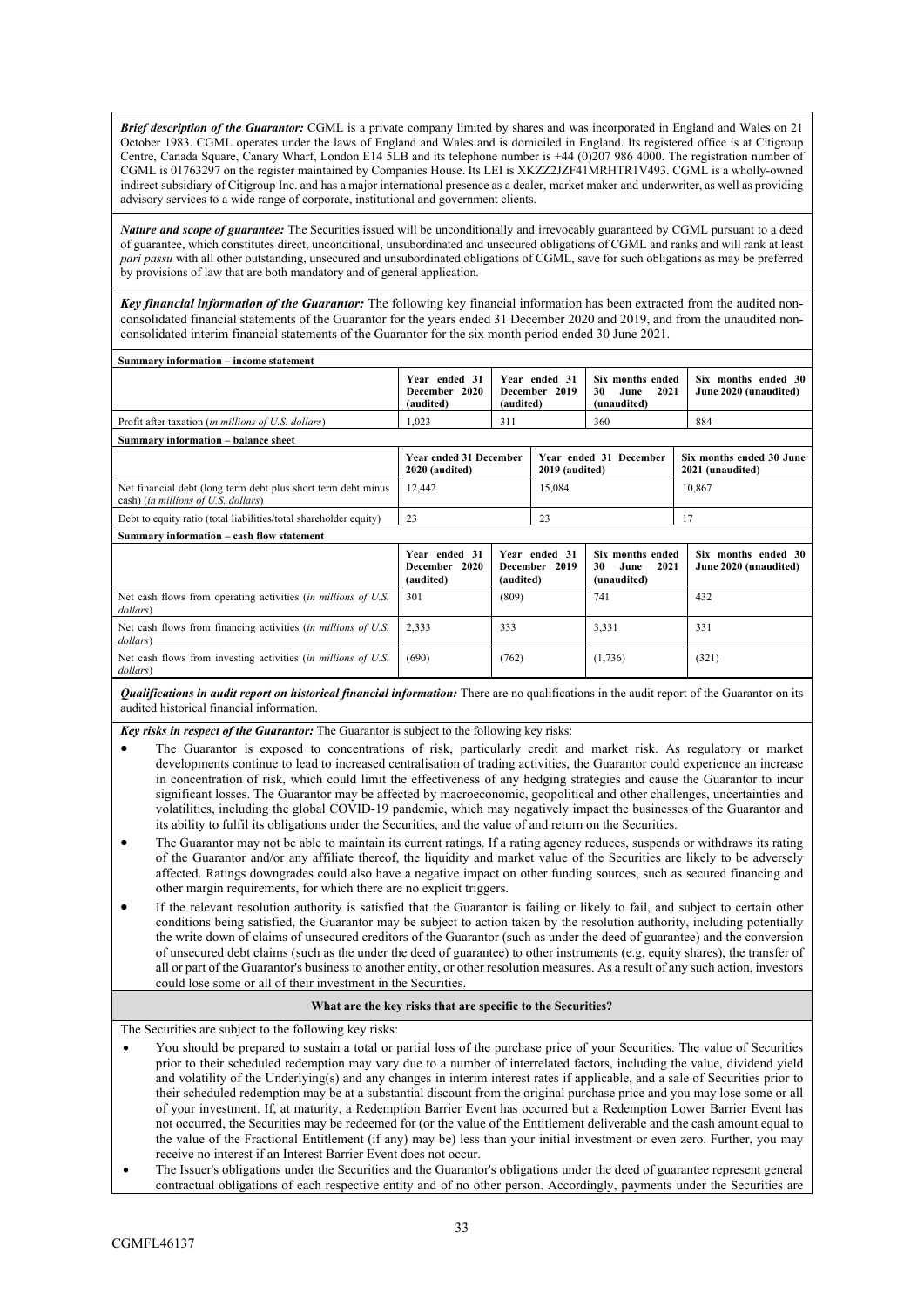***Brief description of the Guarantor:*** CGML is a private company limited by shares and was incorporated in England and Wales on 21 October 1983. CGML operates under the laws of England and Wales and is domiciled in England. Its registered office is at Citigroup Centre, Canada Square, Canary Wharf, London E14 5LB and its telephone number is +44 (0)207 986 4000. The registration number of CGML is 01763297 on the register maintained by Companies House. Its LEI is XKZZ2JZF41MRHTR1V493. CGML is a wholly-owned indirect subsidiary of Citigroup Inc. and has a major international presence as a dealer, market maker and underwriter, as well as providing advisory services to a wide range of corporate, institutional and government clients.

***Nature and scope of guarantee:*** The Securities issued will be unconditionally and irrevocably guaranteed by CGML pursuant to a deed of guarantee, which constitutes direct, unconditional, unsubordinated and unsecured obligations of CGML and ranks and will rank at least *pari passu* with all other outstanding, unsecured and unsubordinated obligations of CGML, save for such obligations as may be preferred by provisions of law that are both mandatory and of general application.

***Key financial information of the Guarantor:*** The following key financial information has been extracted from the audited non-consolidated financial statements of the Guarantor for the years ended 31 December 2020 and 2019, and from the unaudited non-consolidated interim financial statements of the Guarantor for the six month period ended 30 June 2021.

**Summary information – income statement**

| | Year ended 31 December 2020 (audited) | Year ended 31 December 2019 (audited) | Six months ended 30 June 2021 (unaudited) | Six months ended 30 June 2020 (unaudited) |
|---|---|---|---|---|
| Profit after taxation (*in millions of U.S. dollars*) | 1,023 | 311 | 360 | 884 |

**Summary information – balance sheet**

| | Year ended 31 December 2020 (audited) | Year ended 31 December 2019 (audited) | Six months ended 30 June 2021 (unaudited) |
|---|---|---|---|
| Net financial debt (long term debt plus short term debt minus cash) (*in millions of U.S. dollars*) | 12,442 | 15,084 | 10,867 |
| Debt to equity ratio (total liabilities/total shareholder equity) | 23 | 23 | 17 |

**Summary information – cash flow statement**

| | Year ended 31 December 2020 (audited) | Year ended 31 December 2019 (audited) | Six months ended 30 June 2021 (unaudited) | Six months ended 30 June 2020 (unaudited) |
|---|---|---|---|---|
| Net cash flows from operating activities (*in millions of U.S. dollars*) | 301 | (809) | 741 | 432 |
| Net cash flows from financing activities (*in millions of U.S. dollars*) | 2,333 | 333 | 3,331 | 331 |
| Net cash flows from investing activities (*in millions of U.S. dollars*) | (690) | (762) | (1,736) | (321) |

***Qualifications in audit report on historical financial information:*** There are no qualifications in the audit report of the Guarantor on its audited historical financial information.

***Key risks in respect of the Guarantor:*** The Guarantor is subject to the following key risks:

- The Guarantor is exposed to concentrations of risk, particularly credit and market risk. As regulatory or market developments continue to lead to increased centralisation of trading activities, the Guarantor could experience an increase in concentration of risk, which could limit the effectiveness of any hedging strategies and cause the Guarantor to incur significant losses. The Guarantor may be affected by macroeconomic, geopolitical and other challenges, uncertainties and volatilities, including the global COVID-19 pandemic, which may negatively impact the businesses of the Guarantor and its ability to fulfil its obligations under the Securities, and the value of and return on the Securities.
- The Guarantor may not be able to maintain its current ratings. If a rating agency reduces, suspends or withdraws its rating of the Guarantor and/or any affiliate thereof, the liquidity and market value of the Securities are likely to be adversely affected. Ratings downgrades could also have a negative impact on other funding sources, such as secured financing and other margin requirements, for which there are no explicit triggers.
- If the relevant resolution authority is satisfied that the Guarantor is failing or likely to fail, and subject to certain other conditions being satisfied, the Guarantor may be subject to action taken by the resolution authority, including potentially the write down of claims of unsecured creditors of the Guarantor (such as under the deed of guarantee) and the conversion of unsecured debt claims (such as the under the deed of guarantee) to other instruments (e.g. equity shares), the transfer of all or part of the Guarantor's business to another entity, or other resolution measures. As a result of any such action, investors could lose some or all of their investment in the Securities.

**What are the key risks that are specific to the Securities?**

The Securities are subject to the following key risks:

- You should be prepared to sustain a total or partial loss of the purchase price of your Securities. The value of Securities prior to their scheduled redemption may vary due to a number of interrelated factors, including the value, dividend yield and volatility of the Underlying(s) and any changes in interim interest rates if applicable, and a sale of Securities prior to their scheduled redemption may be at a substantial discount from the original purchase price and you may lose some or all of your investment. If, at maturity, a Redemption Barrier Event has occurred but a Redemption Lower Barrier Event has not occurred, the Securities may be redeemed for (or the value of the Entitlement deliverable and the cash amount equal to the value of the Fractional Entitlement (if any) may be) less than your initial investment or even zero. Further, you may receive no interest if an Interest Barrier Event does not occur.
- The Issuer's obligations under the Securities and the Guarantor's obligations under the deed of guarantee represent general contractual obligations of each respective entity and of no other person. Accordingly, payments under the Securities are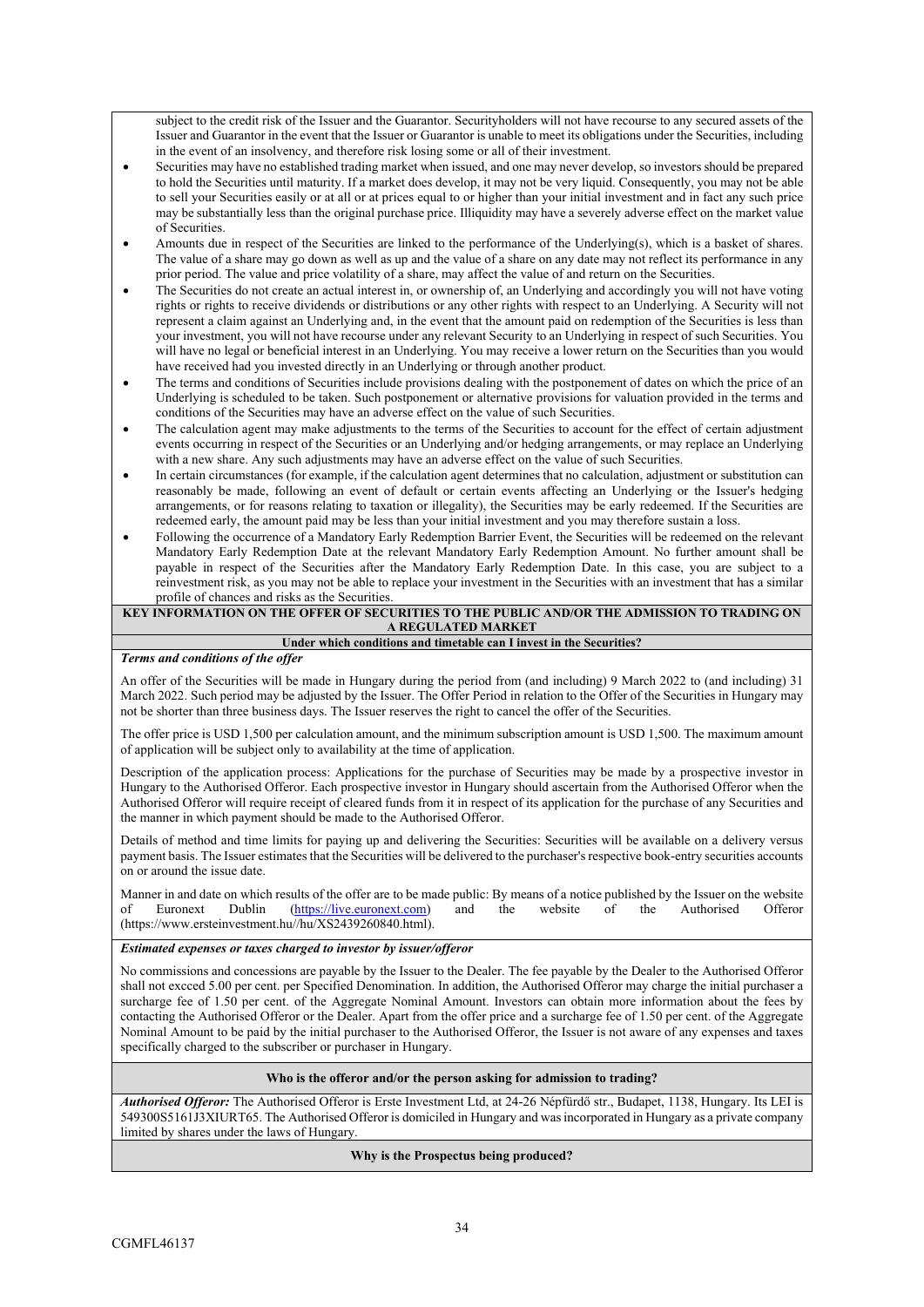subject to the credit risk of the Issuer and the Guarantor. Securityholders will not have recourse to any secured assets of the Issuer and Guarantor in the event that the Issuer or Guarantor is unable to meet its obligations under the Securities, including in the event of an insolvency, and therefore risk losing some or all of their investment.

- Securities may have no established trading market when issued, and one may never develop, so investors should be prepared to hold the Securities until maturity. If a market does develop, it may not be very liquid. Consequently, you may not be able to sell your Securities easily or at all or at prices equal to or higher than your initial investment and in fact any such price may be substantially less than the original purchase price. Illiquidity may have a severely adverse effect on the market value of Securities.
- Amounts due in respect of the Securities are linked to the performance of the Underlying(s), which is a basket of shares. The value of a share may go down as well as up and the value of a share on any date may not reflect its performance in any prior period. The value and price volatility of a share, may affect the value of and return on the Securities.
- The Securities do not create an actual interest in, or ownership of, an Underlying and accordingly you will not have voting rights or rights to receive dividends or distributions or any other rights with respect to an Underlying. A Security will not represent a claim against an Underlying and, in the event that the amount paid on redemption of the Securities is less than your investment, you will not have recourse under any relevant Security to an Underlying in respect of such Securities. You will have no legal or beneficial interest in an Underlying. You may receive a lower return on the Securities than you would have received had you invested directly in an Underlying or through another product.
- The terms and conditions of Securities include provisions dealing with the postponement of dates on which the price of an Underlying is scheduled to be taken. Such postponement or alternative provisions for valuation provided in the terms and conditions of the Securities may have an adverse effect on the value of such Securities.
- The calculation agent may make adjustments to the terms of the Securities to account for the effect of certain adjustment events occurring in respect of the Securities or an Underlying and/or hedging arrangements, or may replace an Underlying with a new share. Any such adjustments may have an adverse effect on the value of such Securities.
- In certain circumstances (for example, if the calculation agent determines that no calculation, adjustment or substitution can reasonably be made, following an event of default or certain events affecting an Underlying or the Issuer's hedging arrangements, or for reasons relating to taxation or illegality), the Securities may be early redeemed. If the Securities are redeemed early, the amount paid may be less than your initial investment and you may therefore sustain a loss.
- Following the occurrence of a Mandatory Early Redemption Barrier Event, the Securities will be redeemed on the relevant Mandatory Early Redemption Date at the relevant Mandatory Early Redemption Amount. No further amount shall be payable in respect of the Securities after the Mandatory Early Redemption Date. In this case, you are subject to a reinvestment risk, as you may not be able to replace your investment in the Securities with an investment that has a similar profile of chances and risks as the Securities.

**KEY INFORMATION ON THE OFFER OF SECURITIES TO THE PUBLIC AND/OR THE ADMISSION TO TRADING ON A REGULATED MARKET**

**Under which conditions and timetable can I invest in the Securities?**

***Terms and conditions of the offer***

An offer of the Securities will be made in Hungary during the period from (and including) 9 March 2022 to (and including) 31 March 2022. Such period may be adjusted by the Issuer. The Offer Period in relation to the Offer of the Securities in Hungary may not be shorter than three business days. The Issuer reserves the right to cancel the offer of the Securities.

The offer price is USD 1,500 per calculation amount, and the minimum subscription amount is USD 1,500. The maximum amount of application will be subject only to availability at the time of application.

Description of the application process: Applications for the purchase of Securities may be made by a prospective investor in Hungary to the Authorised Offeror. Each prospective investor in Hungary should ascertain from the Authorised Offeror when the Authorised Offeror will require receipt of cleared funds from it in respect of its application for the purchase of any Securities and the manner in which payment should be made to the Authorised Offeror.

Details of method and time limits for paying up and delivering the Securities: Securities will be available on a delivery versus payment basis. The Issuer estimates that the Securities will be delivered to the purchaser's respective book-entry securities accounts on or around the issue date.

Manner in and date on which results of the offer are to be made public: By means of a notice published by the Issuer on the website of Euronext Dublin (https://live.euronext.com) and the website of the Authorised Offeror (https://www.ersteinvestment.hu//hu/XS2439260840.html).

***Estimated expenses or taxes charged to investor by issuer/offeror***

No commissions and concessions are payable by the Issuer to the Dealer. The fee payable by the Dealer to the Authorised Offeror shall not excced 5.00 per cent. per Specified Denomination. In addition, the Authorised Offeror may charge the initial purchaser a surcharge fee of 1.50 per cent. of the Aggregate Nominal Amount. Investors can obtain more information about the fees by contacting the Authorised Offeror or the Dealer. Apart from the offer price and a surcharge fee of 1.50 per cent. of the Aggregate Nominal Amount to be paid by the initial purchaser to the Authorised Offeror, the Issuer is not aware of any expenses and taxes specifically charged to the subscriber or purchaser in Hungary.

**Who is the offeror and/or the person asking for admission to trading?**

***Authorised Offeror:*** The Authorised Offeror is Erste Investment Ltd, at 24-26 Népfürdő str., Budapet, 1138, Hungary. Its LEI is 549300S5161J3XIURT65. The Authorised Offeror is domiciled in Hungary and was incorporated in Hungary as a private company limited by shares under the laws of Hungary.

**Why is the Prospectus being produced?**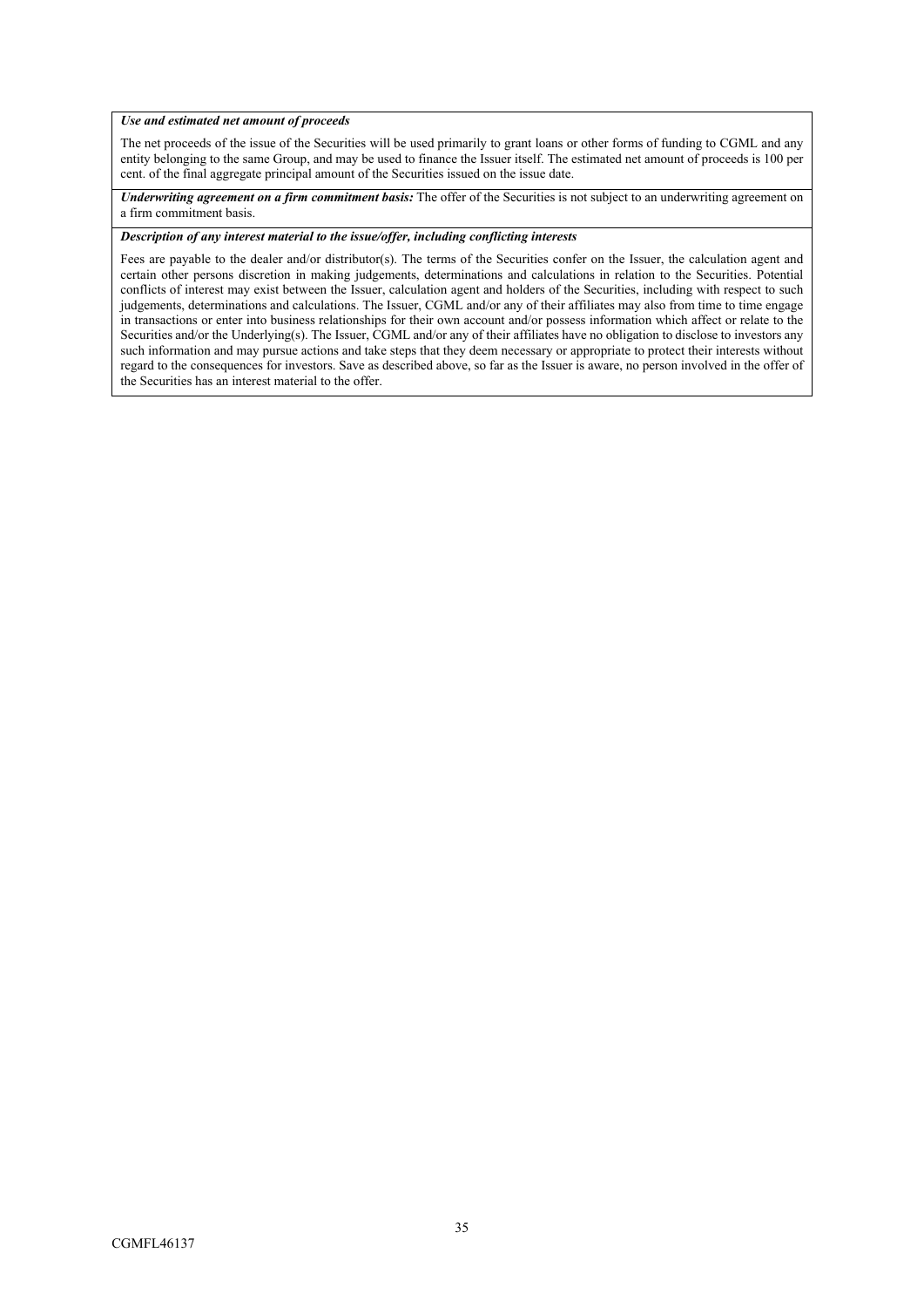***Use and estimated net amount of proceeds***

The net proceeds of the issue of the Securities will be used primarily to grant loans or other forms of funding to CGML and any entity belonging to the same Group, and may be used to finance the Issuer itself. The estimated net amount of proceeds is 100 per cent. of the final aggregate principal amount of the Securities issued on the issue date.

***Underwriting agreement on a firm commitment basis:*** The offer of the Securities is not subject to an underwriting agreement on a firm commitment basis.

***Description of any interest material to the issue/offer, including conflicting interests***

Fees are payable to the dealer and/or distributor(s). The terms of the Securities confer on the Issuer, the calculation agent and certain other persons discretion in making judgements, determinations and calculations in relation to the Securities. Potential conflicts of interest may exist between the Issuer, calculation agent and holders of the Securities, including with respect to such judgements, determinations and calculations. The Issuer, CGML and/or any of their affiliates may also from time to time engage in transactions or enter into business relationships for their own account and/or possess information which affect or relate to the Securities and/or the Underlying(s). The Issuer, CGML and/or any of their affiliates have no obligation to disclose to investors any such information and may pursue actions and take steps that they deem necessary or appropriate to protect their interests without regard to the consequences for investors. Save as described above, so far as the Issuer is aware, no person involved in the offer of the Securities has an interest material to the offer.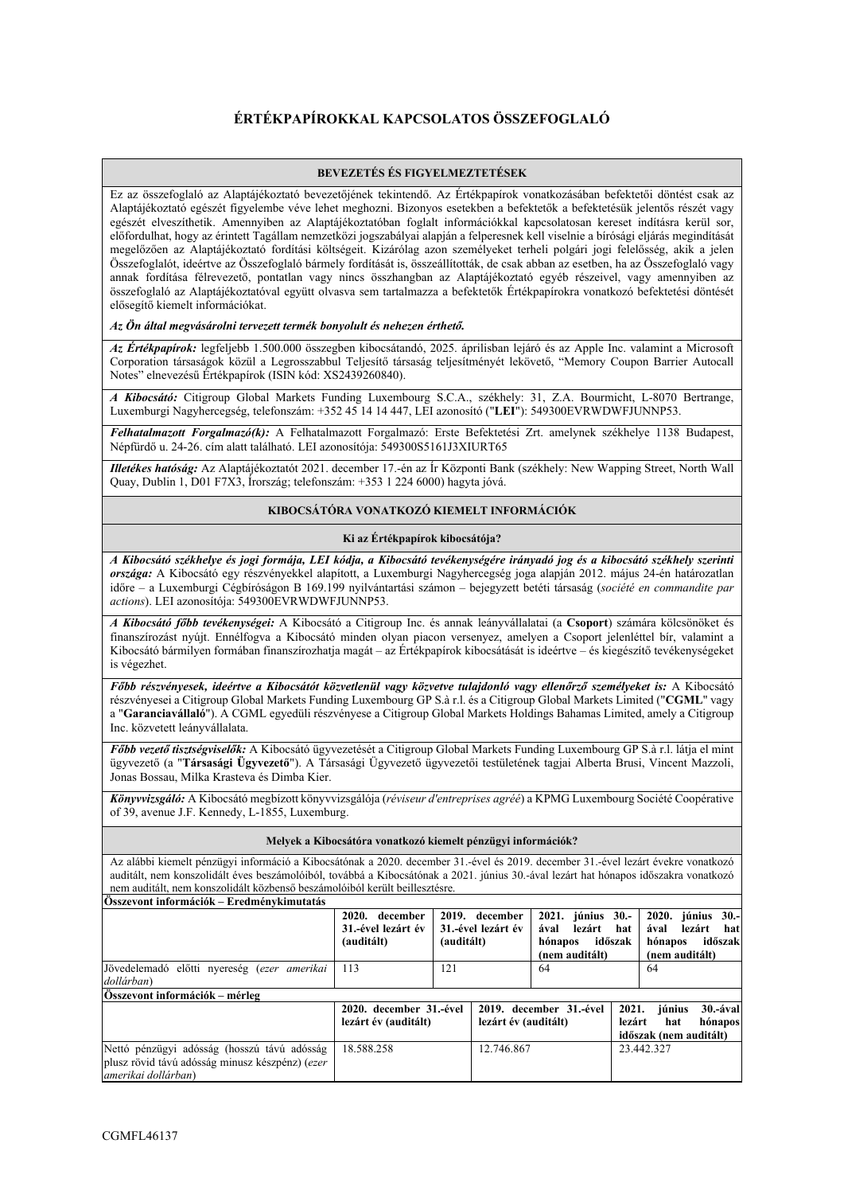# ÉRTÉKPAPÍROKKAL KAPCSOLATOS ÖSSZEFOGLALÓ

## BEVEZETÉS ÉS FIGYELMEZTETÉSEK

Ez az összefoglaló az Alaptájékoztató bevezetőjének tekintendő. Az Értékpapírok vonatkozásában befektetői döntést csak az Alaptájékoztató egészét figyelembe véve lehet meghozni. Bizonyos esetekben a befektetők a befektetésük jelentős részét vagy egészét elveszíthetik. Amennyiben az Alaptájékoztatóban foglalt információkkal kapcsolatosan kereset indításra kerül sor, előfordulhat, hogy az érintett Tagállam nemzetközi jogszabályai alapján a felperesnek kell viselnie a bírósági eljárás megindítását megelőzően az Alaptájékoztató fordítási költségeit. Kizárólag azon személyeket terheli polgári jogi felelősség, akik a jelen Összefoglalót, ideértve az Összefoglaló bármely fordítását is, összeállították, de csak abban az esetben, ha az Összefoglaló vagy annak fordítása félrevezető, pontatlan vagy nincs összhangban az Alaptájékoztató egyéb részeivel, vagy amennyiben az összefoglaló az Alaptájékoztatóval együtt olvasva sem tartalmazza a befektetők Értékpapírokra vonatkozó befektetési döntését elősegítő kiemelt információkat.

***Az Ön által megvásárolni tervezett termék bonyolult és nehezen érthető.***

***Az Értékpapírok:*** legfeljebb 1.500.000 összegben kibocsátandó, 2025. áprilisban lejáró és az Apple Inc. valamint a Microsoft Corporation társaságok közül a Legrosszabbul Teljesítő társaság teljesítményét lekövető, "Memory Coupon Barrier Autocall Notes" elnevezésű Értékpapírok (ISIN kód: XS2439260840).

***A Kibocsátó:*** Citigroup Global Markets Funding Luxembourg S.C.A., székhely: 31, Z.A. Bourmicht, L-8070 Bertrange, Luxemburgi Nagyhercegség, telefonszám: +352 45 14 14 447, LEI azonosító ("**LEI**"): 549300EVRWDWFJUNNP53.

***Felhatalmazott Forgalmazó(k):*** A Felhatalmazott Forgalmazó: Erste Befektetési Zrt. amelynek székhelye 1138 Budapest, Népfürdő u. 24-26. cím alatt található. LEI azonosítója: 549300S5161J3XIURT65

***Illetékes hatóság:*** Az Alaptájékoztatót 2021. december 17.-én az Ír Központi Bank (székhely: New Wapping Street, North Wall Quay, Dublin 1, D01 F7X3, Írország; telefonszám: +353 1 224 6000) hagyta jóvá.

## KIBOCSÁTÓRA VONATKOZÓ KIEMELT INFORMÁCIÓK

### Ki az Értékpapírok kibocsátója?

***A Kibocsátó székhelye és jogi formája, LEI kódja, a Kibocsátó tevékenységére irányadó jog és a kibocsátó székhely szerinti országa:*** A Kibocsátó egy részvényekkel alapított, a Luxemburgi Nagyhercegség joga alapján 2012. május 24-én határozatlan időre – a Luxemburgi Cégbíróságon B 169.199 nyilvántartási számon – bejegyzett betéti társaság (*société en commandite par actions*). LEI azonosítója: 549300EVRWDWFJUNNP53.

***A Kibocsátó főbb tevékenységei:*** A Kibocsátó a Citigroup Inc. és annak leányvállalatai (a **Csoport**) számára kölcsönöket és finanszírozást nyújt. Ennélfogva a Kibocsátó minden olyan piacon versenyez, amelyen a Csoport jelenléttel bír, valamint a Kibocsátó bármilyen formában finanszírozhatja magát – az Értékpapírok kibocsátását is ideértve – és kiegészítő tevékenységeket is végezhet.

***Főbb részvényesek, ideértve a Kibocsátót közvetlenül vagy közvetve tulajdonló vagy ellenőrző személyeket is:*** A Kibocsátó részvényesei a Citigroup Global Markets Funding Luxembourg GP S.à r.l. és a Citigroup Global Markets Limited ("**CGML**" vagy a "**Garanciavállaló**"). A CGML egyedüli részvényese a Citigroup Global Markets Holdings Bahamas Limited, amely a Citigroup Inc. közvetett leányvállalata.

***Főbb vezető tisztségviselők:*** A Kibocsátó ügyvezetését a Citigroup Global Markets Funding Luxembourg GP S.à r.l. látja el mint ügyvezető (a "**Társasági Ügyvezető**"). A Társasági Ügyvezető ügyvezetői testületének tagjai Alberta Brusi, Vincent Mazzoli, Jonas Bossau, Milka Krasteva és Dimba Kier.

***Könyvvizsgáló:*** A Kibocsátó megbízott könyvvizsgálója (*réviseur d'entreprises agréé*) a KPMG Luxembourg Société Coopérative of 39, avenue J.F. Kennedy, L-1855, Luxemburg.

### Melyek a Kibocsátóra vonatkozó kiemelt pénzügyi információk?

Az alábbi kiemelt pénzügyi információ a Kibocsátónak a 2020. december 31.-ével és 2019. december 31.-ével lezárt évekre vonatkozó auditált, nem konszolidált éves beszámolóiból, továbbá a Kibocsátónak a 2021. június 30.-ával lezárt hat hónapos időszakra vonatkozó nem auditált, nem konszolidált közbenső beszámolóiból került beillesztésre.

| **Összevont információk – Eredménykimutatás** | | | | |
|---|---|---|---|---|
| | **2020. december 31.-ével lezárt év (auditált)** | **2019. december 31.-ével lezárt év (auditált)** | **2021. június 30.-ával lezárt hat hónapos időszak (nem auditált)** | **2020. június 30.-ával lezárt hat hónapos időszak (nem auditált)** |
| Jövedelemadó előtti nyereség (*ezer amerikai dollárban*) | 113 | 121 | 64 | 64 |

| **Összevont információk – mérleg** | | | |
|---|---|---|---|
| | **2020. december 31.-ével lezárt év (auditált)** | **2019. december 31.-ével lezárt év (auditált)** | **2021. június 30.-ával lezárt hat hónapos időszak (nem auditált)** |
| Nettó pénzügyi adósság (hosszú távú adósság plusz rövid távú adósság minusz készpénz) (*ezer amerikai dollárban*) | 18.588.258 | 12.746.867 | 23.442.327 |

CGMFL46137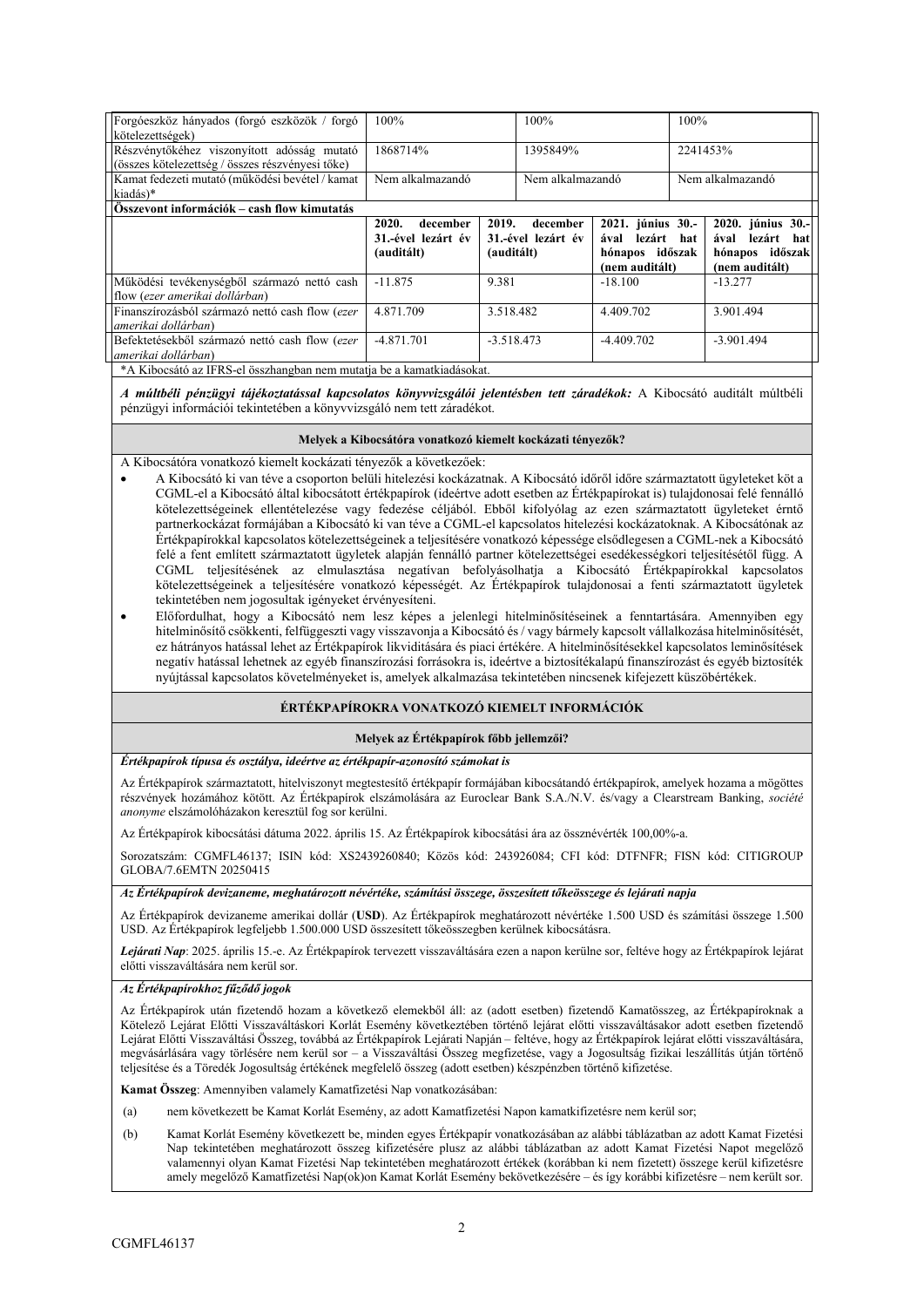| Forgóeszköz hányados (forgó eszközök / forgó kötelezettségek) | 100% | 100% | 100% |
|---|---|---|---|
| Részvénytőkéhez viszonyított adósság mutató (összes kötelezettség / összes részvényesi tőke) | 1868714% | 1395849% | 2241453% |
| Kamat fedezeti mutató (működési bevétel / kamat kiadás)* | Nem alkalmazandó | Nem alkalmazandó | Nem alkalmazandó |

**Összevont információk – cash flow kimutatás**

| | **2020. december 31.-ével lezárt év (auditált)** | **2019. december 31.-ével lezárt év (auditált)** | **2021. június 30.-ával lezárt hat hónapos időszak (nem auditált)** | **2020. június 30.-ával lezárt hat hónapos időszak (nem auditált)** |
|---|---|---|---|---|
| Működési tevékenységből származó nettó cash flow (*ezer amerikai dollárban*) | -11.875 | 9.381 | -18.100 | -13.277 |
| Finanszírozásból származó nettó cash flow (*ezer amerikai dollárban*) | 4.871.709 | 3.518.482 | 4.409.702 | 3.901.494 |
| Befektetésekből származó nettó cash flow (*ezer amerikai dollárban*) | -4.871.701 | -3.518.473 | -4.409.702 | -3.901.494 |

*A Kibocsátó az IFRS-el összhangban nem mutatja be a kamatkiadásokat.

***A múltbéli pénzügyi tájékoztatással kapcsolatos könyvvizsgálói jelentésben tett záradékok:*** A Kibocsátó auditált múltbéli pénzügyi információi tekintetében a könyvvizsgáló nem tett záradékot.

**Melyek a Kibocsátóra vonatkozó kiemelt kockázati tényezők?**

A Kibocsátóra vonatkozó kiemelt kockázati tényezők a következők:

- A Kibocsátó ki van téve a csoporton belüli hitelezési kockázatnak. A Kibocsátó időről időre származtatott ügyleteket köt a CGML-el a Kibocsátó által kibocsátott értékpapírok (ideértve adott esetben az Értékpapírokat is) tulajdonosai felé fennálló kötelezettségeinek ellentételezése vagy fedezése céljából. Ebből kifolyólag az ezen származtatott ügyleteket érintő partnerkockázat formájában a Kibocsátó ki van téve a CGML-el kapcsolatos hitelezési kockázatoknak. A Kibocsátónak az Értékpapírokkal kapcsolatos kötelezettségeinek a teljesítésére vonatkozó képessége elsődlegesen a CGML-nek a Kibocsátó felé a fent említett származtatott ügyletek alapján fennálló partner kötelezettségei esedékességkori teljesítésétől függ. A CGML teljesítésének az elmulasztása negatívan befolyásolhatja a Kibocsátó Értékpapírokkal kapcsolatos kötelezettségeinek a teljesítésére vonatkozó képességét. Az Értékpapírok tulajdonosai a fenti származtatott ügyletek tekintetében nem jogosultak igényeket érvényesíteni.
- Előfordulhat, hogy a Kibocsátó nem lesz képes a jelenlegi hitelminősítéseinek a fenntartására. Amennyiben egy hitelminősítő csökkenti, felfüggeszti vagy visszavonja a Kibocsátó és / vagy bármely kapcsolt vállalkozása hitelminősítését, ez hátrányos hatással lehet az Értékpapírok likviditására és piaci értékére. A hitelminősítésekkel kapcsolatos leminősítések negatív hatással lehetnek az egyéb finanszírozási forrásokra is, ideértve a biztosítékalapú finanszírozást és egyéb biztosíték nyújtással kapcsolatos követelményeket is, amelyek alkalmazása tekintetében nincsenek kifejezett küszöbértékek.

**ÉRTÉKPAPÍROKRA VONATKOZÓ KIEMELT INFORMÁCIÓK**

**Melyek az Értékpapírok főbb jellemzői?**

***Értékpapírok típusa és osztálya, ideértve az értékpapír-azonosító számokat is***

Az Értékpapírok származtatott, hitelviszonyt megtestesítő értékpapír formájában kibocsátandó értékpapírok, amelyek hozama a mögöttes részvények hozámához kötött. Az Értékpapírok elszámolására az Euroclear Bank S.A./N.V. és/vagy a Clearstream Banking, *société anonyme* elszámolóházakon keresztül fog sor kerülni.

Az Értékpapírok kibocsátási dátuma 2022. április 15. Az Értékpapírok kibocsátási ára az össznévérték 100,00%-a.

Sorozatszám: CGMFL46137; ISIN kód: XS2439260840; Közös kód: 243926084; CFI kód: DTFNFR; FISN kód: CITIGROUP GLOBA/7.6EMTN 20250415

***Az Értékpapírok devizaneme, meghatározott névértéke, számítási összege, összesített tőkeösszege és lejárati napja***

Az Értékpapírok devizaneme amerikai dollár (**USD**). Az Értékpapírok meghatározott névértéke 1.500 USD és számítási összege 1.500 USD. Az Értékpapírok legfeljebb 1.500.000 USD összesített tőkeösszegben kerülnek kibocsátásra.

***Lejárati Nap***: 2025. április 15.-e. Az Értékpapírok tervezett visszaváltására ezen a napon kerülne sor, feltéve hogy az Értékpapírok lejárat előtti visszaváltására nem kerül sor.

***Az Értékpapírokhoz fűződő jogok***

Az Értékpapírok után fizetendő hozam a következő elemekből áll: az (adott esetben) fizetendő Kamatösszeg, az Értékpapíroknak a Kötelező Lejárat Előtti Visszaváltáskori Korlát Esemény következtében történő lejárat előtti visszaváltásakor adott esetben fizetendő Lejárat Előtti Visszaváltási Összeg, továbbá az Értékpapírok Lejárati Napján – feltéve, hogy az Értékpapírok lejárat előtti visszaváltására, megvásárlására vagy törlésére nem kerül sor – a Visszaváltási Összeg megfizetése, vagy a Jogosultság fizikai leszállítás útján történő teljesítése és a Töredék Jogosultság értékének megfelelő összeg (adott esetben) készpénzben történő kifizetése.

**Kamat Összeg**: Amennyiben valamely Kamatfizetési Nap vonatkozásában:

(a) nem következett be Kamat Korlát Esemény, az adott Kamatfizetési Napon kamatkifizetésre nem kerül sor;

(b) Kamat Korlát Esemény következett be, minden egyes Értékpapír vonatkozásában az alábbi táblázatban az adott Kamat Fizetési Nap tekintetében meghatározott összeg kifizetésére plusz az alábbi táblázatban az adott Kamat Fizetési Napot megelőző valamennyi olyan Kamat Fizetési Nap tekintetében meghatározott értékek (korábban ki nem fizetett) összege kerül kifizetésre amely megelőző Kamatfizetési Nap(ok)on Kamat Korlát Esemény bekövetkezésére – és így korábbi kifizetésre – nem került sor.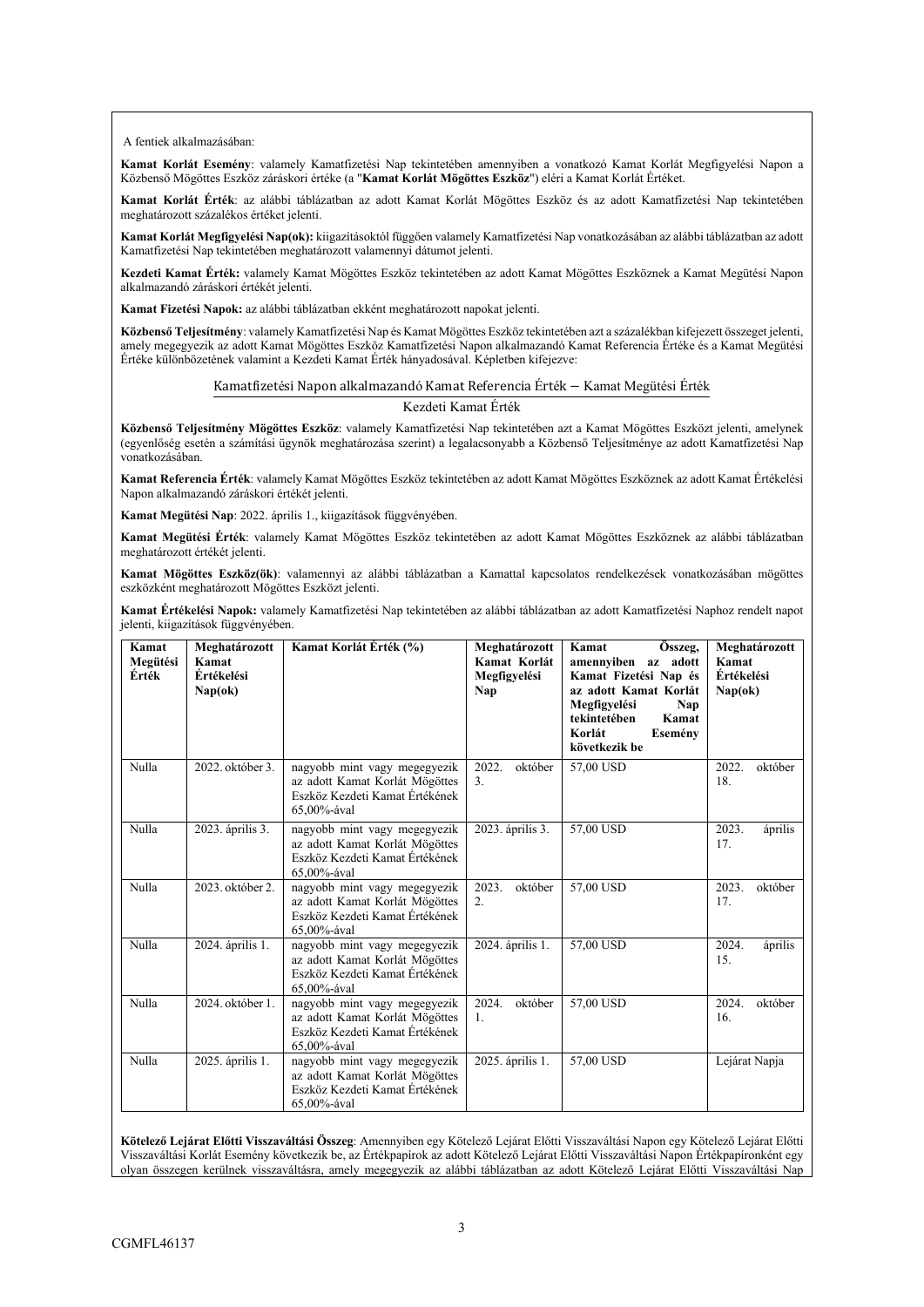A fentiek alkalmazásában:

**Kamat Korlát Esemény**: valamely Kamatfizetési Nap tekintetében amennyiben a vonatkozó Kamat Korlát Megfigyelési Napon a Közbenső Mögöttes Eszköz záráskori értéke (a "**Kamat Korlát Mögöttes Eszköz**") eléri a Kamat Korlát Értéket.

**Kamat Korlát Érték**: az alábbi táblázatban az adott Kamat Korlát Mögöttes Eszköz és az adott Kamatfizetési Nap tekintetében meghatározott százalékos értéket jelenti.

**Kamat Korlát Megfigyelési Nap(ok):** kiigazításoktól függően valamely Kamatfizetési Nap vonatkozásában az alábbi táblázatban az adott Kamatfizetési Nap tekintetében meghatározott valamennyi dátumot jelenti.

**Kezdeti Kamat Érték:** valamely Kamat Mögöttes Eszköz tekintetében az adott Kamat Mögöttes Eszköznek a Kamat Megütési Napon alkalmazandó záráskori értékét jelenti.

**Kamat Fizetési Napok:** az alábbi táblázatban ekként meghatározott napokat jelenti.

**Közbenső Teljesítmény**: valamely Kamatfizetési Nap és Kamat Mögöttes Eszköz tekintetében azt a százalékban kifejezett összeget jelenti, amely megegyezik az adott Kamat Mögöttes Eszköz Kamatfizetési Napon alkalmazandó Kamat Referencia Értéke és a Kamat Megütési Értéke különbözetének valamint a Kezdeti Kamat Érték hányadosával. Képletben kifejezve:

$$\frac{\text{Kamatfizetési Napon alkalmazandó Kamat Referencia Érték} - \text{Kamat Megütési Érték}}{\text{Kezdeti Kamat Érték}}$$

**Közbenső Teljesítmény Mögöttes Eszköz**: valamely Kamatfizetési Nap tekintetében azt a Kamat Mögöttes Eszközt jelenti, amelynek (egyenlőség esetén a számítási ügynök meghatározása szerint) a legalacsonyabb a Közbenső Teljesítménye az adott Kamatfizetési Nap vonatkozásában.

**Kamat Referencia Érték**: valamely Kamat Mögöttes Eszköz tekintetében az adott Kamat Mögöttes Eszköznek az adott Kamat Értékelési Napon alkalmazandó záráskori értékét jelenti.

**Kamat Megütési Nap**: 2022. április 1., kiigazítások függvényében.

**Kamat Megütési Érték**: valamely Kamat Mögöttes Eszköz tekintetében az adott Kamat Mögöttes Eszköznek az alábbi táblázatban meghatározott értékét jelenti.

**Kamat Mögöttes Eszköz(ök)**: valamennyi az alábbi táblázatban a Kamattal kapcsolatos rendelkezések vonatkozásában mögöttes eszközként meghatározott Mögöttes Eszközt jelenti.

**Kamat Értékelési Napok:** valamely Kamatfizetési Nap tekintetében az alábbi táblázatban az adott Kamatfizetési Naphoz rendelt napot jelenti, kiigazítások függvényében.

| Kamat Megütési Érték | Meghatározott Kamat Értékelési Nap(ok) | Kamat Korlát Érték (%) | Meghatározott Kamat Korlát Megfigyelési Nap | Kamat Összeg, amennyiben az adott Kamat Fizetési Nap és az adott Kamat Korlát Megfigyelési Nap tekintetében Kamat Korlát Esemény következik be | Meghatározott Kamat Értékelési Nap(ok) |
|---|---|---|---|---|---|
| Nulla | 2022. október 3. | nagyobb mint vagy megegyezik az adott Kamat Korlát Mögöttes Eszköz Kezdeti Kamat Értékének 65,00%-ával | 2022. október 3. | 57,00 USD | 2022. október 18. |
| Nulla | 2023. április 3. | nagyobb mint vagy megegyezik az adott Kamat Korlát Mögöttes Eszköz Kezdeti Kamat Értékének 65,00%-ával | 2023. április 3. | 57,00 USD | 2023. április 17. |
| Nulla | 2023. október 2. | nagyobb mint vagy megegyezik az adott Kamat Korlát Mögöttes Eszköz Kezdeti Kamat Értékének 65,00%-ával | 2023. október 2. | 57,00 USD | 2023. október 17. |
| Nulla | 2024. április 1. | nagyobb mint vagy megegyezik az adott Kamat Korlát Mögöttes Eszköz Kezdeti Kamat Értékének 65,00%-ával | 2024. április 1. | 57,00 USD | 2024. április 15. |
| Nulla | 2024. október 1. | nagyobb mint vagy megegyezik az adott Kamat Korlát Mögöttes Eszköz Kezdeti Kamat Értékének 65,00%-ával | 2024. október 1. | 57,00 USD | 2024. október 16. |
| Nulla | 2025. április 1. | nagyobb mint vagy megegyezik az adott Kamat Korlát Mögöttes Eszköz Kezdeti Kamat Értékének 65,00%-ával | 2025. április 1. | 57,00 USD | Lejárat Napja |

**Kötelező Lejárat Előtti Visszaváltási Összeg**: Amennyiben egy Kötelező Lejárat Előtti Visszaváltási Napon egy Kötelező Lejárat Előtti Visszaváltási Korlát Esemény következik be, az Értékpapírok az adott Kötelező Lejárat Előtti Visszaváltási Napon Értékpapíronként egy olyan összegen kerülnek visszaváltásra, amely megegyezik az alábbi táblázatban az adott Kötelező Lejárat Előtti Visszaváltási Nap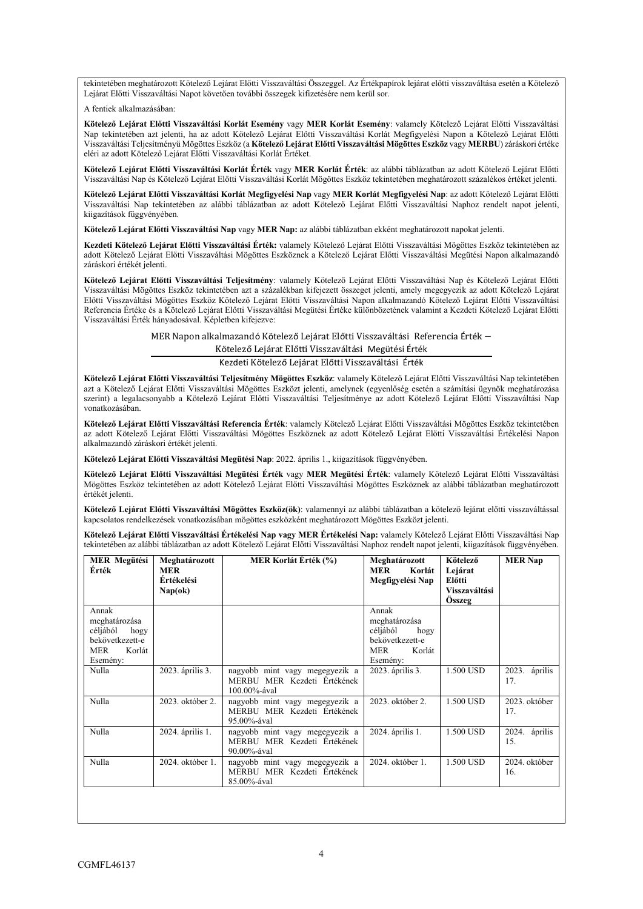tekintetében meghatározott Kötelező Lejárat Előtti Visszaváltási Összeggel. Az Értékpapírok lejárat előtti visszaváltása esetén a Kötelező Lejárat Előtti Visszaváltási Napot követően további összegek kifizetésére nem kerül sor.

A fentiek alkalmazásában:

**Kötelező Lejárat Előtti Visszaváltási Korlát Esemény** vagy **MER Korlát Esemény**: valamely Kötelező Lejárat Előtti Visszaváltási Nap tekintetében azt jelenti, ha az adott Kötelező Lejárat Előtti Visszaváltási Korlát Megfigyelési Napon a Kötelező Lejárat Előtti Visszaváltási Teljesítményű Mögöttes Eszköz (a **Kötelező Lejárat Előtti Visszaváltási Mögöttes Eszköz** vagy **MERBU**) záráskori értéke eléri az adott Kötelező Lejárat Előtti Visszaváltási Korlát Értéket.

**Kötelező Lejárat Előtti Visszaváltási Korlát Érték** vagy **MER Korlát Érték**: az alábbi táblázatban az adott Kötelező Lejárat Előtti Visszaváltási Nap és Kötelező Lejárat Előtti Visszaváltási Korlát Mögöttes Eszköz tekintetében meghatározott százalékos értéket jelenti.

**Kötelező Lejárat Előtti Visszaváltási Korlát Megfigyelési Nap** vagy **MER Korlát Megfigyelési Nap**: az adott Kötelező Lejárat Előtti Visszaváltási Nap tekintetében az alábbi táblázatban az adott Kötelező Lejárat Előtti Visszaváltási Naphoz rendelt napot jelenti, kiigazítások függvényében.

**Kötelező Lejárat Előtti Visszaváltási Nap** vagy **MER Nap:** az alábbi táblázatban ekként meghatározott napokat jelenti.

**Kezdeti Kötelező Lejárat Előtti Visszaváltási Érték:** valamely Kötelező Lejárat Előtti Visszaváltási Mögöttes Eszköz tekintetében az adott Kötelező Lejárat Előtti Visszaváltási Mögöttes Eszköznek a Kötelező Lejárat Előtti Visszaváltási Megütési Napon alkalmazandó záráskori értékét jelenti.

**Kötelező Lejárat Előtti Visszaváltási Teljesítmény**: valamely Kötelező Lejárat Előtti Visszaváltási Nap és Kötelező Lejárat Előtti Visszaváltási Mögöttes Eszköz tekintetében azt a százalékban kifejezett összeget jelenti, amely megegyezik az adott Kötelező Lejárat Előtti Visszaváltási Mögöttes Eszköz Kötelező Lejárat Előtti Visszaváltási Napon alkalmazandó Kötelező Lejárat Előtti Visszaváltási Referencia Értéke és a Kötelező Lejárat Előtti Visszaváltási Megütési Értéke különbözetének valamint a Kezdeti Kötelező Lejárat Előtti Visszaváltási Érték hányadosával. Képletben kifejezve:

$$\frac{\text{MER Napon alkalmazandó Kötelező Lejárat Előtti Visszaváltási Referencia Érték} - \text{Kötelező Lejárat Előtti Visszaváltási Megütési Érték}}{\text{Kezdeti Kötelező Lejárat Előtti Visszaváltási Érték}}$$

**Kötelező Lejárat Előtti Visszaváltási Teljesítmény Mögöttes Eszköz**: valamely Kötelező Lejárat Előtti Visszaváltási Nap tekintetében azt a Kötelező Lejárat Előtti Visszaváltási Mögöttes Eszközt jelenti, amelynek (egyenlőség esetén a számítási ügynök meghatározása szerint) a legalacsonyabb a Kötelező Lejárat Előtti Visszaváltási Teljesítménye az adott Kötelező Lejárat Előtti Visszaváltási Nap vonatkozásában.

**Kötelező Lejárat Előtti Visszaváltási Referencia Érték**: valamely Kötelező Lejárat Előtti Visszaváltási Mögöttes Eszköz tekintetében az adott Kötelező Lejárat Előtti Visszaváltási Mögöttes Eszköznek az adott Kötelező Lejárat Előtti Visszaváltási Értékelési Napon alkalmazandó záráskori értékét jelenti.

**Kötelező Lejárat Előtti Visszaváltási Megütési Nap**: 2022. április 1., kiigazítások függvényében.

**Kötelező Lejárat Előtti Visszaváltási Megütési Érték** vagy **MER Megütési Érték**: valamely Kötelező Lejárat Előtti Visszaváltási Mögöttes Eszköz tekintetében az adott Kötelező Lejárat Előtti Visszaváltási Mögöttes Eszköznek az alábbi táblázatban meghatározott értékét jelenti.

**Kötelező Lejárat Előtti Visszaváltási Mögöttes Eszköz(ök)**: valamennyi az alábbi táblázatban a kötelező lejárat előtti visszaváltással kapcsolatos rendelkezések vonatkozásában mögöttes eszközként meghatározott Mögöttes Eszközt jelenti.

**Kötelező Lejárat Előtti Visszaváltási Értékelési Nap vagy MER Értékelési Nap:** valamely Kötelező Lejárat Előtti Visszaváltási Nap tekintetében az alábbi táblázatban az adott Kötelező Lejárat Előtti Visszaváltási Naphoz rendelt napot jelenti, kiigazítások függvényében.

| MER Megütési Érték | Meghatározott MER Értékelési Nap(ok) | MER Korlát Érték (%) | Meghatározott MER Korlát Megfigyelési Nap | Kötelező Lejárat Előtti Visszaváltási Összeg | MER Nap |
|---|---|---|---|---|---|
| Annak meghatározása céljából hogy bekövetkezett-e MER Korlát Esemény: | | | Annak meghatározása céljából hogy bekövetkezett-e MER Korlát Esemény: | | |
| Nulla | 2023. április 3. | nagyobb mint vagy megegyezik a MERBU MER Kezdeti Értékének 100.00%-ával | 2023. április 3. | 1.500 USD | 2023. április 17. |
| Nulla | 2023. október 2. | nagyobb mint vagy megegyezik a MERBU MER Kezdeti Értékének 95.00%-ával | 2023. október 2. | 1.500 USD | 2023. október 17. |
| Nulla | 2024. április 1. | nagyobb mint vagy megegyezik a MERBU MER Kezdeti Értékének 90.00%-ával | 2024. április 1. | 1.500 USD | 2024. április 15. |
| Nulla | 2024. október 1. | nagyobb mint vagy megegyezik a MERBU MER Kezdeti Értékének 85.00%-ával | 2024. október 1. | 1.500 USD | 2024. október 16. |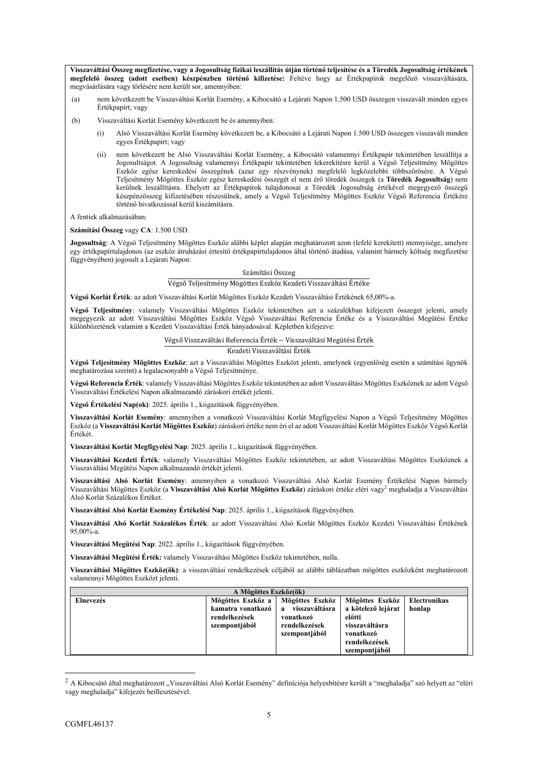**Visszaváltási Összeg megfizetése, vagy a Jogosultság fizikai leszállítás útján történő teljesítése és a Töredék Jogosultság értékének megfelelő összeg (adott esetben) készpénzben történő kifizetése:** Feltéve hogy az Értékpapírok megelőző visszaváltására, megvásárlására vagy törlésére nem került sor, amennyiben:

(a) nem következett be Visszaváltási Korlát Esemény, a Kibocsátó a Lejárati Napon 1.500 USD összegen visszavált minden egyes Értékpapírt; vagy

(b) Visszaváltási Korlát Esemény következett be és amennyiben:

(i) Alsó Visszaváltási Korlát Esemény következett be, a Kibocsátó a Lejárati Napon 1.500 USD összegen visszavált minden egyes Értékpapírt; vagy

(ii) nem következett be Alsó Visszaváltási Korlát Esemény, a Kibocsátó valamennyi Értékpapír tekintetében leszállítja a Jogosultságot. A Jogosultság valamennyi Értékpapír tekintetében lekerekítésre kerül a Végső Teljesítmény Mögöttes Eszköz egész kereskedési összegének (azaz egy részvénynek) megfelelő legközelebbi többszörösére. A Végső Teljesítmény Mögöttes Eszköz egész kereskedési összegét el nem érő töredék összegek (a **Töredék Jogosultság**) nem kerülnek leszállításra. Ehelyett az Értékpapírok tulajdonosai a Töredék Jogosultság értékével megegyező összegű készpénzösszeg kifizetésében részesülnek, amely a Végső Teljesítmény Mögöttes Eszköz Végső Referencia Értékére történő hivatkozással kerül kiszámításra.

A fentiek alkalmazásában:

**Számítási Összeg** vagy **CA**: 1.500 USD.

**Jogosultság**: A Végső Teljesítmény Mögöttes Eszköz alábbi képlet alapján meghatározott azon (lefelé kerekített) mennyisége, amelyre egy értékpapírtulajdonos (az eszköz átruházási értesítő értékpapírtulajdonos által történő átadása, valamint bármely költség megfizetése függvényében) jogosult a Lejárati Napon:

$$\frac{\text{Számítási Összeg}}{\text{Végső Teljesítmény Mögöttes Eszköz Kezdeti Visszaváltási Értéke}}$$

**Végső Korlát Érték**: az adott Visszaváltási Korlát Mögöttes Eszköz Kezdeti Visszaváltási Értékének 65,00%-a.

**Végső Teljesítmény**: valamely Visszaváltási Mögöttes Eszköz tekintetében azt a százalékban kifejezett összeget jelenti, amely megegyezik az adott Visszaváltási Mögöttes Eszköz Végső Visszaváltási Referencia Értéke és a Visszaváltási Megütési Értéke különbözetének valamint a Kezdeti Visszaváltási Érték hányadosával. Képletben kifejezve:

$$\frac{\text{Végső Visszaváltási Referencia Érték} - \text{Visszaváltási Megütési Érték}}{\text{Kezdeti Visszaváltási Érték}}$$

**Végső Teljesítmény Mögöttes Eszköz**: azt a Visszaváltási Mögöttes Eszközt jelenti, amelynek (egyenlőség esetén a számítási ügynök meghatározása szerint) a legalacsonyabb a Végső Teljesítménye.

**Végső Referencia Érték**: valamely Visszaváltási Mögöttes Eszköz tekintetében az adott Visszaváltási Mögöttes Eszköznek az adott Végső Visszaváltási Értékelési Napon alkalmazandó záráskori értékét jelenti.

**Végső Értékelési Nap(ok)**: 2025. április 1., kiigazítások függvényében.

**Visszaváltási Korlát Esemény**: amennyiben a vonatkozó Visszaváltási Korlát Megfigyelési Napon a Végső Teljesítmény Mögöttes Eszköz (a **Visszaváltási Korlát Mögöttes Eszköz**) záráskori értéke nem éri el az adott Visszaváltási Korlát Mögöttes Eszköz Végső Korlát Értékét.

**Visszaváltási Korlát Megfigyelési Nap**: 2025. április 1., kiigazítások függvényében.

**Visszaváltási Kezdeti Érték**: valamely Visszaváltási Mögöttes Eszköz tekintetében, az adott Visszaváltási Mögöttes Eszköznek a Visszaváltási Megütési Napon alkalmazandó értékét jelenti.

**Visszaváltási Alsó Korlát Esemény**: amennyiben a vonatkozó Visszaváltási Alsó Korlát Esemény Értékelési Napon bármely Visszaváltási Mögöttes Eszköz (a **Visszaváltási Alsó Korlát Mögöttes Eszköz**) záráskori értéke eléri vagy[2] meghaladja a Visszaváltási Alsó Korlát Százalékos Értéket.

**Visszaváltási Alsó Korlát Esemény Értékelési Nap**: 2025. április 1., kiigazítások függvényében.

**Visszaváltási Alsó Korlát Százalékos Érték**: az adott Visszaváltási Alsó Korlát Mögöttes Eszköz Kezdeti Visszaváltási Értékének 95,00%-a.

**Visszaváltási Megütési Nap**: 2022. április 1., kiigazítások függvényében.

**Visszaváltási Megütési Érték:** valamely Visszaváltási Mögöttes Eszköz tekintetében, nulla.

**Visszaváltási Mögöttes Eszköz(ök)**: a visszaváltási rendelkezések céljából az alábbi táblázatban mögöttes eszközként meghatározott valamennyi Mögöttes Eszközt jelenti.

| **A Mögöttes Eszköz(ök)** | | | | |
|---|---|---|---|---|
| **Elnevezés** | **Mögöttes Eszköz a kamatra vonatkozó rendelkezések szempontjából** | **Mögöttes Eszköz a visszaváltásra vonatkozó rendelkezések szempontjából** | **Mögöttes Eszköz a kötelező lejárat előtti visszaváltásra vonatkozó rendelkezések szempontjából** | **Electronikus honlap** |

[2] A Kibocsátó által meghatározott „Visszaváltási Alsó Korlát Esemény" definíciója helyesbítésre került a "meghaladja" szó helyett az "eléri vagy meghaladja" kifejezés beillesztésével.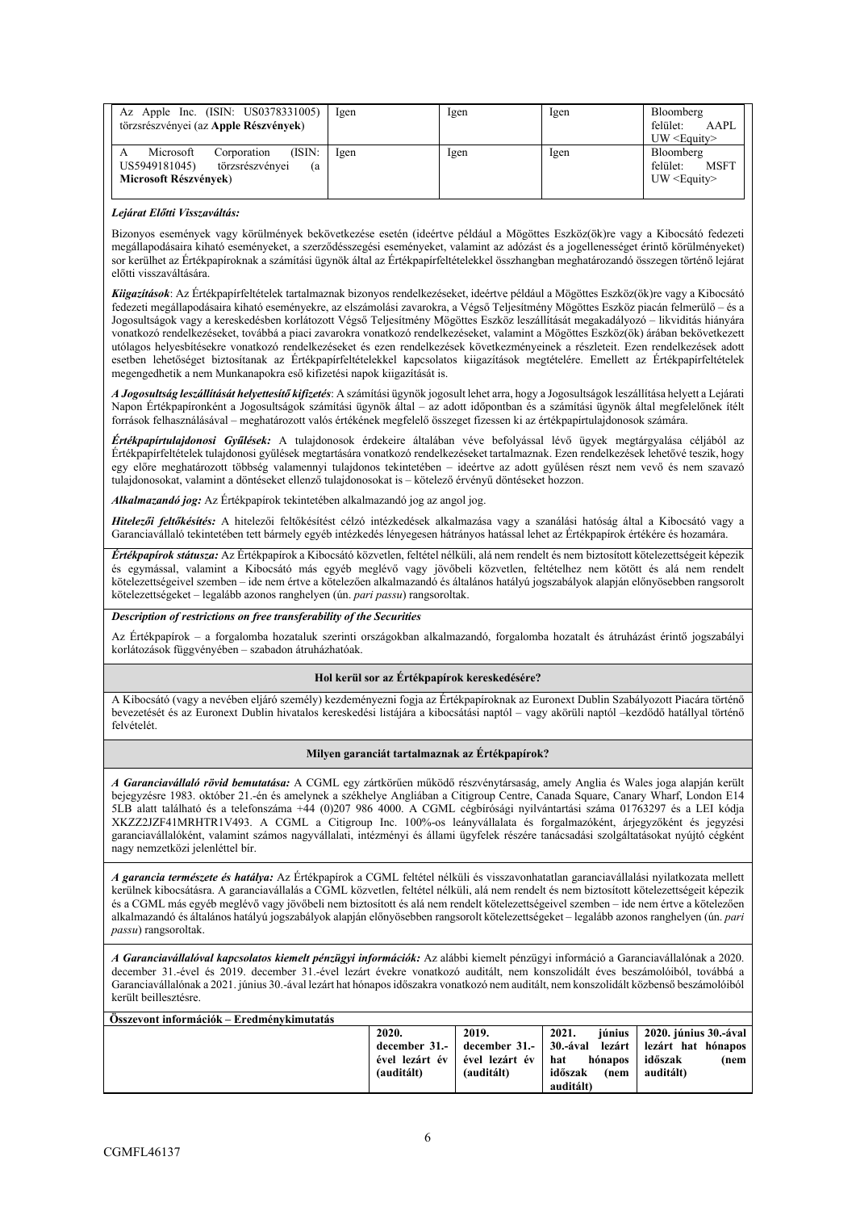| | | | | |
|---|---|---|---|---|
| Az Apple Inc. (ISIN: US0378331005) törzsrészvényei (az **Apple Részvények**) | Igen | Igen | Igen | Bloomberg felület: AAPL UW <Equity> |
| A Microsoft Corporation (ISIN: US5949181045) törzsrészvényei (a **Microsoft Részvények**) | Igen | Igen | Igen | Bloomberg felület: MSFT UW <Equity> |

***Lejárat Előtti Visszaváltás:***

Bizonyos események vagy körülmények bekövetkezése esetén (ideértve például a Mögöttes Eszköz(ök)re vagy a Kibocsátó fedezeti megállapodásaira kiható eseményeket, a szerződésszegési eseményeket, valamint az adózást és a jogellenességet érintő körülményeket) sor kerülhet az Értékpapíroknak a számítási ügynök által az Értékpapírfeltételekkel összhangban meghatározandó összegen történő lejárat előtti visszaváltására.

***Kiigazítások***: Az Értékpapírfeltételek tartalmaznak bizonyos rendelkezéseket, ideértve például a Mögöttes Eszköz(ök)re vagy a Kibocsátó fedezeti megállapodásaira kiható eseményekre, az elszámolási zavarokra, a Végső Teljesítmény Mögöttes Eszköz piacán felmerülő – és a Jogosultságok vagy a kereskedésben korlátozott Végső Teljesítmény Mögöttes Eszköz leszállítását megakadályozó – likviditás hiányára vonatkozó rendelkezéseket, továbbá a piaci zavarokra vonatkozó rendelkezéseket, valamint a Mögöttes Eszköz(ök) árában bekövetkezett utólagos helyesbítésekre vonatkozó rendelkezéseket és ezen rendelkezések következményeinek a részleteit. Ezen rendelkezések adott esetben lehetőséget biztosítanak az Értékpapírfeltételekkel kapcsolatos kiigazítások megtételére. Emellett az Értékpapírfeltételek megengedhetik a nem Munkanapokra eső kifizetési napok kiigazítását is.

***A Jogosultság leszállítását helyettesítő kifizetés***: A számítási ügynök jogosult lehet arra, hogy a Jogosultságok leszállítása helyett a Lejárati Napon Értékpapíronként a Jogosultságok számítási ügynök által – az adott időpontban és a számítási ügynök által megfelelőnek ítélt források felhasználásával – meghatározott valós értékének megfelelő összeget fizessen ki az értékpapírtulajdonosok számára.

***Értékpapírtulajdonosi Gyűlések:*** A tulajdonosok érdekeire általában véve befolyással lévő ügyek megtárgyalása céljából az Értékpapírfeltételek tulajdonosi gyűlések megtartására vonatkozó rendelkezéseket tartalmaznak. Ezen rendelkezések lehetővé teszik, hogy egy előre meghatározott többség valamennyi tulajdonos tekintetében – ideértve az adott gyűlésen részt nem vevő és nem szavazó tulajdonosokat, valamint a döntéseket ellenző tulajdonosokat is – kötelező érvényű döntéseket hozzon.

***Alkalmazandó jog:*** Az Értékpapírok tekintetében alkalmazandó jog az angol jog.

***Hitelezői feltőkésítés:*** A hitelezői feltőkésítést célzó intézkedések alkalmazása vagy a szanálási hatóság által a Kibocsátó vagy a Garanciavállaló tekintetében tett bármely egyéb intézkedés lényegesen hátrányos hatással lehet az Értékpapírok értékére és hozamára.

***Értékpapírok státusza:*** Az Értékpapírok a Kibocsátó közvetlen, feltétel nélküli, alá nem rendelt és nem biztosított kötelezettségeit képezik és egymással, valamint a Kibocsátó más egyéb meglévő vagy jövőbeli közvetlen, feltételhez nem kötött és alá nem rendelt kötelezettségeivel szemben – ide nem értve a kötelezően alkalmazandó és általános hatályú jogszabályok alapján előnyösebben rangsorolt kötelezettségeket – legalább azonos ranghelyen (ún. *pari passu*) rangsoroltak.

***Description of restrictions on free transferability of the Securities***

Az Értékpapírok – a forgalomba hozataluk szerinti országokban alkalmazandó, forgalomba hozatalt és átruházást érintő jogszabályi korlátozások függvényében – szabadon átruházhatóak.

**Hol kerül sor az Értékpapírok kereskedésére?**

A Kibocsátó (vagy a nevében eljáró személy) kezdeményezni fogja az Értékpapíroknak az Euronext Dublin Szabályozott Piacára történő bevezetését és az Euronext Dublin hivatalos kereskedési listájára a kibocsátási naptól – vagy akörüli naptól –kezdődő hatállyal történő felvételét.

**Milyen garanciát tartalmaznak az Értékpapírok?**

***A Garanciavállaló rövid bemutatása:*** A CGML egy zártkörűen működő részvénytársaság, amely Anglia és Wales joga alapján került bejegyzésre 1983. október 21.-én és amelynek a székhelye Angliában a Citigroup Centre, Canada Square, Canary Wharf, London E14 5LB alatt található és a telefonszáma +44 (0)207 986 4000. A CGML cégbírósági nyilvántartási száma 01763297 és a LEI kódja XKZZ2JZF41MRHTR1V493. A CGML a Citigroup Inc. 100%-os leányvállalata és forgalmazóként, árjegyzőként és jegyzési garanciavállalóként, valamint számos nagyvállalati, intézményi és állami ügyfelek részére tanácsadási szolgáltatásokat nyújtó cégként nagy nemzetközi jelenléttel bír.

***A garancia természete és hatálya:*** Az Értékpapírok a CGML feltétel nélküli és visszavonhatatlan garanciavállalási nyilatkozata mellett kerülnek kibocsátásra. A garanciavállalás a CGML közvetlen, feltétel nélküli, alá nem rendelt és nem biztosított kötelezettségeit képezik és a CGML más egyéb meglévő vagy jövőbeli nem biztosított és alá nem rendelt kötelezettségeivel szemben – ide nem értve a kötelezően alkalmazandó és általános hatályú jogszabályok alapján előnyösebben rangsorolt kötelezettségeket – legalább azonos ranghelyen (ún. *pari passu*) rangsoroltak.

***A Garanciavállalóval kapcsolatos kiemelt pénzügyi információk:*** Az alábbi kiemelt pénzügyi információ a Garanciavállalónak a 2020. december 31.-ével és 2019. december 31.-ével lezárt éveire vonatkozó auditált, nem konszolidált éves beszámolóiból, továbbá a Garanciavállalónak a 2021. június 30.-ával lezárt hat hónapos időszakra vonatkozó nem auditált, nem konszolidált közbenső beszámolóiból került beillesztésre.

| **Összevont információk – Eredménykimutatás** | | | | |
|---|---|---|---|---|
| | **2020. december 31.-ével lezárt év (auditált)** | **2019. december 31.-ével lezárt év (auditált)** | **2021. június 30.-ával lezárt hat hónapos időszak (nem auditált)** | **2020. június 30.-ával lezárt hat hónapos időszak (nem auditált)** |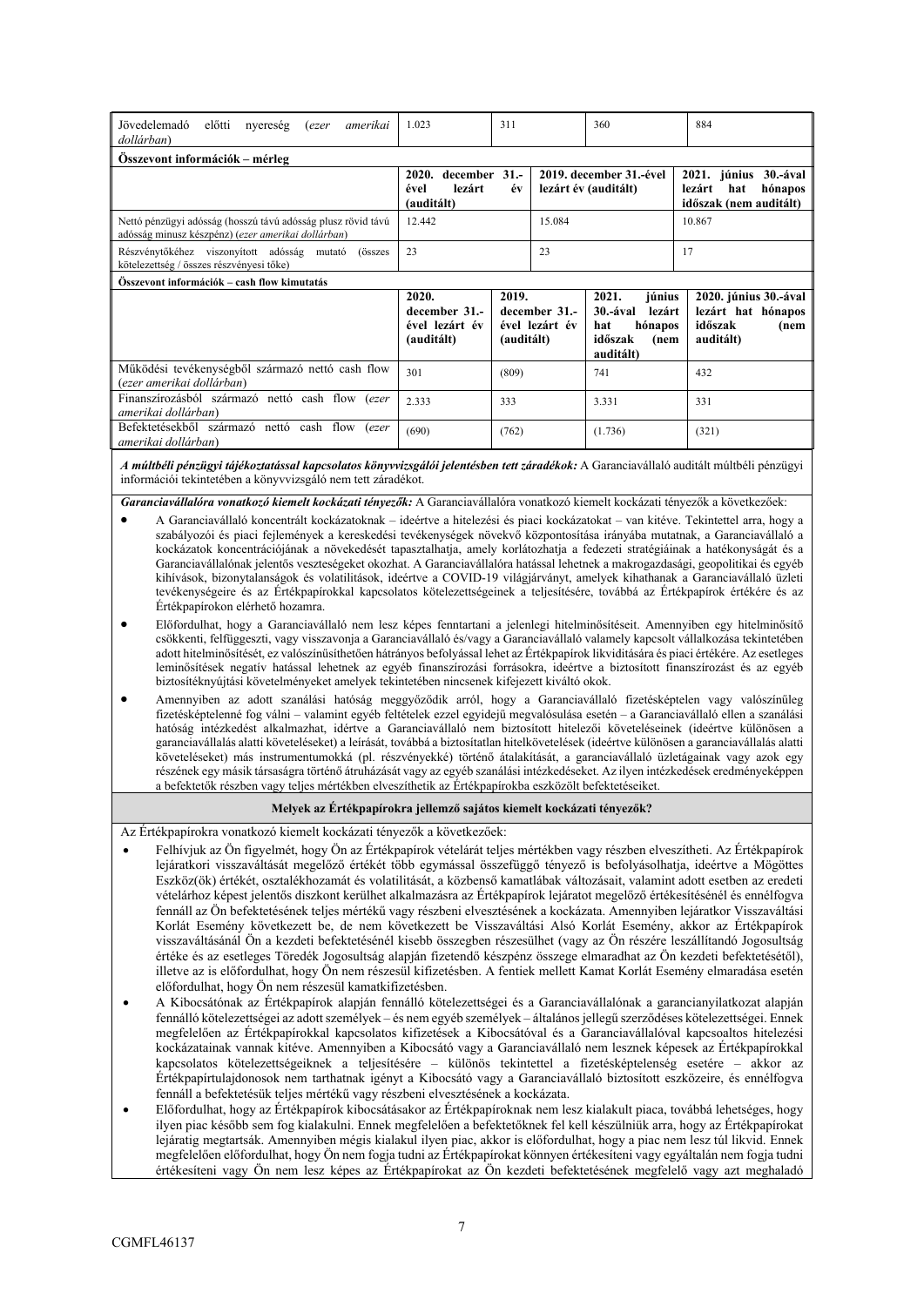| Jövedelemadó előtti nyereség (*ezer amerikai dollárban*) | 1.023 | 311 | 360 | 884 |
|---|---|---|---|---|

**Összevont információk – mérleg**

| | **2020. december 31.-ével lezárt év (auditált)** | **2019. december 31.-ével lezárt év (auditált)** | **2021. június 30.-ával lezárt hat hónapos időszak (nem auditált)** |
|---|---|---|---|
| Nettó pénzügyi adósság (hosszú távú adósság plusz rövid távú adósság mínusz készpénz) (*ezer amerikai dollárban*) | 12.442 | 15.084 | 10.867 |
| Részvénytőkéhez viszonyított adósság mutató (összes kötelezettség / összes részvényesi tőke) | 23 | 23 | 17 |

**Összevont információk – cash flow kimutatás**

| | **2020. december 31.-ével lezárt év (auditált)** | **2019. december 31.-ével lezárt év (auditált)** | **2021. június 30.-ával lezárt hat hónapos időszak (nem auditált)** | **2020. június 30.-ával lezárt hat hónapos időszak (nem auditált)** |
|---|---|---|---|---|
| Működési tevékenységből származó nettó cash flow (*ezer amerikai dollárban*) | 301 | (809) | 741 | 432 |
| Finanszírozásból származó nettó cash flow (*ezer amerikai dollárban*) | 2.333 | 333 | 3.331 | 331 |
| Befektetésekből származó nettó cash flow (*ezer amerikai dollárban*) | (690) | (762) | (1.736) | (321) |

***A múltbéli pénzügyi tájékoztatással kapcsolatos könyvvizsgálói jelentésben tett záradékok:*** A Garanciavállaló auditált múltbéli pénzügyi információi tekintetében a könyvvizsgáló nem tett záradékot.

***Garanciavállalóra vonatkozó kiemelt kockázati tényezők:*** A Garanciavállalóra vonatkozó kiemelt kockázati tényezők a következők:

- A Garanciavállaló koncentrált kockázatoknak – ideértve a hitelezési és piaci kockázatokat – van kitéve. Tekintettel arra, hogy a szabályozói és piaci fejlemények a kereskedési tevékenységek növekvő központosítása irányába mutatnak, a Garanciavállaló a kockázatok koncentrációjának a növekedését tapasztalhatja, amely korlátozhatja a fedezeti stratégiáinak a hatékonyságát és a Garanciavállalónak jelentős veszteségeket okozhat. A Garanciavállalóra hatással lehetnek a makrogazdasági, geopolitikai és egyéb kihívások, bizonytalanságok és volatilitások, ideértve a COVID-19 világjárványt, amelyek kihathatnak a Garanciavállaló üzleti tevékenységeire és az Értékpapírokkal kapcsolatos kötelezettségeinek a teljesítésére, továbbá az Értékpapírok értékére és az Értékpapírokon elérhető hozamra.
- Előfordulhat, hogy a Garanciavállaló nem lesz képes fenntartani a jelenlegi hitelminősítéseit. Amennyiben egy hitelminősítő csökkenti, felfüggeszti, vagy visszavonja a Garanciavállaló és/vagy a Garanciavállaló valamely kapcsolt vállalkozása tekintetében adott hitelminősítését, ez valószínűsíthetően hátrányos befolyással lehet az Értékpapírok likviditására és piaci értékére. Az esetleges leminősítések negatív hatással lehetnek az egyéb finanszírozási forrásokra, ideértve a biztosított finanszírozást és az egyéb biztosítéknyújtási követelményeket amelyek tekintetében nincsenek kifejezett kiváltó okok.
- Amennyiben az adott szanálási hatóság meggyőződik arról, hogy a Garanciavállaló fizetésképtelen vagy valószínűleg fizetésképtelenné fog válni – valamint egyéb feltételek ezzel egyidejű megvalósulása esetén – a Garanciavállaló ellen a szanálási hatóság intézkedést alkalmazhat, idértve a Garanciavállaló nem biztosított hitelezői követeléseinek (ideértve különösen a garanciavállalás alatti követeléseket) a leírását, továbbá a biztosítatlan hitelkövetelések (ideértve különösen a garanciavállalás alatti követeléseket) más instrumentumokká (pl. részvényekké) történő átalakítását, a garanciavállaló üzletágainak vagy azok egy részének egy másik társaságra történő átruházását vagy az egyéb szanálási intézkedéseket. Az ilyen intézkedések eredményeképpen a befektetők részben vagy teljes mértékben elveszíthetik az Értékpapírokba eszközölt befektetéseiket.

**Melyek az Értékpapírokra jellemző sajátos kiemelt kockázati tényezők?**

Az Értékpapírokra vonatkozó kiemelt kockázati tényezők a következők:

- Felhívjuk az Ön figyelmét, hogy Ön az Értékpapírok vételárát teljes mértékben vagy részben elveszítheti. Az Értékpapírok lejáratkori visszaváltását megelőző értékét több egymással összefüggő tényező is befolyásolhatja, ideértve a Mögöttes Eszköz(ök) értékét, osztalékhozamát és volatilitását, a közbenső kamatlábak változásait, valamint adott esetben az eredeti vételárhoz képest jelentős diszkont kerülhet alkalmazásra az Értékpapírok lejáratot megelőző értékesítésénél és ennélfogva fennáll az Ön befektetésének teljes mértékű vagy részbeni elvesztésének a kockázata. Amennyiben lejáratkor Visszaváltási Korlát Esemény következett be, de nem következett be Visszaváltási Alsó Korlát Esemény, akkor az Értékpapírok visszaváltásánál Ön a kezdeti befektetésénél kisebb összegben részesülhet (vagy az Ön részére leszállítandó Jogosultság értéke és az esetleges Töredék Jogosultság alapján fizetendő készpénz összege elmaradhat az Ön kezdeti befektetésétől), illetve az is előfordulhat, hogy Ön nem részesül kifizetésben. A fentiek mellett Kamat Korlát Esemény elmaradása esetén előfordulhat, hogy Ön nem részesül kamatkifizetésben.
- A Kibocsátónak az Értékpapírok alapján fennálló kötelezettségei és a Garanciavállalónak a garancianyilatkozat alapján fennálló kötelezettségei az adott személyek – és nem egyéb személyek – általános jellegű szerződéses kötelezettségei. Ennek megfelelően az Értékpapírokkal kapcsolatos kifizetések a Kibocsátóval és a Garanciavállalóval kapcsoaltos hitelezési kockázatainak vannak kitéve. Amennyiben a Kibocsátó vagy a Garanciavállaló nem lesznek képesek az Értékpapírokkal kapcsolatos kötelezettségeiknek a teljesítésére – különös tekintettel a fizetésképtelenség esetére – akkor az Értékpapírtulajdonosok nem tarthatnak igényt a Kibocsátó vagy a Garanciavállaló biztosított eszközeire, és ennélfogva fennáll a befektetésük teljes mértékű vagy részbeni elvesztésének a kockázata.
- Előfordulhat, hogy az Értékpapírok kibocsátásakor az Értékpapíroknak nem lesz kialakult piaca, továbbá lehetséges, hogy ilyen piac később sem fog kialakulni. Ennek megfelelően a befektetőknek fel kell készülniük arra, hogy az Értékpapírokat lejáratig megtartsák. Amennyiben mégis kialakul ilyen piac, akkor is előfordulhat, hogy a piac nem lesz túl likvid. Ennek megfelelően előfordulhat, hogy Ön nem fogja tudni az Értékpapírokat könnyen értékesíteni vagy egyáltalán nem fogja tudni értékesíteni vagy Ön nem lesz képes az Értékpapírokat az Ön kezdeti befektetésének megfelelő vagy azt meghaladó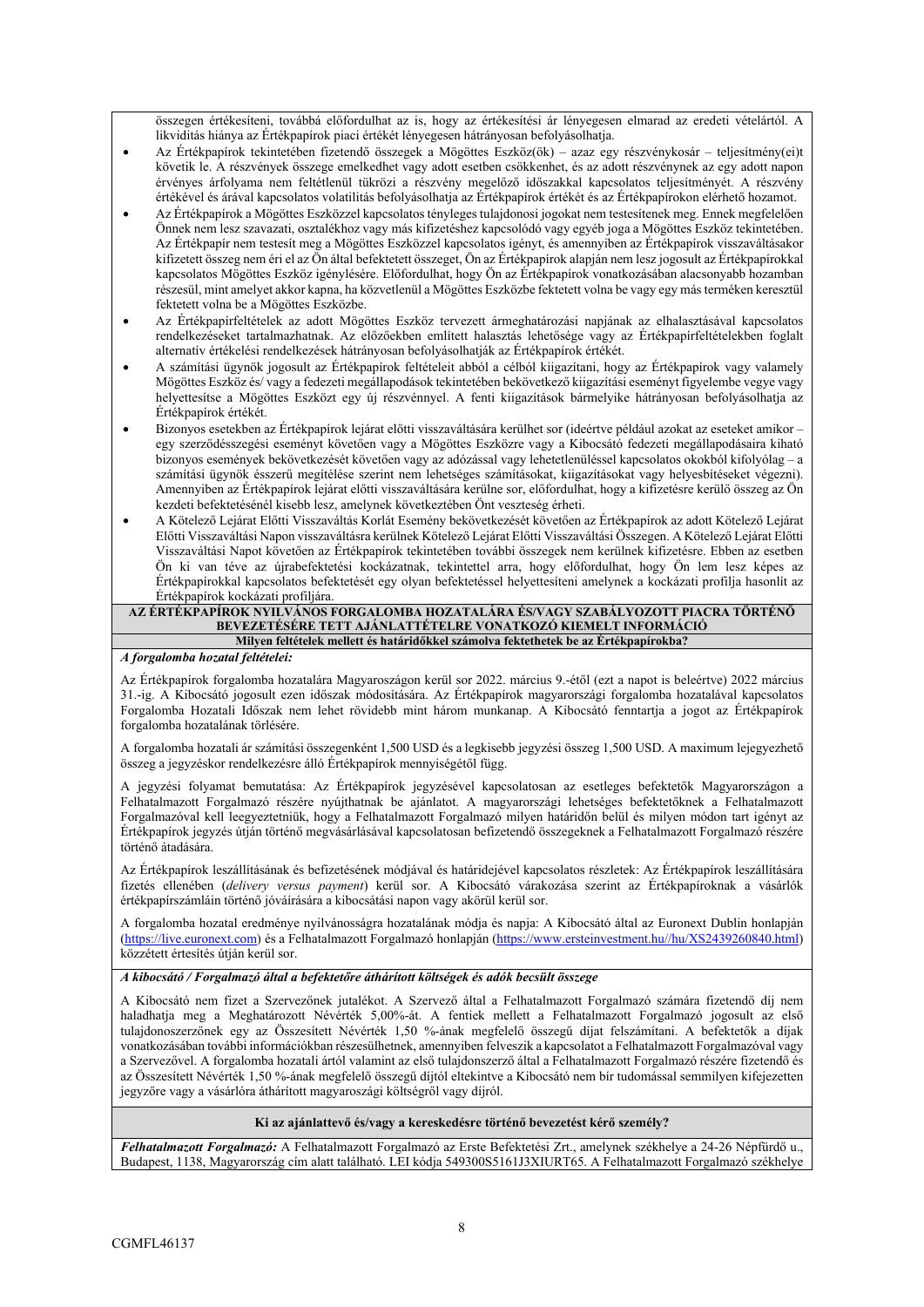összegen értékesíteni, továbbá előfordulhat az is, hogy az értékesítési ár lényegesen elmarad az eredeti vételártól. A likviditás hiánya az Értékpapírok piaci értékét lényegesen hátrányosan befolyásolhatja.

- Az Értékpapírok tekintetében fizetendő összegek a Mögöttes Eszköz(ök) – azaz egy részvénykosár – teljesítmény(ei)t követik le. A részvények összege emelkedhet vagy adott esetben csökkenhet, és az adott részvénynek az egy adott napon érvényes árfolyama nem feltétlenül tükrözi a részvény megelőző időszakkal kapcsolatos teljesítményét. A részvény értékével és árával kapcsolatos volatilitás befolyásolhatja az Értékpapírok értékét és az Értékpapírokon elérhető hozamot.
- Az Értékpapírok a Mögöttes Eszközzel kapcsolatos tényleges tulajdonosi jogokat nem testesítenek meg. Ennek megfelelően Önnek nem lesz szavazati, osztalékhoz vagy más kifizetéshez kapcsolódó vagy egyéb joga a Mögöttes Eszköz tekintetében. Az Értékpapír nem testesít meg a Mögöttes Eszközzel kapcsolatos igényt, és amennyiben az Értékpapírok visszaváltásakor kifizetett összeg nem éri el az Ön által befektetett összeget, Ön az Értékpapírok alapján nem lesz jogosult az Értékpapírokkal kapcsolatos Mögöttes Eszköz igénylésére. Előfordulhat, hogy Ön az Értékpapírok vonatkozásában alacsonyabb hozamban részesül, mint amelyet akkor kapna, ha közvetlenül a Mögöttes Eszközbe fektetett volna be vagy egy más terméken keresztül fektetett volna be a Mögöttes Eszközbe.
- Az Értékpapírfeltételek az adott Mögöttes Eszköz tervezett ármeghatározási napjának az elhalasztásával kapcsolatos rendelkezéseket tartalmazhatnak. Az előzőekben említett halasztás lehetősége vagy az Értékpapírfeltételekben foglalt alternatív értékelési rendelkezések hátrányosan befolyásolhatják az Értékpapírok értékét.
- A számítási ügynök jogosult az Értékpapírok feltételeit abból a célból kiigazítani, hogy az Értékpapírok vagy valamely Mögöttes Eszköz és/ vagy a fedezeti megállapodások tekintetében bekövetkező kiigazítási eseményt figyelembe vegye vagy helyettesítse a Mögöttes Eszközt egy új részvénnyel. A fenti kiigazítások bármelyike hátrányosan befolyásolhatja az Értékpapírok értékét.
- Bizonyos esetekben az Értékpapírok lejárat előtti visszaváltására kerülhet sor (ideértve például azokat az eseteket amikor – egy szerződésszegési eseményt követően vagy a Mögöttes Eszközre vagy a Kibocsátó fedezeti megállapodásaira kiható bizonyos események bekövetkezését követően vagy az adózással vagy lehetetlenüléssel kapcsolatos okokból kifolyólag – a számítási ügynök ésszerű megítélése szerint nem lehetséges számításokat, kiigazításokat vagy helyesbítéseket végezni). Amennyiben az Értékpapírok lejárat előtti visszaváltására kerülne sor, előfordulhat, hogy a kifizetésre kerülő összeg az Ön kezdeti befektetésénél kisebb lesz, amelynek következtében Önt veszteség érheti.
- A Kötelező Lejárat Előtti Visszaváltás Korlát Esemény bekövetkezését követően az Értékpapírok az adott Kötelező Lejárat Előtti Visszaváltási Napon visszaváltásra kerülnek Kötelező Lejárat Előtti Visszaváltási Összegen. A Kötelező Lejárat Előtti Visszaváltási Napot követően az Értékpapírok tekintetében további összegek nem kerülnek kifizetésre. Ebben az esetben Ön ki van téve az újrabefektetési kockázatnak, tekintettel arra, hogy előfordulhat, hogy Ön lem lesz képes az Értékpapírokkal kapcsolatos befektetését egy olyan befektetéssel helyettesíteni amelynek a kockázati profilja hasonlít az Értékpapírok kockázati profiljára.

**AZ ÉRTÉKPAPÍROK NYILVÁNOS FORGALOMBA HOZATALÁRA ÉS/VAGY SZABÁLYOZOTT PIACRA TÖRTÉNŐ BEVEZETÉSÉRE TETT AJÁNLATTÉTELRE VONATKOZÓ KIEMELT INFORMÁCIÓ**

**Milyen feltételek mellett és határidőkkel számolva fektethetek be az Értékpapírokba?**

***A forgalomba hozatal feltételei:***

Az Értékpapírok forgalomba hozatalára Magyarországon kerül sor 2022. március 9.-étől (ezt a napot is beleértve) 2022 március 31.-ig. A Kibocsátó jogosult ezen időszak módosítására. Az Értékpapírok magyarországi forgalomba hozatalával kapcsolatos Forgalomba Hozatali Időszak nem lehet rövidebb mint három munkanap. A Kibocsátó fenntartja a jogot az Értékpapírok forgalomba hozatalának törlésére.

A forgalomba hozatali ár számítási összegenként 1,500 USD és a legkisebb jegyzési összeg 1,500 USD. A maximum lejegyezhető összeg a jegyzéskor rendelkezésre álló Értékpapírok mennyiségétől függ.

A jegyzési folyamat bemutatása: Az Értékpapírok jegyzésével kapcsolatosan az esetleges befektetők Magyarországon a Felhatalmazott Forgalmazó részére nyújthatnak be ajánlatot. A magyarországi lehetséges befektetőknek a Felhatalmazott Forgalmazóval kell leegyeztetniük, hogy a Felhatalmazott Forgalmazó milyen határidőn belül és milyen módon tart igényt az Értékpapírok jegyzés útján történő megvásárlásával kapcsolatosan befizetendő összegeknek a Felhatalmazott Forgalmazó részére történő átadására.

Az Értékpapírok leszállításának és befizetésének módjával és határidejével kapcsolatos részletek: Az Értékpapírok leszállítására fizetés ellenében (*delivery versus payment*) kerül sor. A Kibocsátó várakozása szerint az Értékpapíroknak a vásárlók értékpapírszámláin történő jóváírására a kibocsátási napon vagy akörül kerül sor.

A forgalomba hozatal eredménye nyilvánosságra hozatalának módja és napja: A Kibocsátó által az Euronext Dublin honlapján (https://live.euronext.com) és a Felhatalmazott Forgalmazó honlapján (https://www.ersteinvestment.hu//hu/XS2439260840.html) közzétett értesítés útján kerül sor.

***A kibocsátó / Forgalmazó által a befektetőre áthárított költségek és adók becsült összege***

A Kibocsátó nem fizet a Szervezőnek jutalékot. A Szervező által a Felhatalmazott Forgalmazó számára fizetendő díj nem haladhatja meg a Meghatározott Névérték 5,00%-át. A fentiek mellett a Felhatalmazott Forgalmazó jogosult az első tulajdonosszerzőnek egy az Összesített Névérték 1,50 %-ának megfelelő összegű díjat felszámítani. A befektetők a díjak vonatkozásában további információkban részesülhetnek, amennyiben felveszik a kapcsolatot a Felhatalmazott Forgalmazóval vagy a Szervezővel. A forgalomba hozatali ártól valamint az első tulajdonszerző által a Felhatalmazott Forgalmazó részére fizetendő és az Összesített Névérték 1,50 %-ának megfelelő összegű díjtól eltekintve a Kibocsátó nem bír tudomással semmilyen kifejezetten jegyzőre vagy a vásárlóra áthárított magyarországi költségről vagy díjról.

**Ki az ajánlattevő és/vagy a kereskedésre történő bevezetést kérő személy?**

***Felhatalmazott Forgalmazó:*** A Felhatalmazott Forgalmazó az Erste Befektetési Zrt., amelynek székhelye a 24-26 Népfürdő u., Budapest, 1138, Magyarország cím alatt található. LEI kódja 549300S5161J3XIURT65. A Felhatalmazott Forgalmazó székhelye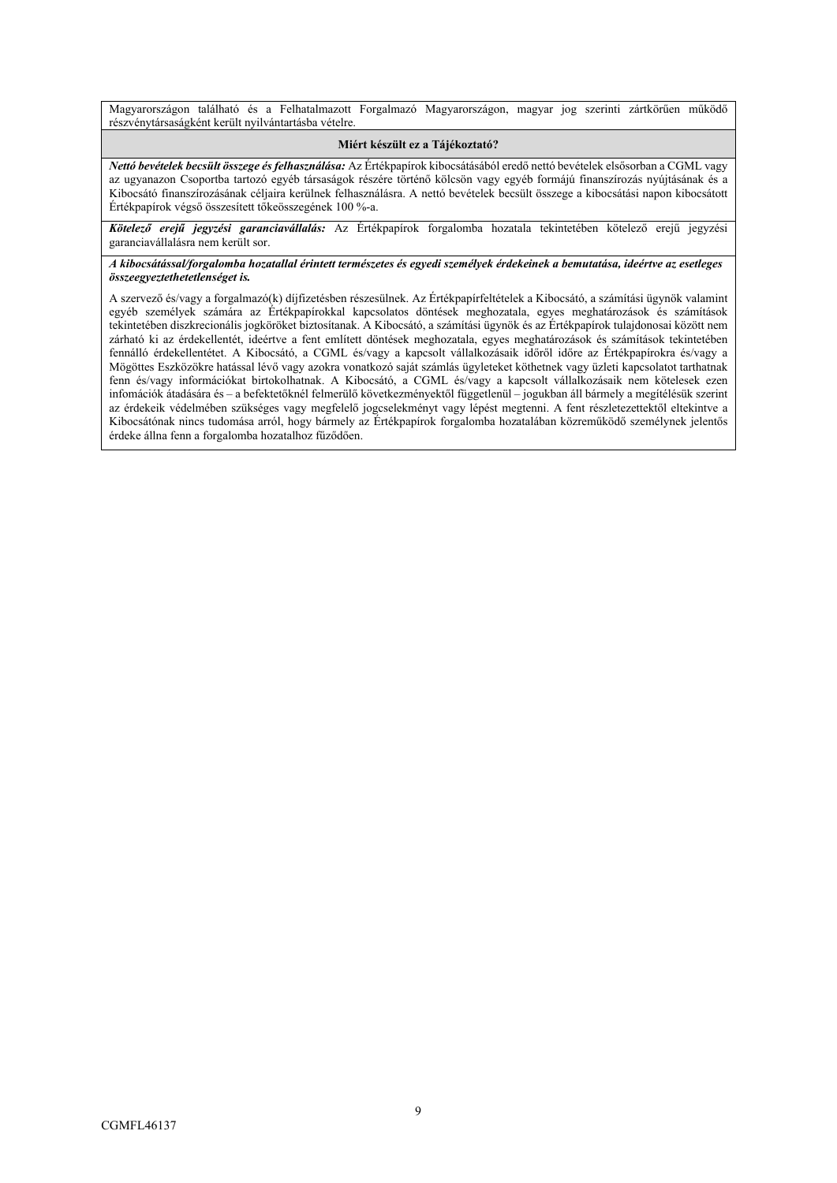Magyarországon található és a Felhatalmazott Forgalmazó Magyarországon, magyar jog szerinti zártkörűen működő részvénytársaságként került nyilvántartásba vételre.

**Miért készült ez a Tájékoztató?**

***Nettó bevételek becsült összege és felhasználása:*** Az Értékpapírok kibocsátásából eredő nettó bevételek elsősorban a CGML vagy az ugyanazon Csoportba tartozó egyéb társaságok részére történő kölcsön vagy egyéb formájú finanszírozás nyújtásának és a Kibocsátó finanszírozásának céljaira kerülnek felhasználásra. A nettó bevételek becsült összege a kibocsátási napon kibocsátott Értékpapírok végső összesített tőkeösszegének 100 %-a.

***Kötelező erejű jegyzési garanciavállalás:*** Az Értékpapírok forgalomba hozatala tekintetében kötelező erejű jegyzési garanciavállalásra nem került sor.

***A kibocsátással/forgalomba hozatallal érintett természetes és egyedi személyek érdekeinek a bemutatása, ideértve az esetleges összeegyeztethetetlenséget is.***

A szervező és/vagy a forgalmazó(k) díjfizetésben részesülnek. Az Értékpapírfeltételek a Kibocsátó, a számítási ügynök valamint egyéb személyek számára az Értékpapírokkal kapcsolatos döntések meghozatala, egyes meghatározások és számítások tekintetében diszkrecionális jogköröket biztosítanak. A Kibocsátó, a számítási ügynök és az Értékpapírok tulajdonosai között nem zárható ki az érdekellentét, ideértve a fent említett döntések meghozatala, egyes meghatározások és számítások tekintetében fennálló érdekellentétet. A Kibocsátó, a CGML és/vagy a kapcsolt vállalkozásaik időről időre az Értékpapírokra és/vagy a Mögöttes Eszközökre hatással lévő vagy azokra vonatkozó saját számlás ügyleteket köthetnek vagy üzleti kapcsolatot tarthatnak fenn és/vagy információkat birtokolhatnak. A Kibocsátó, a CGML és/vagy a kapcsolt vállalkozásaik nem kötelesek ezen infomációk átadására és – a befektetőknél felmerülő következményektől függetlenül – jogukban áll bármely a megítélésük szerint az érdekeik védelmében szükséges vagy megfelelő jogcselekményt vagy lépést megtenni. A fent részletezettektől eltekintve a Kibocsátónak nincs tudomása arról, hogy bármely az Értékpapírok forgalomba hozatalában közreműködő személynek jelentős érdeke állna fenn a forgalomba hozatalhoz fűződően.